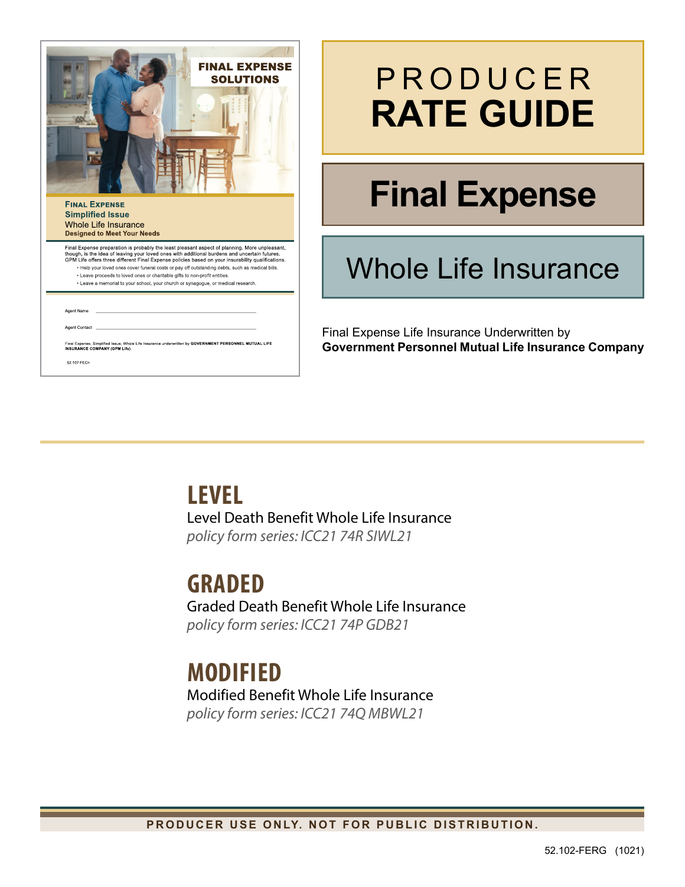# PRODUCER RATE GUIDE

## Final Expense

## Whole Life Insurance

Final Expense Life Insurance Underwritten by
**Government Personnel Mutual Life Insurance Company**

FINAL EXPENSE SOLUTIONS

**Final Expense**
**Simplified Issue**
Whole Life Insurance
**Designed to Meet Your Needs**

Final Expense preparation is probably the least pleasant aspect of planning. More unpleasant, though, is the idea of leaving your loved ones with additional burdens and uncertain futures. GPM Life offers three different Final Expense policies based on your insurability qualifications.

- Help your loved ones cover funeral costs or pay off outstanding debts, such as medical bills.
- Leave proceeds to loved ones or charitable gifts to non-profit entities.
- Leave a memorial to your school, your church or synagogue, or medical research.

Agent Name ______________________________

Agent Contact ______________________________

Final Expense, Simplified Issue, Whole Life Insurance underwritten by **GOVERNMENT PERSONNEL MUTUAL LIFE INSURANCE COMPANY (GPM Life).**

52.107-FECn

## LEVEL
Level Death Benefit Whole Life Insurance
*policy form series: ICC21 74R SIWL21*

## GRADED
Graded Death Benefit Whole Life Insurance
*policy form series: ICC21 74P GDB21*

## MODIFIED
Modified Benefit Whole Life Insurance
*policy form series: ICC21 74Q MBWL21*

**PRODUCER USE ONLY. NOT FOR PUBLIC DISTRIBUTION.**

52.102-FERG (1021)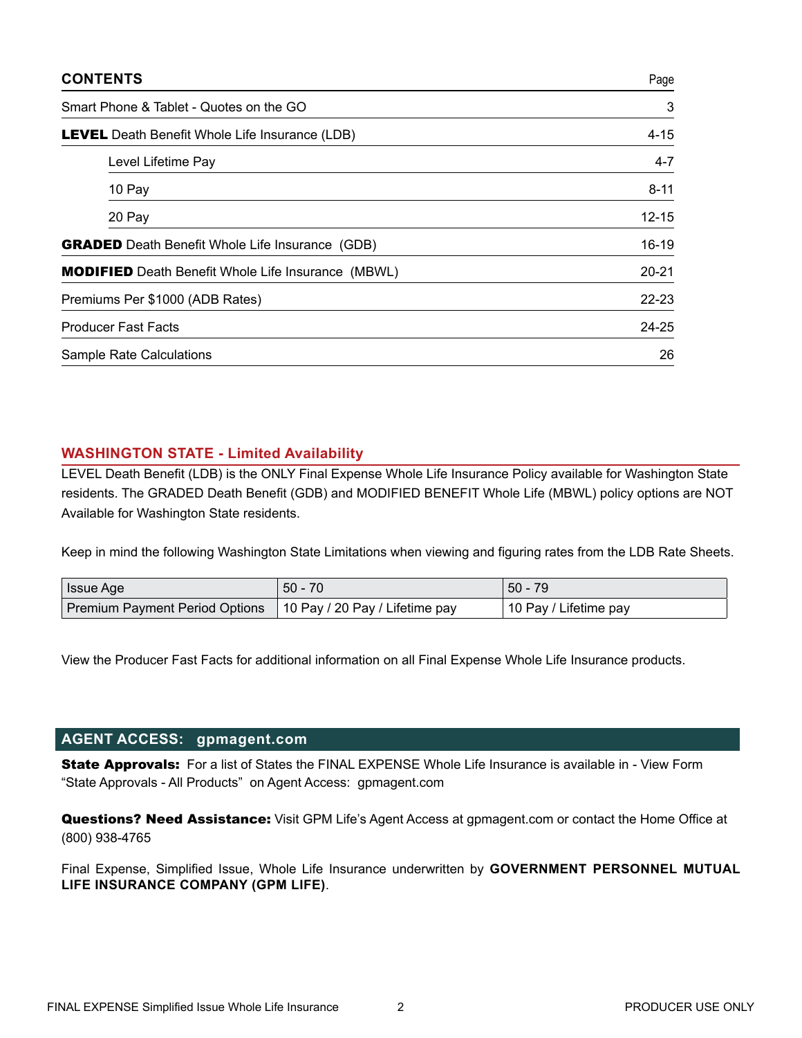## CONTENTS

| | Page |
|---|---|
| Smart Phone & Tablet - Quotes on the GO | 3 |
| **LEVEL** Death Benefit Whole Life Insurance (LDB) | 4-15 |
| Level Lifetime Pay | 4-7 |
| 10 Pay | 8-11 |
| 20 Pay | 12-15 |
| **GRADED** Death Benefit Whole Life Insurance (GDB) | 16-19 |
| **MODIFIED** Death Benefit Whole Life Insurance (MBWL) | 20-21 |
| Premiums Per $1000 (ADB Rates) | 22-23 |
| Producer Fast Facts | 24-25 |
| Sample Rate Calculations | 26 |

## WASHINGTON STATE - Limited Availability

LEVEL Death Benefit (LDB) is the ONLY Final Expense Whole Life Insurance Policy available for Washington State residents. The GRADED Death Benefit (GDB) and MODIFIED BENEFIT Whole Life (MBWL) policy options are NOT Available for Washington State residents.

Keep in mind the following Washington State Limitations when viewing and figuring rates from the LDB Rate Sheets.

| Issue Age | 50 - 70 | 50 - 79 |
|---|---|---|
| Premium Payment Period Options | 10 Pay / 20 Pay / Lifetime pay | 10 Pay / Lifetime pay |

View the Producer Fast Facts for additional information on all Final Expense Whole Life Insurance products.

## AGENT ACCESS: gpmagent.com

**State Approvals:** For a list of States the FINAL EXPENSE Whole Life Insurance is available in - View Form “State Approvals - All Products” on Agent Access: gpmagent.com

**Questions? Need Assistance:** Visit GPM Life’s Agent Access at gpmagent.com or contact the Home Office at (800) 938-4765

Final Expense, Simplified Issue, Whole Life Insurance underwritten by **GOVERNMENT PERSONNEL MUTUAL LIFE INSURANCE COMPANY (GPM LIFE)**.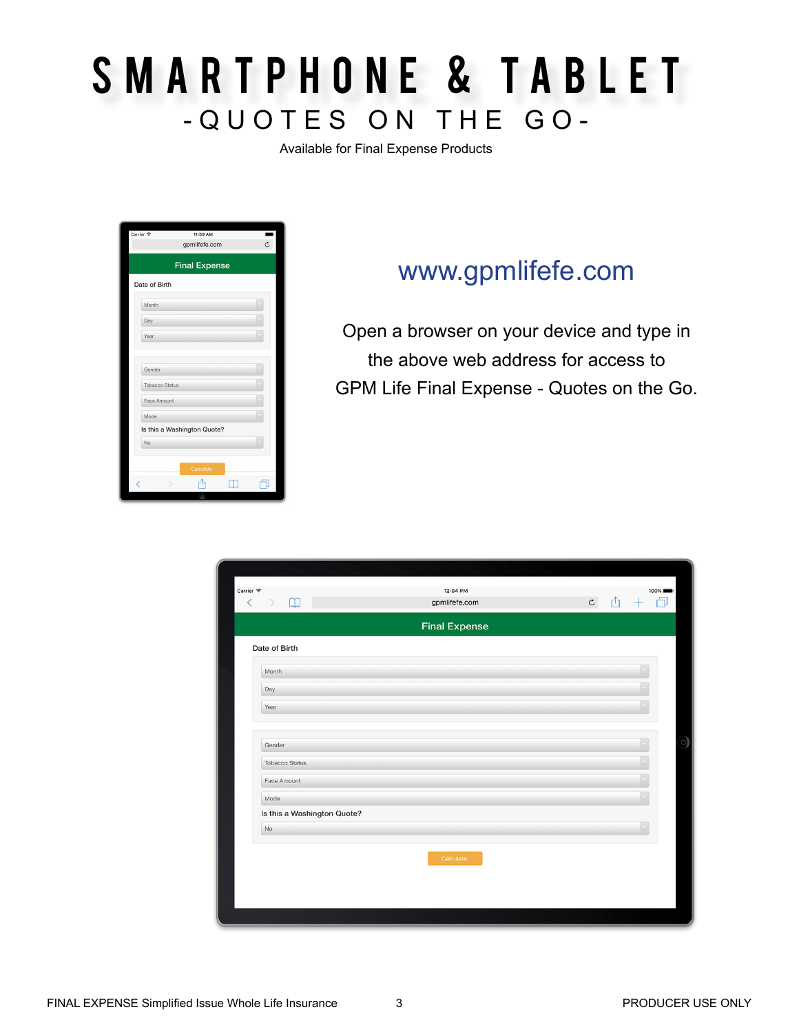# SMARTPHONE & TABLET

## -QUOTES ON THE GO-

Available for Final Expense Products

www.gpmlifefe.com

Open a browser on your device and type in the above web address for access to GPM Life Final Expense - Quotes on the Go.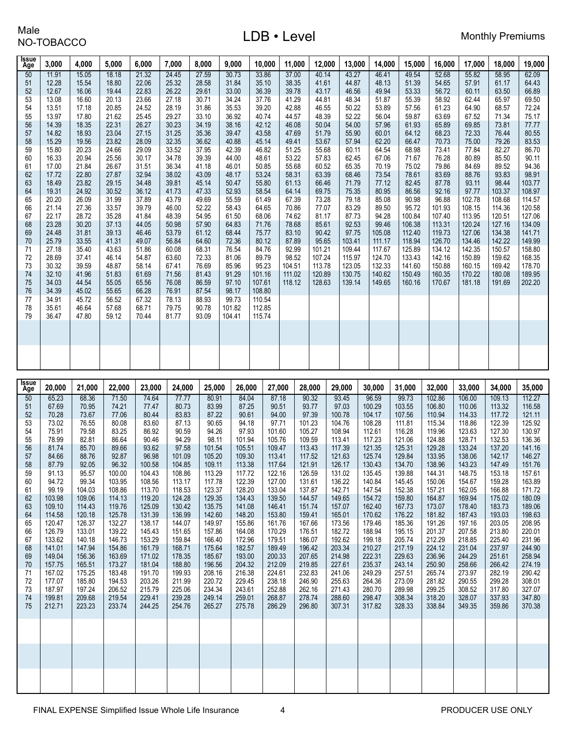Male
NO-TOBACCO

# LDB • Level

Monthly Premiums

| Issue Age | 3,000 | 4,000 | 5,000 | 6,000 | 7,000 | 8,000 | 9,000 | 10,000 | 11,000 | 12,000 | 13,000 | 14,000 | 15,000 | 16,000 | 17,000 | 18,000 | 19,000 |
|---|---|---|---|---|---|---|---|---|---|---|---|---|---|---|---|---|---|
| 50 | 11.91 | 15.05 | 18.18 | 21.32 | 24.45 | 27.59 | 30.73 | 33.86 | 37.00 | 40.14 | 43.27 | 46.41 | 49.54 | 52.68 | 55.82 | 58.95 | 62.09 |
| 51 | 12.28 | 15.54 | 18.80 | 22.06 | 25.32 | 28.58 | 31.84 | 35.10 | 38.35 | 41.61 | 44.87 | 48.13 | 51.39 | 54.65 | 57.91 | 61.17 | 64.43 |
| 52 | 12.67 | 16.06 | 19.44 | 22.83 | 26.22 | 29.61 | 33.00 | 36.39 | 39.78 | 43.17 | 46.56 | 49.94 | 53.33 | 56.72 | 60.11 | 63.50 | 66.89 |
| 53 | 13.08 | 16.60 | 20.13 | 23.66 | 27.18 | 30.71 | 34.24 | 37.76 | 41.29 | 44.81 | 48.34 | 51.87 | 55.39 | 58.92 | 62.44 | 65.97 | 69.50 |
| 54 | 13.51 | 17.18 | 20.85 | 24.52 | 28.19 | 31.86 | 35.53 | 39.20 | 42.88 | 46.55 | 50.22 | 53.89 | 57.56 | 61.23 | 64.90 | 68.57 | 72.24 |
| 55 | 13.97 | 17.80 | 21.62 | 25.45 | 29.27 | 33.10 | 36.92 | 40.74 | 44.57 | 48.39 | 52.22 | 56.04 | 59.87 | 63.69 | 67.52 | 71.34 | 75.17 |
| 56 | 14.39 | 18.35 | 22.31 | 26.27 | 30.23 | 34.19 | 38.16 | 42.12 | 46.08 | 50.04 | 54.00 | 57.96 | 61.93 | 65.89 | 69.85 | 73.81 | 77.77 |
| 57 | 14.82 | 18.93 | 23.04 | 27.15 | 31.25 | 35.36 | 39.47 | 43.58 | 47.69 | 51.79 | 55.90 | 60.01 | 64.12 | 68.23 | 72.33 | 76.44 | 80.55 |
| 58 | 15.29 | 19.56 | 23.82 | 28.09 | 32.35 | 36.62 | 40.88 | 45.14 | 49.41 | 53.67 | 57.94 | 62.20 | 66.47 | 70.73 | 75.00 | 79.26 | 83.53 |
| 59 | 15.80 | 20.23 | 24.66 | 29.09 | 33.52 | 37.95 | 42.39 | 46.82 | 51.25 | 55.68 | 60.11 | 64.54 | 68.98 | 73.41 | 77.84 | 82.27 | 86.70 |
| 60 | 16.33 | 20.94 | 25.56 | 30.17 | 34.78 | 39.39 | 44.00 | 48.61 | 53.22 | 57.83 | 62.45 | 67.06 | 71.67 | 76.28 | 80.89 | 85.50 | 90.11 |
| 61 | 17.00 | 21.84 | 26.67 | 31.51 | 36.34 | 41.18 | 46.01 | 50.85 | 55.68 | 60.52 | 65.35 | 70.19 | 75.02 | 79.86 | 84.69 | 89.52 | 94.36 |
| 62 | 17.72 | 22.80 | 27.87 | 32.94 | 38.02 | 43.09 | 48.17 | 53.24 | 58.31 | 63.39 | 68.46 | 73.54 | 78.61 | 83.69 | 88.76 | 93.83 | 98.91 |
| 63 | 18.49 | 23.82 | 29.15 | 34.48 | 39.81 | 45.14 | 50.47 | 55.80 | 61.13 | 66.46 | 71.79 | 77.12 | 82.45 | 87.78 | 93.11 | 98.44 | 103.77 |
| 64 | 19.31 | 24.92 | 30.52 | 36.12 | 41.73 | 47.33 | 52.93 | 58.54 | 64.14 | 69.75 | 75.35 | 80.95 | 86.56 | 92.16 | 97.77 | 103.37 | 108.97 |
| 65 | 20.20 | 26.09 | 31.99 | 37.89 | 43.79 | 49.69 | 55.59 | 61.49 | 67.39 | 73.28 | 79.18 | 85.08 | 90.98 | 96.88 | 102.78 | 108.68 | 114.57 |
| 66 | 21.14 | 27.36 | 33.57 | 39.79 | 46.00 | 52.22 | 58.43 | 64.65 | 70.86 | 77.07 | 83.29 | 89.50 | 95.72 | 101.93 | 108.15 | 114.36 | 120.58 |
| 67 | 22.17 | 28.72 | 35.28 | 41.84 | 48.39 | 54.95 | 61.50 | 68.06 | 74.62 | 81.17 | 87.73 | 94.28 | 100.84 | 107.40 | 113.95 | 120.51 | 127.06 |
| 68 | 23.28 | 30.20 | 37.13 | 44.05 | 50.98 | 57.90 | 64.83 | 71.76 | 78.68 | 85.61 | 92.53 | 99.46 | 106.38 | 113.31 | 120.24 | 127.16 | 134.09 |
| 69 | 24.48 | 31.81 | 39.13 | 46.46 | 53.79 | 61.12 | 68.44 | 75.77 | 83.10 | 90.42 | 97.75 | 105.08 | 112.40 | 119.73 | 127.06 | 134.38 | 141.71 |
| 70 | 25.79 | 33.55 | 41.31 | 49.07 | 56.84 | 64.60 | 72.36 | 80.12 | 87.89 | 95.65 | 103.41 | 111.17 | 118.94 | 126.70 | 134.46 | 142.22 | 149.99 |
| 71 | 27.18 | 35.40 | 43.63 | 51.86 | 60.08 | 68.31 | 76.54 | 84.76 | 92.99 | 101.21 | 109.44 | 117.67 | 125.89 | 134.12 | 142.35 | 150.57 | 158.80 |
| 72 | 28.69 | 37.41 | 46.14 | 54.87 | 63.60 | 72.33 | 81.06 | 89.79 | 98.52 | 107.24 | 115.97 | 124.70 | 133.43 | 142.16 | 150.89 | 159.62 | 168.35 |
| 73 | 30.32 | 39.59 | 48.87 | 58.14 | 67.41 | 76.69 | 85.96 | 95.23 | 104.51 | 113.78 | 123.05 | 132.33 | 141.60 | 150.88 | 160.15 | 169.42 | 178.70 |
| 74 | 32.10 | 41.96 | 51.83 | 61.69 | 71.56 | 81.43 | 91.29 | 101.16 | 111.02 | 120.89 | 130.75 | 140.62 | 150.49 | 160.35 | 170.22 | 180.08 | 189.95 |
| 75 | 34.03 | 44.54 | 55.05 | 65.56 | 76.08 | 86.59 | 97.10 | 107.61 | 118.12 | 128.63 | 139.14 | 149.65 | 160.16 | 170.67 | 181.18 | 191.69 | 202.20 |
| 76 | 34.39 | 45.02 | 55.65 | 66.28 | 76.91 | 87.54 | 98.17 | 108.80 | | | | | | | | | |
| 77 | 34.91 | 45.72 | 56.52 | 67.32 | 78.13 | 88.93 | 99.73 | 110.54 | | | | | | | | | |
| 78 | 35.61 | 46.64 | 57.68 | 68.71 | 79.75 | 90.78 | 101.82 | 112.85 | | | | | | | | | |
| 79 | 36.47 | 47.80 | 59.12 | 70.44 | 81.77 | 93.09 | 104.41 | 115.74 | | | | | | | | | |

| Issue Age | 20,000 | 21,000 | 22,000 | 23,000 | 24,000 | 25,000 | 26,000 | 27,000 | 28,000 | 29,000 | 30,000 | 31,000 | 32,000 | 33,000 | 34,000 | 35,000 |
|---|---|---|---|---|---|---|---|---|---|---|---|---|---|---|---|---|
| 50 | 65.23 | 68.36 | 71.50 | 74.64 | 77.77 | 80.91 | 84.04 | 87.18 | 90.32 | 93.45 | 96.59 | 99.73 | 102.86 | 106.00 | 109.13 | 112.27 |
| 51 | 67.69 | 70.95 | 74.21 | 77.47 | 80.73 | 83.99 | 87.25 | 90.51 | 93.77 | 97.03 | 100.29 | 103.55 | 106.80 | 110.06 | 113.32 | 116.58 |
| 52 | 70.28 | 73.67 | 77.06 | 80.44 | 83.83 | 87.22 | 90.61 | 94.00 | 97.39 | 100.78 | 104.17 | 107.56 | 110.94 | 114.33 | 117.72 | 121.11 |
| 53 | 73.02 | 76.55 | 80.08 | 83.60 | 87.13 | 90.65 | 94.18 | 97.71 | 101.23 | 104.76 | 108.28 | 111.81 | 115.34 | 118.86 | 122.39 | 125.92 |
| 54 | 75.91 | 79.58 | 83.25 | 86.92 | 90.59 | 94.26 | 97.93 | 101.60 | 105.27 | 108.94 | 112.61 | 116.28 | 119.96 | 123.63 | 127.30 | 130.97 |
| 55 | 78.99 | 82.81 | 86.64 | 90.46 | 94.29 | 98.11 | 101.94 | 105.76 | 109.59 | 113.41 | 117.23 | 121.06 | 124.88 | 128.71 | 132.53 | 136.36 |
| 56 | 81.74 | 85.70 | 89.66 | 93.62 | 97.58 | 101.54 | 105.51 | 109.47 | 113.43 | 117.39 | 121.35 | 125.31 | 129.28 | 133.24 | 137.20 | 141.16 |
| 57 | 84.66 | 88.76 | 92.87 | 96.98 | 101.09 | 105.20 | 109.30 | 113.41 | 117.52 | 121.63 | 125.74 | 129.84 | 133.95 | 138.06 | 142.17 | 146.27 |
| 58 | 87.79 | 92.05 | 96.32 | 100.58 | 104.85 | 109.11 | 113.38 | 117.64 | 121.91 | 126.17 | 130.43 | 134.70 | 138.96 | 143.23 | 147.49 | 151.76 |
| 59 | 91.13 | 95.57 | 100.00 | 104.43 | 108.86 | 113.29 | 117.72 | 122.16 | 126.59 | 131.02 | 135.45 | 139.88 | 144.31 | 148.75 | 153.18 | 157.61 |
| 60 | 94.72 | 99.34 | 103.95 | 108.56 | 113.17 | 117.78 | 122.39 | 127.00 | 131.61 | 136.22 | 140.84 | 145.45 | 150.06 | 154.67 | 159.28 | 163.89 |
| 61 | 99.19 | 104.03 | 108.86 | 113.70 | 118.53 | 123.37 | 128.20 | 133.04 | 137.87 | 142.71 | 147.54 | 152.38 | 157.21 | 162.05 | 166.88 | 171.72 |
| 62 | 103.98 | 109.06 | 114.13 | 119.20 | 124.28 | 129.35 | 134.43 | 139.50 | 144.57 | 149.65 | 154.72 | 159.80 | 164.87 | 169.94 | 175.02 | 180.09 |
| 63 | 109.10 | 114.43 | 119.76 | 125.09 | 130.42 | 135.75 | 141.08 | 146.41 | 151.74 | 157.07 | 162.40 | 167.73 | 173.07 | 178.40 | 183.73 | 189.06 |
| 64 | 114.58 | 120.18 | 125.78 | 131.39 | 136.99 | 142.60 | 148.20 | 153.80 | 159.41 | 165.01 | 170.62 | 176.22 | 181.82 | 187.43 | 193.03 | 198.63 |
| 65 | 120.47 | 126.37 | 132.27 | 138.17 | 144.07 | 149.97 | 155.86 | 161.76 | 167.66 | 173.56 | 179.46 | 185.36 | 191.26 | 197.16 | 203.05 | 208.95 |
| 66 | 126.79 | 133.01 | 139.22 | 145.43 | 151.65 | 157.86 | 164.08 | 170.29 | 176.51 | 182.72 | 188.94 | 195.15 | 201.37 | 207.58 | 213.80 | 220.01 |
| 67 | 133.62 | 140.18 | 146.73 | 153.29 | 159.84 | 166.40 | 172.96 | 179.51 | 186.07 | 192.62 | 199.18 | 205.74 | 212.29 | 218.85 | 225.40 | 231.96 |
| 68 | 141.01 | 147.94 | 154.86 | 161.79 | 168.71 | 175.64 | 182.57 | 189.49 | 196.42 | 203.34 | 210.27 | 217.19 | 224.12 | 231.04 | 237.97 | 244.90 |
| 69 | 149.04 | 156.36 | 163.69 | 171.02 | 178.35 | 185.67 | 193.00 | 200.33 | 207.65 | 214.98 | 222.31 | 229.63 | 236.96 | 244.29 | 251.61 | 258.94 |
| 70 | 157.75 | 165.51 | 173.27 | 181.04 | 188.80 | 196.56 | 204.32 | 212.09 | 219.85 | 227.61 | 235.37 | 243.14 | 250.90 | 258.66 | 266.42 | 274.19 |
| 71 | 167.02 | 175.25 | 183.48 | 191.70 | 199.93 | 208.16 | 216.38 | 224.61 | 232.83 | 241.06 | 249.29 | 257.51 | 265.74 | 273.97 | 282.19 | 290.42 |
| 72 | 177.07 | 185.80 | 194.53 | 203.26 | 211.99 | 220.72 | 229.45 | 238.18 | 246.90 | 255.63 | 264.36 | 273.09 | 281.82 | 290.55 | 299.28 | 308.01 |
| 73 | 187.97 | 197.24 | 206.52 | 215.79 | 225.06 | 234.34 | 243.61 | 252.88 | 262.16 | 271.43 | 280.70 | 289.98 | 299.25 | 308.52 | 317.80 | 327.07 |
| 74 | 199.81 | 209.68 | 219.54 | 229.41 | 239.28 | 249.14 | 259.01 | 268.87 | 278.74 | 288.60 | 298.47 | 308.34 | 318.20 | 328.07 | 337.93 | 347.80 |
| 75 | 212.71 | 223.23 | 233.74 | 244.25 | 254.76 | 265.27 | 275.78 | 286.29 | 296.80 | 307.31 | 317.82 | 328.33 | 338.84 | 349.35 | 359.86 | 370.38 |

FINAL EXPENSE Simplified Issue Whole Life Insurance

PRODUCER USE ONLY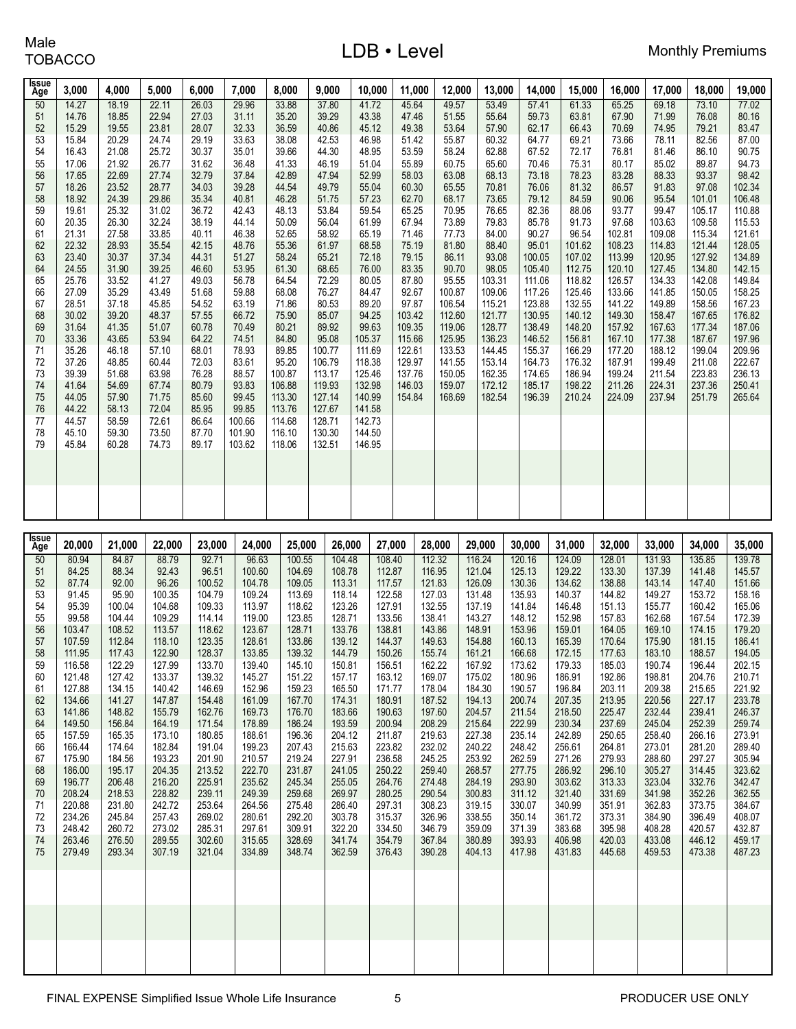Male
TOBACCO

# LDB • Level

Monthly Premiums

| Issue Age | 3,000 | 4,000 | 5,000 | 6,000 | 7,000 | 8,000 | 9,000 | 10,000 | 11,000 | 12,000 | 13,000 | 14,000 | 15,000 | 16,000 | 17,000 | 18,000 | 19,000 |
|---|---|---|---|---|---|---|---|---|---|---|---|---|---|---|---|---|---|
| 50 | 14.27 | 18.19 | 22.11 | 26.03 | 29.96 | 33.88 | 37.80 | 41.72 | 45.64 | 49.57 | 53.49 | 57.41 | 61.33 | 65.25 | 69.18 | 73.10 | 77.02 |
| 51 | 14.76 | 18.85 | 22.94 | 27.03 | 31.11 | 35.20 | 39.29 | 43.38 | 47.46 | 51.55 | 55.64 | 59.73 | 63.81 | 67.90 | 71.99 | 76.08 | 80.16 |
| 52 | 15.29 | 19.55 | 23.81 | 28.07 | 32.33 | 36.59 | 40.86 | 45.12 | 49.38 | 53.64 | 57.90 | 62.17 | 66.43 | 70.69 | 74.95 | 79.21 | 83.47 |
| 53 | 15.84 | 20.29 | 24.74 | 29.19 | 33.63 | 38.08 | 42.53 | 46.98 | 51.42 | 55.87 | 60.32 | 64.77 | 69.21 | 73.66 | 78.11 | 82.56 | 87.00 |
| 54 | 16.43 | 21.08 | 25.72 | 30.37 | 35.01 | 39.66 | 44.30 | 48.95 | 53.59 | 58.24 | 62.88 | 67.52 | 72.17 | 76.81 | 81.46 | 86.10 | 90.75 |
| 55 | 17.06 | 21.92 | 26.77 | 31.62 | 36.48 | 41.33 | 46.19 | 51.04 | 55.89 | 60.75 | 65.60 | 70.46 | 75.31 | 80.17 | 85.02 | 89.87 | 94.73 |
| 56 | 17.65 | 22.69 | 27.74 | 32.79 | 37.84 | 42.89 | 47.94 | 52.99 | 58.03 | 63.08 | 68.13 | 73.18 | 78.23 | 83.28 | 88.33 | 93.37 | 98.42 |
| 57 | 18.26 | 23.52 | 28.77 | 34.03 | 39.28 | 44.54 | 49.79 | 55.04 | 60.30 | 65.55 | 70.81 | 76.06 | 81.32 | 86.57 | 91.83 | 97.08 | 102.34 |
| 58 | 18.92 | 24.39 | 29.86 | 35.34 | 40.81 | 46.28 | 51.75 | 57.23 | 62.70 | 68.17 | 73.65 | 79.12 | 84.59 | 90.06 | 95.54 | 101.01 | 106.48 |
| 59 | 19.61 | 25.32 | 31.02 | 36.72 | 42.43 | 48.13 | 53.84 | 59.54 | 65.25 | 70.95 | 76.65 | 82.36 | 88.06 | 93.77 | 99.47 | 105.17 | 110.88 |
| 60 | 20.35 | 26.30 | 32.24 | 38.19 | 44.14 | 50.09 | 56.04 | 61.99 | 67.94 | 73.89 | 79.83 | 85.78 | 91.73 | 97.68 | 103.63 | 109.58 | 115.53 |
| 61 | 21.31 | 27.58 | 33.85 | 40.11 | 46.38 | 52.65 | 58.92 | 65.19 | 71.46 | 77.73 | 84.00 | 90.27 | 96.54 | 102.81 | 109.08 | 115.34 | 121.61 |
| 62 | 22.32 | 28.93 | 35.54 | 42.15 | 48.76 | 55.36 | 61.97 | 68.58 | 75.19 | 81.80 | 88.40 | 95.01 | 101.62 | 108.23 | 114.83 | 121.44 | 128.05 |
| 63 | 23.40 | 30.37 | 37.34 | 44.31 | 51.27 | 58.24 | 65.21 | 72.18 | 79.15 | 86.11 | 93.08 | 100.05 | 107.02 | 113.99 | 120.95 | 127.92 | 134.89 |
| 64 | 24.55 | 31.90 | 39.25 | 46.60 | 53.95 | 61.30 | 68.65 | 76.00 | 83.35 | 90.70 | 98.05 | 105.40 | 112.75 | 120.10 | 127.45 | 134.80 | 142.15 |
| 65 | 25.76 | 33.52 | 41.27 | 49.03 | 56.78 | 64.54 | 72.29 | 80.05 | 87.80 | 95.55 | 103.31 | 111.06 | 118.82 | 126.57 | 134.33 | 142.08 | 149.84 |
| 66 | 27.09 | 35.29 | 43.49 | 51.68 | 59.88 | 68.08 | 76.27 | 84.47 | 92.67 | 100.87 | 109.06 | 117.26 | 125.46 | 133.66 | 141.85 | 150.05 | 158.25 |
| 67 | 28.51 | 37.18 | 45.85 | 54.52 | 63.19 | 71.86 | 80.53 | 89.20 | 97.87 | 106.54 | 115.21 | 123.88 | 132.55 | 141.22 | 149.89 | 158.56 | 167.23 |
| 68 | 30.02 | 39.20 | 48.37 | 57.55 | 66.72 | 75.90 | 85.07 | 94.25 | 103.42 | 112.60 | 121.77 | 130.95 | 140.12 | 149.30 | 158.47 | 167.65 | 176.82 |
| 69 | 31.64 | 41.35 | 51.07 | 60.78 | 70.49 | 80.21 | 89.92 | 99.63 | 109.35 | 119.06 | 128.77 | 138.49 | 148.20 | 157.92 | 167.63 | 177.34 | 187.06 |
| 70 | 33.36 | 43.65 | 53.94 | 64.22 | 74.51 | 84.80 | 95.08 | 105.37 | 115.66 | 125.95 | 136.23 | 146.52 | 156.81 | 167.10 | 177.38 | 187.67 | 197.96 |
| 71 | 35.26 | 46.18 | 57.10 | 68.01 | 78.93 | 89.85 | 100.77 | 111.69 | 122.61 | 133.53 | 144.45 | 155.37 | 166.29 | 177.20 | 188.12 | 199.04 | 209.96 |
| 72 | 37.26 | 48.85 | 60.44 | 72.03 | 83.61 | 95.20 | 106.79 | 118.38 | 129.97 | 141.55 | 153.14 | 164.73 | 176.32 | 187.91 | 199.49 | 211.08 | 222.67 |
| 73 | 39.39 | 51.68 | 63.98 | 76.28 | 88.57 | 100.87 | 113.17 | 125.46 | 137.76 | 150.05 | 162.35 | 174.65 | 186.94 | 199.24 | 211.54 | 223.83 | 236.13 |
| 74 | 41.64 | 54.69 | 67.74 | 80.79 | 93.83 | 106.88 | 119.93 | 132.98 | 146.03 | 159.07 | 172.12 | 185.17 | 198.22 | 211.26 | 224.31 | 237.36 | 250.41 |
| 75 | 44.05 | 57.90 | 71.75 | 85.60 | 99.45 | 113.30 | 127.14 | 140.99 | 154.84 | 168.69 | 182.54 | 196.39 | 210.24 | 224.09 | 237.94 | 251.79 | 265.64 |
| 76 | 44.22 | 58.13 | 72.04 | 85.95 | 99.85 | 113.76 | 127.67 | 141.58 | | | | | | | | | |
| 77 | 44.57 | 58.59 | 72.61 | 86.64 | 100.66 | 114.68 | 128.71 | 142.73 | | | | | | | | | |
| 78 | 45.10 | 59.30 | 73.50 | 87.70 | 101.90 | 116.10 | 130.30 | 144.50 | | | | | | | | | |
| 79 | 45.84 | 60.28 | 74.73 | 89.17 | 103.62 | 118.06 | 132.51 | 146.95 | | | | | | | | | |

| Issue Age | 20,000 | 21,000 | 22,000 | 23,000 | 24,000 | 25,000 | 26,000 | 27,000 | 28,000 | 29,000 | 30,000 | 31,000 | 32,000 | 33,000 | 34,000 | 35,000 |
|---|---|---|---|---|---|---|---|---|---|---|---|---|---|---|---|---|
| 50 | 80.94 | 84.87 | 88.79 | 92.71 | 96.63 | 100.55 | 104.48 | 108.40 | 112.32 | 116.24 | 120.16 | 124.09 | 128.01 | 131.93 | 135.85 | 139.78 |
| 51 | 84.25 | 88.34 | 92.43 | 96.51 | 100.60 | 104.69 | 108.78 | 112.87 | 116.95 | 121.04 | 125.13 | 129.22 | 133.30 | 137.39 | 141.48 | 145.57 |
| 52 | 87.74 | 92.00 | 96.26 | 100.52 | 104.78 | 109.05 | 113.31 | 117.57 | 121.83 | 126.09 | 130.36 | 134.62 | 138.88 | 143.14 | 147.40 | 151.66 |
| 53 | 91.45 | 95.90 | 100.35 | 104.79 | 109.24 | 113.69 | 118.14 | 122.58 | 127.03 | 131.48 | 135.93 | 140.37 | 144.82 | 149.27 | 153.72 | 158.16 |
| 54 | 95.39 | 100.04 | 104.68 | 109.33 | 113.97 | 118.62 | 123.26 | 127.91 | 132.55 | 137.19 | 141.84 | 146.48 | 151.13 | 155.77 | 160.42 | 165.06 |
| 55 | 99.58 | 104.44 | 109.29 | 114.14 | 119.00 | 123.85 | 128.71 | 133.56 | 138.41 | 143.27 | 148.12 | 152.98 | 157.83 | 162.68 | 167.54 | 172.39 |
| 56 | 103.47 | 108.52 | 113.57 | 118.62 | 123.67 | 128.71 | 133.76 | 138.81 | 143.86 | 148.91 | 153.96 | 159.01 | 164.05 | 169.10 | 174.15 | 179.20 |
| 57 | 107.59 | 112.84 | 118.10 | 123.35 | 128.61 | 133.86 | 139.12 | 144.37 | 149.63 | 154.88 | 160.13 | 165.39 | 170.64 | 175.90 | 181.15 | 186.41 |
| 58 | 111.95 | 117.43 | 122.90 | 128.37 | 133.85 | 139.32 | 144.79 | 150.26 | 155.74 | 161.21 | 166.68 | 172.15 | 177.63 | 183.10 | 188.57 | 194.05 |
| 59 | 116.58 | 122.29 | 127.99 | 133.70 | 139.40 | 145.10 | 150.81 | 156.51 | 162.22 | 167.92 | 173.62 | 179.33 | 185.03 | 190.74 | 196.44 | 202.15 |
| 60 | 121.48 | 127.42 | 133.37 | 139.32 | 145.27 | 151.22 | 157.17 | 163.12 | 169.07 | 175.02 | 180.96 | 186.91 | 192.86 | 198.81 | 204.76 | 210.71 |
| 61 | 127.88 | 134.15 | 140.42 | 146.69 | 152.96 | 159.23 | 165.50 | 171.77 | 178.04 | 184.30 | 190.57 | 196.84 | 203.11 | 209.38 | 215.65 | 221.92 |
| 62 | 134.66 | 141.27 | 147.87 | 154.48 | 161.09 | 167.70 | 174.31 | 180.91 | 187.52 | 194.13 | 200.74 | 207.35 | 213.95 | 220.56 | 227.17 | 233.78 |
| 63 | 141.86 | 148.82 | 155.79 | 162.76 | 169.73 | 176.70 | 183.66 | 190.63 | 197.60 | 204.57 | 211.54 | 218.50 | 225.47 | 232.44 | 239.41 | 246.37 |
| 64 | 149.50 | 156.84 | 164.19 | 171.54 | 178.89 | 186.24 | 193.59 | 200.94 | 208.29 | 215.64 | 222.99 | 230.34 | 237.69 | 245.04 | 252.39 | 259.74 |
| 65 | 157.59 | 165.35 | 173.10 | 180.85 | 188.61 | 196.36 | 204.12 | 211.87 | 219.63 | 227.38 | 235.14 | 242.89 | 250.65 | 258.40 | 266.16 | 273.91 |
| 66 | 166.44 | 174.64 | 182.84 | 191.04 | 199.23 | 207.43 | 215.63 | 223.82 | 232.02 | 240.22 | 248.42 | 256.61 | 264.81 | 273.01 | 281.20 | 289.40 |
| 67 | 175.90 | 184.56 | 193.23 | 201.90 | 210.57 | 219.24 | 227.91 | 236.58 | 245.25 | 253.92 | 262.59 | 271.26 | 279.93 | 288.60 | 297.27 | 305.94 |
| 68 | 186.00 | 195.17 | 204.35 | 213.52 | 222.70 | 231.87 | 241.05 | 250.22 | 259.40 | 268.57 | 277.75 | 286.92 | 296.10 | 305.27 | 314.45 | 323.62 |
| 69 | 196.77 | 206.48 | 216.20 | 225.91 | 235.62 | 245.34 | 255.05 | 264.76 | 274.48 | 284.19 | 293.90 | 303.62 | 313.33 | 323.04 | 332.76 | 342.47 |
| 70 | 208.24 | 218.53 | 228.82 | 239.11 | 249.39 | 259.68 | 269.97 | 280.25 | 290.54 | 300.83 | 311.12 | 321.40 | 331.69 | 341.98 | 352.26 | 362.55 |
| 71 | 220.88 | 231.80 | 242.72 | 253.64 | 264.56 | 275.48 | 286.40 | 297.31 | 308.23 | 319.15 | 330.07 | 340.99 | 351.91 | 362.83 | 373.75 | 384.67 |
| 72 | 234.26 | 245.84 | 257.43 | 269.02 | 280.61 | 292.20 | 303.78 | 315.37 | 326.96 | 338.55 | 350.14 | 361.72 | 373.31 | 384.90 | 396.49 | 408.07 |
| 73 | 248.42 | 260.72 | 273.02 | 285.31 | 297.61 | 309.91 | 322.20 | 334.50 | 346.79 | 359.09 | 371.39 | 383.68 | 395.98 | 408.28 | 420.57 | 432.87 |
| 74 | 263.46 | 276.50 | 289.55 | 302.60 | 315.65 | 328.69 | 341.74 | 354.79 | 367.84 | 380.89 | 393.93 | 406.98 | 420.03 | 433.08 | 446.12 | 459.17 |
| 75 | 279.49 | 293.34 | 307.19 | 321.04 | 334.89 | 348.74 | 362.59 | 376.43 | 390.28 | 404.13 | 417.98 | 431.83 | 445.68 | 459.53 | 473.38 | 487.23 |

FINAL EXPENSE Simplified Issue Whole Life Insurance

PRODUCER USE ONLY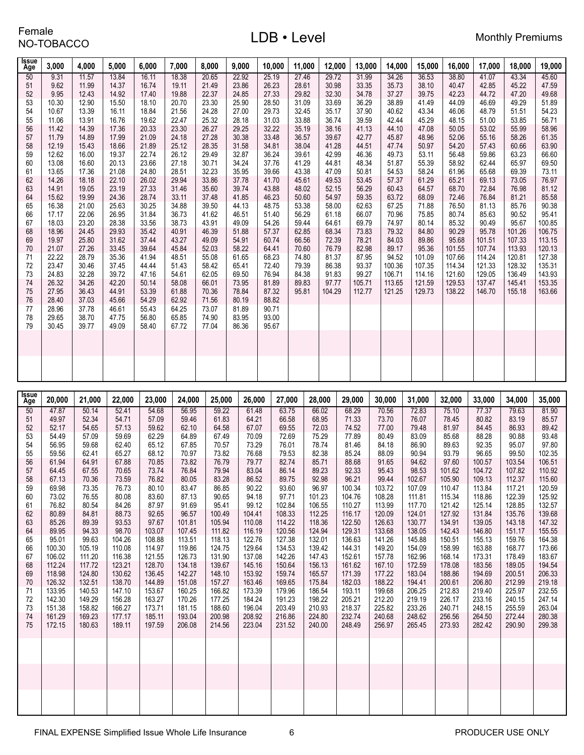Female
NO-TOBACCO

# LDB • Level

Monthly Premiums

| Issue Age | 3,000 | 4,000 | 5,000 | 6,000 | 7,000 | 8,000 | 9,000 | 10,000 | 11,000 | 12,000 | 13,000 | 14,000 | 15,000 | 16,000 | 17,000 | 18,000 | 19,000 |
|---|---|---|---|---|---|---|---|---|---|---|---|---|---|---|---|---|---|
| 50 | 9.31 | 11.57 | 13.84 | 16.11 | 18.38 | 20.65 | 22.92 | 25.19 | 27.46 | 29.72 | 31.99 | 34.26 | 36.53 | 38.80 | 41.07 | 43.34 | 45.60 |
| 51 | 9.62 | 11.99 | 14.37 | 16.74 | 19.11 | 21.49 | 23.86 | 26.23 | 28.61 | 30.98 | 33.35 | 35.73 | 38.10 | 40.47 | 42.85 | 45.22 | 47.59 |
| 52 | 9.95 | 12.43 | 14.92 | 17.40 | 19.88 | 22.37 | 24.85 | 27.33 | 29.82 | 32.30 | 34.78 | 37.27 | 39.75 | 42.23 | 44.72 | 47.20 | 49.68 |
| 53 | 10.30 | 12.90 | 15.50 | 18.10 | 20.70 | 23.30 | 25.90 | 28.50 | 31.09 | 33.69 | 36.29 | 38.89 | 41.49 | 44.09 | 46.69 | 49.29 | 51.89 |
| 54 | 10.67 | 13.39 | 16.11 | 18.84 | 21.56 | 24.28 | 27.00 | 29.73 | 32.45 | 35.17 | 37.90 | 40.62 | 43.34 | 46.06 | 48.79 | 51.51 | 54.23 |
| 55 | 11.06 | 13.91 | 16.76 | 19.62 | 22.47 | 25.32 | 28.18 | 31.03 | 33.88 | 36.74 | 39.59 | 42.44 | 45.29 | 48.15 | 51.00 | 53.85 | 56.71 |
| 56 | 11.42 | 14.39 | 17.36 | 20.33 | 23.30 | 26.27 | 29.25 | 32.22 | 35.19 | 38.16 | 41.13 | 44.10 | 47.08 | 50.05 | 53.02 | 55.99 | 58.96 |
| 57 | 11.79 | 14.89 | 17.99 | 21.09 | 24.18 | 27.28 | 30.38 | 33.48 | 36.57 | 39.67 | 42.77 | 45.87 | 48.96 | 52.06 | 55.16 | 58.26 | 61.35 |
| 58 | 12.19 | 15.43 | 18.66 | 21.89 | 25.12 | 28.35 | 31.58 | 34.81 | 38.04 | 41.28 | 44.51 | 47.74 | 50.97 | 54.20 | 57.43 | 60.66 | 63.90 |
| 59 | 12.62 | 16.00 | 19.37 | 22.74 | 26.12 | 29.49 | 32.87 | 36.24 | 39.61 | 42.99 | 46.36 | 49.73 | 53.11 | 56.48 | 59.86 | 63.23 | 66.60 |
| 60 | 13.08 | 16.60 | 20.13 | 23.66 | 27.18 | 30.71 | 34.24 | 37.76 | 41.29 | 44.81 | 48.34 | 51.87 | 55.39 | 58.92 | 62.44 | 65.97 | 69.50 |
| 61 | 13.65 | 17.36 | 21.08 | 24.80 | 28.51 | 32.23 | 35.95 | 39.66 | 43.38 | 47.09 | 50.81 | 54.53 | 58.24 | 61.96 | 65.68 | 69.39 | 73.11 |
| 62 | 14.26 | 18.18 | 22.10 | 26.02 | 29.94 | 33.86 | 37.78 | 41.70 | 45.61 | 49.53 | 53.45 | 57.37 | 61.29 | 65.21 | 69.13 | 73.05 | 76.97 |
| 63 | 14.91 | 19.05 | 23.19 | 27.33 | 31.46 | 35.60 | 39.74 | 43.88 | 48.02 | 52.15 | 56.29 | 60.43 | 64.57 | 68.70 | 72.84 | 76.98 | 81.12 |
| 64 | 15.62 | 19.99 | 24.36 | 28.74 | 33.11 | 37.48 | 41.85 | 46.23 | 50.60 | 54.97 | 59.35 | 63.72 | 68.09 | 72.46 | 76.84 | 81.21 | 85.58 |
| 65 | 16.38 | 21.00 | 25.63 | 30.25 | 34.88 | 39.50 | 44.13 | 48.75 | 53.38 | 58.00 | 62.63 | 67.25 | 71.88 | 76.50 | 81.13 | 85.76 | 90.38 |
| 66 | 17.17 | 22.06 | 26.95 | 31.84 | 36.73 | 41.62 | 46.51 | 51.40 | 56.29 | 61.18 | 66.07 | 70.96 | 75.85 | 80.74 | 85.63 | 90.52 | 95.41 |
| 67 | 18.03 | 23.20 | 28.38 | 33.56 | 38.73 | 43.91 | 49.09 | 54.26 | 59.44 | 64.61 | 69.79 | 74.97 | 80.14 | 85.32 | 90.49 | 95.67 | 100.85 |
| 68 | 18.96 | 24.45 | 29.93 | 35.42 | 40.91 | 46.39 | 51.88 | 57.37 | 62.85 | 68.34 | 73.83 | 79.32 | 84.80 | 90.29 | 95.78 | 101.26 | 106.75 |
| 69 | 19.97 | 25.80 | 31.62 | 37.44 | 43.27 | 49.09 | 54.91 | 60.74 | 66.56 | 72.39 | 78.21 | 84.03 | 89.86 | 95.68 | 101.51 | 107.33 | 113.15 |
| 70 | 21.07 | 27.26 | 33.45 | 39.64 | 45.84 | 52.03 | 58.22 | 64.41 | 70.60 | 76.79 | 82.98 | 89.17 | 95.36 | 101.55 | 107.74 | 113.93 | 120.13 |
| 71 | 22.22 | 28.79 | 35.36 | 41.94 | 48.51 | 55.08 | 61.65 | 68.23 | 74.80 | 81.37 | 87.95 | 94.52 | 101.09 | 107.66 | 114.24 | 120.81 | 127.38 |
| 72 | 23.47 | 30.46 | 37.45 | 44.44 | 51.43 | 58.42 | 65.41 | 72.40 | 79.39 | 86.38 | 93.37 | 100.36 | 107.35 | 114.34 | 121.33 | 128.32 | 135.31 |
| 73 | 24.83 | 32.28 | 39.72 | 47.16 | 54.61 | 62.05 | 69.50 | 76.94 | 84.38 | 91.83 | 99.27 | 106.71 | 114.16 | 121.60 | 129.05 | 136.49 | 143.93 |
| 74 | 26.32 | 34.26 | 42.20 | 50.14 | 58.08 | 66.01 | 73.95 | 81.89 | 89.83 | 97.77 | 105.71 | 113.65 | 121.59 | 129.53 | 137.47 | 145.41 | 153.35 |
| 75 | 27.95 | 36.43 | 44.91 | 53.39 | 61.88 | 70.36 | 78.84 | 87.32 | 95.81 | 104.29 | 112.77 | 121.25 | 129.73 | 138.22 | 146.70 | 155.18 | 163.66 |
| 76 | 28.40 | 37.03 | 45.66 | 54.29 | 62.92 | 71.56 | 80.19 | 88.82 | | | | | | | | | |
| 77 | 28.96 | 37.78 | 46.61 | 55.43 | 64.25 | 73.07 | 81.89 | 90.71 | | | | | | | | | |
| 78 | 29.65 | 38.70 | 47.75 | 56.80 | 65.85 | 74.90 | 83.95 | 93.00 | | | | | | | | | |
| 79 | 30.45 | 39.77 | 49.09 | 58.40 | 67.72 | 77.04 | 86.36 | 95.67 | | | | | | | | | |

| Issue Age | 20,000 | 21,000 | 22,000 | 23,000 | 24,000 | 25,000 | 26,000 | 27,000 | 28,000 | 29,000 | 30,000 | 31,000 | 32,000 | 33,000 | 34,000 | 35,000 |
|---|---|---|---|---|---|---|---|---|---|---|---|---|---|---|---|---|
| 50 | 47.87 | 50.14 | 52.41 | 54.68 | 56.95 | 59.22 | 61.48 | 63.75 | 66.02 | 68.29 | 70.56 | 72.83 | 75.10 | 77.37 | 79.63 | 81.90 |
| 51 | 49.97 | 52.34 | 54.71 | 57.09 | 59.46 | 61.83 | 64.21 | 66.58 | 68.95 | 71.33 | 73.70 | 76.07 | 78.45 | 80.82 | 83.19 | 85.57 |
| 52 | 52.17 | 54.65 | 57.13 | 59.62 | 62.10 | 64.58 | 67.07 | 69.55 | 72.03 | 74.52 | 77.00 | 79.48 | 81.97 | 84.45 | 86.93 | 89.42 |
| 53 | 54.49 | 57.09 | 59.69 | 62.29 | 64.89 | 67.49 | 70.09 | 72.69 | 75.29 | 77.89 | 80.49 | 83.09 | 85.68 | 88.28 | 90.88 | 93.48 |
| 54 | 56.95 | 59.68 | 62.40 | 65.12 | 67.85 | 70.57 | 73.29 | 76.01 | 78.74 | 81.46 | 84.18 | 86.90 | 89.63 | 92.35 | 95.07 | 97.80 |
| 55 | 59.56 | 62.41 | 65.27 | 68.12 | 70.97 | 73.82 | 76.68 | 79.53 | 82.38 | 85.24 | 88.09 | 90.94 | 93.79 | 96.65 | 99.50 | 102.35 |
| 56 | 61.94 | 64.91 | 67.88 | 70.85 | 73.82 | 76.79 | 79.77 | 82.74 | 85.71 | 88.68 | 91.65 | 94.62 | 97.60 | 100.57 | 103.54 | 106.51 |
| 57 | 64.45 | 67.55 | 70.65 | 73.74 | 76.84 | 79.94 | 83.04 | 86.14 | 89.23 | 92.33 | 95.43 | 98.53 | 101.62 | 104.72 | 107.82 | 110.92 |
| 58 | 67.13 | 70.36 | 73.59 | 76.82 | 80.05 | 83.28 | 86.52 | 89.75 | 92.98 | 96.21 | 99.44 | 102.67 | 105.90 | 109.13 | 112.37 | 115.60 |
| 59 | 69.98 | 73.35 | 76.73 | 80.10 | 83.47 | 86.85 | 90.22 | 93.60 | 96.97 | 100.34 | 103.72 | 107.09 | 110.47 | 113.84 | 117.21 | 120.59 |
| 60 | 73.02 | 76.55 | 80.08 | 83.60 | 87.13 | 90.65 | 94.18 | 97.71 | 101.23 | 104.76 | 108.28 | 111.81 | 115.34 | 118.86 | 122.39 | 125.92 |
| 61 | 76.82 | 80.54 | 84.26 | 87.97 | 91.69 | 95.41 | 99.12 | 102.84 | 106.55 | 110.27 | 113.99 | 117.70 | 121.42 | 125.14 | 128.85 | 132.57 |
| 62 | 80.89 | 84.81 | 88.73 | 92.65 | 96.57 | 100.49 | 104.41 | 108.33 | 112.25 | 116.17 | 120.09 | 124.01 | 127.92 | 131.84 | 135.76 | 139.68 |
| 63 | 85.26 | 89.39 | 93.53 | 97.67 | 101.81 | 105.94 | 110.08 | 114.22 | 118.36 | 122.50 | 126.63 | 130.77 | 134.91 | 139.05 | 143.18 | 147.32 |
| 64 | 89.95 | 94.33 | 98.70 | 103.07 | 107.45 | 111.82 | 116.19 | 120.56 | 124.94 | 129.31 | 133.68 | 138.05 | 142.43 | 146.80 | 151.17 | 155.55 |
| 65 | 95.01 | 99.63 | 104.26 | 108.88 | 113.51 | 118.13 | 122.76 | 127.38 | 132.01 | 136.63 | 141.26 | 145.88 | 150.51 | 155.13 | 159.76 | 164.38 |
| 66 | 100.30 | 105.19 | 110.08 | 114.97 | 119.86 | 124.75 | 129.64 | 134.53 | 139.42 | 144.31 | 149.20 | 154.09 | 158.99 | 163.88 | 168.77 | 173.66 |
| 67 | 106.02 | 111.20 | 116.38 | 121.55 | 126.73 | 131.90 | 137.08 | 142.26 | 147.43 | 152.61 | 157.78 | 162.96 | 168.14 | 173.31 | 178.49 | 183.67 |
| 68 | 112.24 | 117.72 | 123.21 | 128.70 | 134.18 | 139.67 | 145.16 | 150.64 | 156.13 | 161.62 | 167.10 | 172.59 | 178.08 | 183.56 | 189.05 | 194.54 |
| 69 | 118.98 | 124.80 | 130.62 | 136.45 | 142.27 | 148.10 | 153.92 | 159.74 | 165.57 | 171.39 | 177.22 | 183.04 | 188.86 | 194.69 | 200.51 | 206.33 |
| 70 | 126.32 | 132.51 | 138.70 | 144.89 | 151.08 | 157.27 | 163.46 | 169.65 | 175.84 | 182.03 | 188.22 | 194.41 | 200.61 | 206.80 | 212.99 | 219.18 |
| 71 | 133.95 | 140.53 | 147.10 | 153.67 | 160.25 | 166.82 | 173.39 | 179.96 | 186.54 | 193.11 | 199.68 | 206.25 | 212.83 | 219.40 | 225.97 | 232.55 |
| 72 | 142.30 | 149.29 | 156.28 | 163.27 | 170.26 | 177.25 | 184.24 | 191.23 | 198.22 | 205.21 | 212.20 | 219.19 | 226.17 | 233.16 | 240.15 | 247.14 |
| 73 | 151.38 | 158.82 | 166.27 | 173.71 | 181.15 | 188.60 | 196.04 | 203.49 | 210.93 | 218.37 | 225.82 | 233.26 | 240.71 | 248.15 | 255.59 | 263.04 |
| 74 | 161.29 | 169.23 | 177.17 | 185.11 | 193.04 | 200.98 | 208.92 | 216.86 | 224.80 | 232.74 | 240.68 | 248.62 | 256.56 | 264.50 | 272.44 | 280.38 |
| 75 | 172.15 | 180.63 | 189.11 | 197.59 | 206.08 | 214.56 | 223.04 | 231.52 | 240.00 | 248.49 | 256.97 | 265.45 | 273.93 | 282.42 | 290.90 | 299.38 |

FINAL EXPENSE Simplified Issue Whole Life Insurance

PRODUCER USE ONLY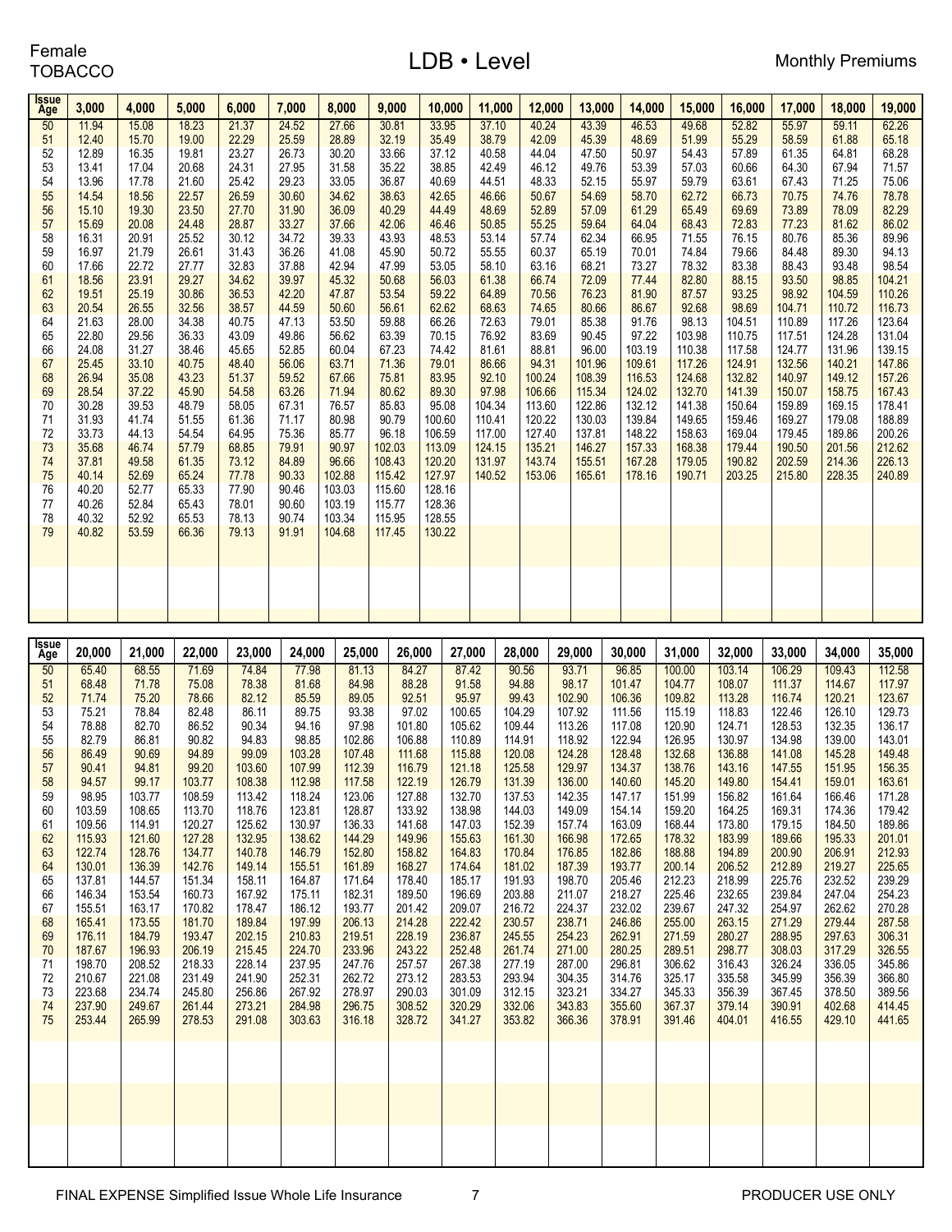Female
TOBACCO

# LDB • Level

Monthly Premiums

| Issue Age | 3,000 | 4,000 | 5,000 | 6,000 | 7,000 | 8,000 | 9,000 | 10,000 | 11,000 | 12,000 | 13,000 | 14,000 | 15,000 | 16,000 | 17,000 | 18,000 | 19,000 |
|---|---|---|---|---|---|---|---|---|---|---|---|---|---|---|---|---|---|
| 50 | 11.94 | 15.08 | 18.23 | 21.37 | 24.52 | 27.66 | 30.81 | 33.95 | 37.10 | 40.24 | 43.39 | 46.53 | 49.68 | 52.82 | 55.97 | 59.11 | 62.26 |
| 51 | 12.40 | 15.70 | 19.00 | 22.29 | 25.59 | 28.89 | 32.19 | 35.49 | 38.79 | 42.09 | 45.39 | 48.69 | 51.99 | 55.29 | 58.59 | 61.88 | 65.18 |
| 52 | 12.89 | 16.35 | 19.81 | 23.27 | 26.73 | 30.20 | 33.66 | 37.12 | 40.58 | 44.04 | 47.50 | 50.97 | 54.43 | 57.89 | 61.35 | 64.81 | 68.28 |
| 53 | 13.41 | 17.04 | 20.68 | 24.31 | 27.95 | 31.58 | 35.22 | 38.85 | 42.49 | 46.12 | 49.76 | 53.39 | 57.03 | 60.66 | 64.30 | 67.94 | 71.57 |
| 54 | 13.96 | 17.78 | 21.60 | 25.42 | 29.23 | 33.05 | 36.87 | 40.69 | 44.51 | 48.33 | 52.15 | 55.97 | 59.79 | 63.61 | 67.43 | 71.25 | 75.06 |
| 55 | 14.54 | 18.56 | 22.57 | 26.59 | 30.60 | 34.62 | 38.63 | 42.65 | 46.66 | 50.67 | 54.69 | 58.70 | 62.72 | 66.73 | 70.75 | 74.76 | 78.78 |
| 56 | 15.10 | 19.30 | 23.50 | 27.70 | 31.90 | 36.09 | 40.29 | 44.49 | 48.69 | 52.89 | 57.09 | 61.29 | 65.49 | 69.69 | 73.89 | 78.09 | 82.29 |
| 57 | 15.69 | 20.08 | 24.48 | 28.87 | 33.27 | 37.66 | 42.06 | 46.46 | 50.85 | 55.25 | 59.64 | 64.04 | 68.43 | 72.83 | 77.23 | 81.62 | 86.02 |
| 58 | 16.31 | 20.91 | 25.52 | 30.12 | 34.72 | 39.33 | 43.93 | 48.53 | 53.14 | 57.74 | 62.34 | 66.95 | 71.55 | 76.15 | 80.76 | 85.36 | 89.96 |
| 59 | 16.97 | 21.79 | 26.61 | 31.43 | 36.26 | 41.08 | 45.90 | 50.72 | 55.55 | 60.37 | 65.19 | 70.01 | 74.84 | 79.66 | 84.48 | 89.30 | 94.13 |
| 60 | 17.66 | 22.72 | 27.77 | 32.83 | 37.88 | 42.94 | 47.99 | 53.05 | 58.10 | 63.16 | 68.21 | 73.27 | 78.32 | 83.38 | 88.43 | 93.48 | 98.54 |
| 61 | 18.56 | 23.91 | 29.27 | 34.62 | 39.97 | 45.32 | 50.68 | 56.03 | 61.38 | 66.74 | 72.09 | 77.44 | 82.80 | 88.15 | 93.50 | 98.85 | 104.21 |
| 62 | 19.51 | 25.19 | 30.86 | 36.53 | 42.20 | 47.87 | 53.54 | 59.22 | 64.89 | 70.56 | 76.23 | 81.90 | 87.57 | 93.25 | 98.92 | 104.59 | 110.26 |
| 63 | 20.54 | 26.55 | 32.56 | 38.57 | 44.59 | 50.60 | 56.61 | 62.62 | 68.63 | 74.65 | 80.66 | 86.67 | 92.68 | 98.69 | 104.71 | 110.72 | 116.73 |
| 64 | 21.63 | 28.00 | 34.38 | 40.75 | 47.13 | 53.50 | 59.88 | 66.26 | 72.63 | 79.01 | 85.38 | 91.76 | 98.13 | 104.51 | 110.89 | 117.26 | 123.64 |
| 65 | 22.80 | 29.56 | 36.33 | 43.09 | 49.86 | 56.62 | 63.39 | 70.15 | 76.92 | 83.69 | 90.45 | 97.22 | 103.98 | 110.75 | 117.51 | 124.28 | 131.04 |
| 66 | 24.08 | 31.27 | 38.46 | 45.65 | 52.85 | 60.04 | 67.23 | 74.42 | 81.61 | 88.81 | 96.00 | 103.19 | 110.38 | 117.58 | 124.77 | 131.96 | 139.15 |
| 67 | 25.45 | 33.10 | 40.75 | 48.40 | 56.06 | 63.71 | 71.36 | 79.01 | 86.66 | 94.31 | 101.96 | 109.61 | 117.26 | 124.91 | 132.56 | 140.21 | 147.86 |
| 68 | 26.94 | 35.08 | 43.23 | 51.37 | 59.52 | 67.66 | 75.81 | 83.95 | 92.10 | 100.24 | 108.39 | 116.53 | 124.68 | 132.82 | 140.97 | 149.12 | 157.26 |
| 69 | 28.54 | 37.22 | 45.90 | 54.58 | 63.26 | 71.94 | 80.62 | 89.30 | 97.98 | 106.66 | 115.34 | 124.02 | 132.70 | 141.39 | 150.07 | 158.75 | 167.43 |
| 70 | 30.28 | 39.53 | 48.79 | 58.05 | 67.31 | 76.57 | 85.83 | 95.08 | 104.34 | 113.60 | 122.86 | 132.12 | 141.38 | 150.64 | 159.89 | 169.15 | 178.41 |
| 71 | 31.93 | 41.74 | 51.55 | 61.36 | 71.17 | 80.98 | 90.79 | 100.60 | 110.41 | 120.22 | 130.03 | 139.84 | 149.65 | 159.46 | 169.27 | 179.08 | 188.89 |
| 72 | 33.73 | 44.13 | 54.54 | 64.95 | 75.36 | 85.77 | 96.18 | 106.59 | 117.00 | 127.40 | 137.81 | 148.22 | 158.63 | 169.04 | 179.45 | 189.86 | 200.26 |
| 73 | 35.68 | 46.74 | 57.79 | 68.85 | 79.91 | 90.97 | 102.03 | 113.09 | 124.15 | 135.21 | 146.27 | 157.33 | 168.38 | 179.44 | 190.50 | 201.56 | 212.62 |
| 74 | 37.81 | 49.58 | 61.35 | 73.12 | 84.89 | 96.66 | 108.43 | 120.20 | 131.97 | 143.74 | 155.51 | 167.28 | 179.05 | 190.82 | 202.59 | 214.36 | 226.13 |
| 75 | 40.14 | 52.69 | 65.24 | 77.78 | 90.33 | 102.88 | 115.42 | 127.97 | 140.52 | 153.06 | 165.61 | 178.16 | 190.71 | 203.25 | 215.80 | 228.35 | 240.89 |
| 76 | 40.20 | 52.77 | 65.33 | 77.90 | 90.46 | 103.03 | 115.60 | 128.16 | | | | | | | | | |
| 77 | 40.26 | 52.84 | 65.43 | 78.01 | 90.60 | 103.19 | 115.77 | 128.36 | | | | | | | | | |
| 78 | 40.32 | 52.92 | 65.53 | 78.13 | 90.74 | 103.34 | 115.95 | 128.55 | | | | | | | | | |
| 79 | 40.82 | 53.59 | 66.36 | 79.13 | 91.91 | 104.68 | 117.45 | 130.22 | | | | | | | | | |

| Issue Age | 20,000 | 21,000 | 22,000 | 23,000 | 24,000 | 25,000 | 26,000 | 27,000 | 28,000 | 29,000 | 30,000 | 31,000 | 32,000 | 33,000 | 34,000 | 35,000 |
|---|---|---|---|---|---|---|---|---|---|---|---|---|---|---|---|---|
| 50 | 65.40 | 68.55 | 71.69 | 74.84 | 77.98 | 81.13 | 84.27 | 87.42 | 90.56 | 93.71 | 96.85 | 100.00 | 103.14 | 106.29 | 109.43 | 112.58 |
| 51 | 68.48 | 71.78 | 75.08 | 78.38 | 81.68 | 84.98 | 88.28 | 91.58 | 94.88 | 98.17 | 101.47 | 104.77 | 108.07 | 111.37 | 114.67 | 117.97 |
| 52 | 71.74 | 75.20 | 78.66 | 82.12 | 85.59 | 89.05 | 92.51 | 95.97 | 99.43 | 102.90 | 106.36 | 109.82 | 113.28 | 116.74 | 120.21 | 123.67 |
| 53 | 75.21 | 78.84 | 82.48 | 86.11 | 89.75 | 93.38 | 97.02 | 100.65 | 104.29 | 107.92 | 111.56 | 115.19 | 118.83 | 122.46 | 126.10 | 129.73 |
| 54 | 78.88 | 82.70 | 86.52 | 90.34 | 94.16 | 97.98 | 101.80 | 105.62 | 109.44 | 113.26 | 117.08 | 120.90 | 124.71 | 128.53 | 132.35 | 136.17 |
| 55 | 82.79 | 86.81 | 90.82 | 94.83 | 98.85 | 102.86 | 106.88 | 110.89 | 114.91 | 118.92 | 122.94 | 126.95 | 130.97 | 134.98 | 139.00 | 143.01 |
| 56 | 86.49 | 90.69 | 94.89 | 99.09 | 103.28 | 107.48 | 111.68 | 115.88 | 120.08 | 124.28 | 128.48 | 132.68 | 136.88 | 141.08 | 145.28 | 149.48 |
| 57 | 90.41 | 94.81 | 99.20 | 103.60 | 107.99 | 112.39 | 116.79 | 121.18 | 125.58 | 129.97 | 134.37 | 138.76 | 143.16 | 147.55 | 151.95 | 156.35 |
| 58 | 94.57 | 99.17 | 103.77 | 108.38 | 112.98 | 117.58 | 122.19 | 126.79 | 131.39 | 136.00 | 140.60 | 145.20 | 149.80 | 154.41 | 159.01 | 163.61 |
| 59 | 98.95 | 103.77 | 108.59 | 113.42 | 118.24 | 123.06 | 127.88 | 132.70 | 137.53 | 142.35 | 147.17 | 151.99 | 156.82 | 161.64 | 166.46 | 171.28 |
| 60 | 103.59 | 108.65 | 113.70 | 118.76 | 123.81 | 128.87 | 133.92 | 138.98 | 144.03 | 149.09 | 154.14 | 159.20 | 164.25 | 169.31 | 174.36 | 179.42 |
| 61 | 109.56 | 114.91 | 120.27 | 125.62 | 130.97 | 136.33 | 141.68 | 147.03 | 152.39 | 157.74 | 163.09 | 168.44 | 173.80 | 179.15 | 184.50 | 189.86 |
| 62 | 115.93 | 121.60 | 127.28 | 132.95 | 138.62 | 144.29 | 149.96 | 155.63 | 161.30 | 166.98 | 172.65 | 178.32 | 183.99 | 189.66 | 195.33 | 201.01 |
| 63 | 122.74 | 128.76 | 134.77 | 140.78 | 146.79 | 152.80 | 158.82 | 164.83 | 170.84 | 176.85 | 182.86 | 188.88 | 194.89 | 200.90 | 206.91 | 212.93 |
| 64 | 130.01 | 136.39 | 142.76 | 149.14 | 155.51 | 161.89 | 168.27 | 174.64 | 181.02 | 187.39 | 193.77 | 200.14 | 206.52 | 212.89 | 219.27 | 225.65 |
| 65 | 137.81 | 144.57 | 151.34 | 158.11 | 164.87 | 171.64 | 178.40 | 185.17 | 191.93 | 198.70 | 205.46 | 212.23 | 218.99 | 225.76 | 232.52 | 239.29 |
| 66 | 146.34 | 153.54 | 160.73 | 167.92 | 175.11 | 182.31 | 189.50 | 196.69 | 203.88 | 211.07 | 218.27 | 225.46 | 232.65 | 239.84 | 247.04 | 254.23 |
| 67 | 155.51 | 163.17 | 170.82 | 178.47 | 186.12 | 193.77 | 201.42 | 209.07 | 216.72 | 224.37 | 232.02 | 239.67 | 247.32 | 254.97 | 262.62 | 270.28 |
| 68 | 165.41 | 173.55 | 181.70 | 189.84 | 197.99 | 206.13 | 214.28 | 222.42 | 230.57 | 238.71 | 246.86 | 255.00 | 263.15 | 271.29 | 279.44 | 287.58 |
| 69 | 176.11 | 184.79 | 193.47 | 202.15 | 210.83 | 219.51 | 228.19 | 236.87 | 245.55 | 254.23 | 262.91 | 271.59 | 280.27 | 288.95 | 297.63 | 306.31 |
| 70 | 187.67 | 196.93 | 206.19 | 215.45 | 224.70 | 233.96 | 243.22 | 252.48 | 261.74 | 271.00 | 280.25 | 289.51 | 298.77 | 308.03 | 317.29 | 326.55 |
| 71 | 198.70 | 208.52 | 218.33 | 228.14 | 237.95 | 247.76 | 257.57 | 267.38 | 277.19 | 287.00 | 296.81 | 306.62 | 316.43 | 326.24 | 336.05 | 345.86 |
| 72 | 210.67 | 221.08 | 231.49 | 241.90 | 252.31 | 262.72 | 273.12 | 283.53 | 293.94 | 304.35 | 314.76 | 325.17 | 335.58 | 345.99 | 356.39 | 366.80 |
| 73 | 223.68 | 234.74 | 245.80 | 256.86 | 267.92 | 278.97 | 290.03 | 301.09 | 312.15 | 323.21 | 334.27 | 345.33 | 356.39 | 367.45 | 378.50 | 389.56 |
| 74 | 237.90 | 249.67 | 261.44 | 273.21 | 284.98 | 296.75 | 308.52 | 320.29 | 332.06 | 343.83 | 355.60 | 367.37 | 379.14 | 390.91 | 402.68 | 414.45 |
| 75 | 253.44 | 265.99 | 278.53 | 291.08 | 303.63 | 316.18 | 328.72 | 341.27 | 353.82 | 366.36 | 378.91 | 391.46 | 404.01 | 416.55 | 429.10 | 441.65 |

FINAL EXPENSE Simplified Issue Whole Life Insurance

PRODUCER USE ONLY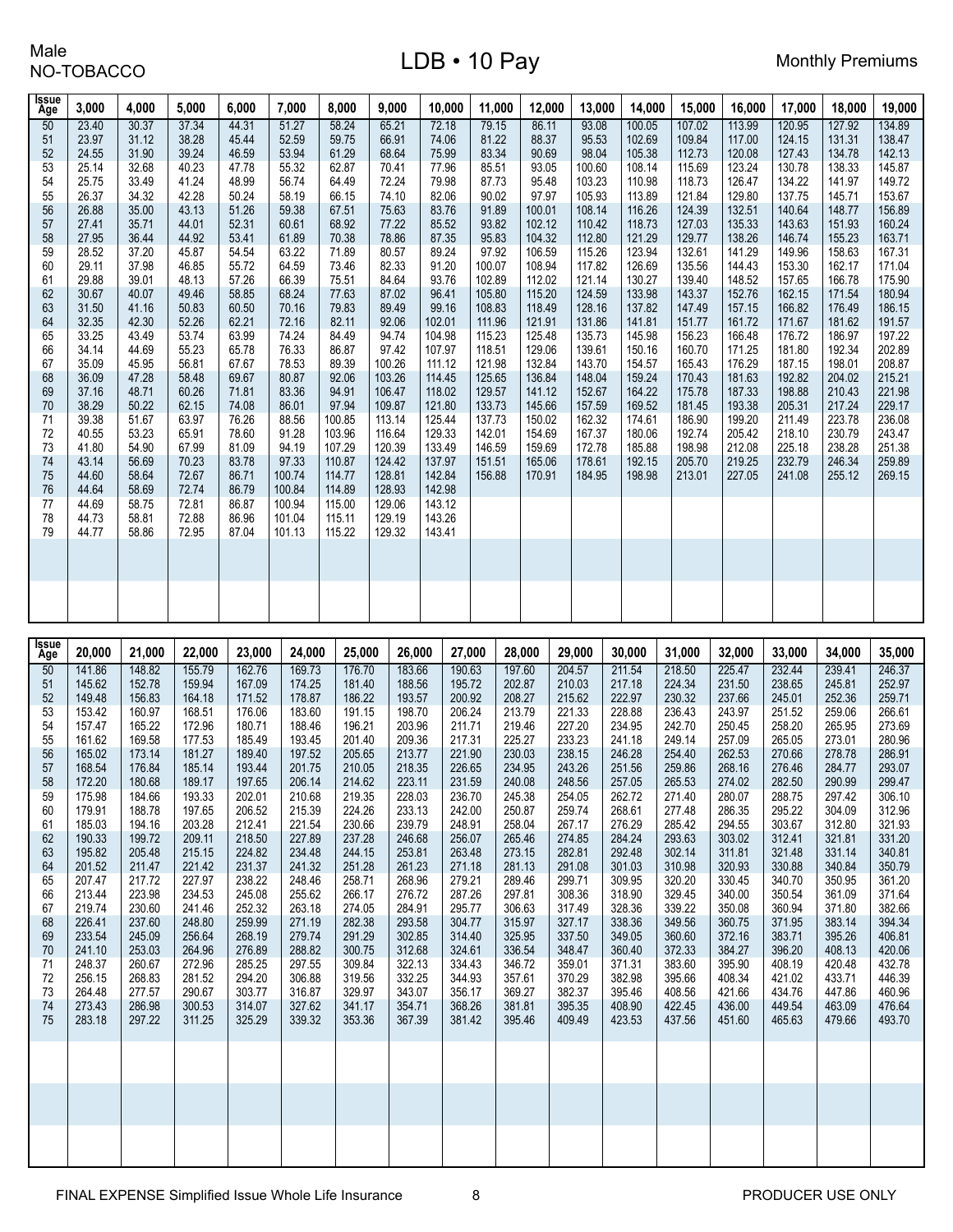Male NO-TOBACCO

# LDB • 10 Pay

Monthly Premiums

| Issue Age | 3,000 | 4,000 | 5,000 | 6,000 | 7,000 | 8,000 | 9,000 | 10,000 | 11,000 | 12,000 | 13,000 | 14,000 | 15,000 | 16,000 | 17,000 | 18,000 | 19,000 |
|---|---|---|---|---|---|---|---|---|---|---|---|---|---|---|---|---|---|
| 50 | 23.40 | 30.37 | 37.34 | 44.31 | 51.27 | 58.24 | 65.21 | 72.18 | 79.15 | 86.11 | 93.08 | 100.05 | 107.02 | 113.99 | 120.95 | 127.92 | 134.89 |
| 51 | 23.97 | 31.12 | 38.28 | 45.44 | 52.59 | 59.75 | 66.91 | 74.06 | 81.22 | 88.37 | 95.53 | 102.69 | 109.84 | 117.00 | 124.15 | 131.31 | 138.47 |
| 52 | 24.55 | 31.90 | 39.24 | 46.59 | 53.94 | 61.29 | 68.64 | 75.99 | 83.34 | 90.69 | 98.04 | 105.38 | 112.73 | 120.08 | 127.43 | 134.78 | 142.13 |
| 53 | 25.14 | 32.68 | 40.23 | 47.78 | 55.32 | 62.87 | 70.41 | 77.96 | 85.51 | 93.05 | 100.60 | 108.14 | 115.69 | 123.24 | 130.78 | 138.33 | 145.87 |
| 54 | 25.75 | 33.49 | 41.24 | 48.99 | 56.74 | 64.49 | 72.24 | 79.98 | 87.73 | 95.48 | 103.23 | 110.98 | 118.73 | 126.47 | 134.22 | 141.97 | 149.72 |
| 55 | 26.37 | 34.32 | 42.28 | 50.24 | 58.19 | 66.15 | 74.10 | 82.06 | 90.02 | 97.97 | 105.93 | 113.89 | 121.84 | 129.80 | 137.75 | 145.71 | 153.67 |
| 56 | 26.88 | 35.00 | 43.13 | 51.26 | 59.38 | 67.51 | 75.63 | 83.76 | 91.89 | 100.01 | 108.14 | 116.26 | 124.39 | 132.51 | 140.64 | 148.77 | 156.89 |
| 57 | 27.41 | 35.71 | 44.01 | 52.31 | 60.61 | 68.92 | 77.22 | 85.52 | 93.82 | 102.12 | 110.42 | 118.73 | 127.03 | 135.33 | 143.63 | 151.93 | 160.24 |
| 58 | 27.95 | 36.44 | 44.92 | 53.41 | 61.89 | 70.38 | 78.86 | 87.35 | 95.83 | 104.32 | 112.80 | 121.29 | 129.77 | 138.26 | 146.74 | 155.23 | 163.71 |
| 59 | 28.52 | 37.20 | 45.87 | 54.54 | 63.22 | 71.89 | 80.57 | 89.24 | 97.92 | 106.59 | 115.26 | 123.94 | 132.61 | 141.29 | 149.96 | 158.63 | 167.31 |
| 60 | 29.11 | 37.98 | 46.85 | 55.72 | 64.59 | 73.46 | 82.33 | 91.20 | 100.07 | 108.94 | 117.82 | 126.69 | 135.56 | 144.43 | 153.30 | 162.17 | 171.04 |
| 61 | 29.88 | 39.01 | 48.13 | 57.26 | 66.39 | 75.51 | 84.64 | 93.76 | 102.89 | 112.02 | 121.14 | 130.27 | 139.40 | 148.52 | 157.65 | 166.78 | 175.90 |
| 62 | 30.67 | 40.07 | 49.46 | 58.85 | 68.24 | 77.63 | 87.02 | 96.41 | 105.80 | 115.20 | 124.59 | 133.98 | 143.37 | 152.76 | 162.15 | 171.54 | 180.94 |
| 63 | 31.50 | 41.16 | 50.83 | 60.50 | 70.16 | 79.83 | 89.49 | 99.16 | 108.83 | 118.49 | 128.16 | 137.82 | 147.49 | 157.15 | 166.82 | 176.49 | 186.15 |
| 64 | 32.35 | 42.30 | 52.26 | 62.21 | 72.16 | 82.11 | 92.06 | 102.01 | 111.96 | 121.91 | 131.86 | 141.81 | 151.77 | 161.72 | 171.67 | 181.62 | 191.57 |
| 65 | 33.25 | 43.49 | 53.74 | 63.99 | 74.24 | 84.49 | 94.74 | 104.98 | 115.23 | 125.48 | 135.73 | 145.98 | 156.23 | 166.48 | 176.72 | 186.97 | 197.22 |
| 66 | 34.14 | 44.69 | 55.23 | 65.78 | 76.33 | 86.87 | 97.42 | 107.97 | 118.51 | 129.06 | 139.61 | 150.16 | 160.70 | 171.25 | 181.80 | 192.34 | 202.89 |
| 67 | 35.09 | 45.95 | 56.81 | 67.67 | 78.53 | 89.39 | 100.26 | 111.12 | 121.98 | 132.84 | 143.70 | 154.57 | 165.43 | 176.29 | 187.15 | 198.01 | 208.87 |
| 68 | 36.09 | 47.28 | 58.48 | 69.67 | 80.87 | 92.06 | 103.26 | 114.45 | 125.65 | 136.84 | 148.04 | 159.24 | 170.43 | 181.63 | 192.82 | 204.02 | 215.21 |
| 69 | 37.16 | 48.71 | 60.26 | 71.81 | 83.36 | 94.91 | 106.47 | 118.02 | 129.57 | 141.12 | 152.67 | 164.22 | 175.78 | 187.33 | 198.88 | 210.43 | 221.98 |
| 70 | 38.29 | 50.22 | 62.15 | 74.08 | 86.01 | 97.94 | 109.87 | 121.80 | 133.73 | 145.66 | 157.59 | 169.52 | 181.45 | 193.38 | 205.31 | 217.24 | 229.17 |
| 71 | 39.38 | 51.67 | 63.97 | 76.26 | 88.56 | 100.85 | 113.14 | 125.44 | 137.73 | 150.02 | 162.32 | 174.61 | 186.90 | 199.20 | 211.49 | 223.78 | 236.08 |
| 72 | 40.55 | 53.23 | 65.91 | 78.60 | 91.28 | 103.96 | 116.64 | 129.33 | 142.01 | 154.69 | 167.37 | 180.06 | 192.74 | 205.42 | 218.10 | 230.79 | 243.47 |
| 73 | 41.80 | 54.90 | 67.99 | 81.09 | 94.19 | 107.29 | 120.39 | 133.49 | 146.59 | 159.69 | 172.78 | 185.88 | 198.98 | 212.08 | 225.18 | 238.28 | 251.38 |
| 74 | 43.14 | 56.69 | 70.23 | 83.78 | 97.33 | 110.87 | 124.42 | 137.97 | 151.51 | 165.06 | 178.61 | 192.15 | 205.70 | 219.25 | 232.79 | 246.34 | 259.89 |
| 75 | 44.60 | 58.64 | 72.67 | 86.71 | 100.74 | 114.77 | 128.81 | 142.84 | 156.88 | 170.91 | 184.95 | 198.98 | 213.01 | 227.05 | 241.08 | 255.12 | 269.15 |
| 76 | 44.64 | 58.69 | 72.74 | 86.79 | 100.84 | 114.89 | 128.93 | 142.98 | | | | | | | | | |
| 77 | 44.69 | 58.75 | 72.81 | 86.87 | 100.94 | 115.00 | 129.06 | 143.12 | | | | | | | | | |
| 78 | 44.73 | 58.81 | 72.88 | 86.96 | 101.04 | 115.11 | 129.19 | 143.26 | | | | | | | | | |
| 79 | 44.77 | 58.86 | 72.95 | 87.04 | 101.13 | 115.22 | 129.32 | 143.41 | | | | | | | | | |

| Issue Age | 20,000 | 21,000 | 22,000 | 23,000 | 24,000 | 25,000 | 26,000 | 27,000 | 28,000 | 29,000 | 30,000 | 31,000 | 32,000 | 33,000 | 34,000 | 35,000 |
|---|---|---|---|---|---|---|---|---|---|---|---|---|---|---|---|---|
| 50 | 141.86 | 148.82 | 155.79 | 162.76 | 169.73 | 176.70 | 183.66 | 190.63 | 197.60 | 204.57 | 211.54 | 218.50 | 225.47 | 232.44 | 239.41 | 246.37 |
| 51 | 145.62 | 152.78 | 159.94 | 167.09 | 174.25 | 181.40 | 188.56 | 195.72 | 202.87 | 210.03 | 217.18 | 224.34 | 231.50 | 238.65 | 245.81 | 252.97 |
| 52 | 149.48 | 156.83 | 164.18 | 171.52 | 178.87 | 186.22 | 193.57 | 200.92 | 208.27 | 215.62 | 222.97 | 230.32 | 237.66 | 245.01 | 252.36 | 259.71 |
| 53 | 153.42 | 160.97 | 168.51 | 176.06 | 183.60 | 191.15 | 198.70 | 206.24 | 213.79 | 221.33 | 228.88 | 236.43 | 243.97 | 251.52 | 259.06 | 266.61 |
| 54 | 157.47 | 165.22 | 172.96 | 180.71 | 188.46 | 196.21 | 203.96 | 211.71 | 219.46 | 227.20 | 234.95 | 242.70 | 250.45 | 258.20 | 265.95 | 273.69 |
| 55 | 161.62 | 169.58 | 177.53 | 185.49 | 193.45 | 201.40 | 209.36 | 217.31 | 225.27 | 233.23 | 241.18 | 249.14 | 257.09 | 265.05 | 273.01 | 280.96 |
| 56 | 165.02 | 173.14 | 181.27 | 189.40 | 197.52 | 205.65 | 213.77 | 221.90 | 230.03 | 238.15 | 246.28 | 254.40 | 262.53 | 270.66 | 278.78 | 286.91 |
| 57 | 168.54 | 176.84 | 185.14 | 193.44 | 201.75 | 210.05 | 218.35 | 226.65 | 234.95 | 243.26 | 251.56 | 259.86 | 268.16 | 276.46 | 284.77 | 293.07 |
| 58 | 172.20 | 180.68 | 189.17 | 197.65 | 206.14 | 214.62 | 223.11 | 231.59 | 240.08 | 248.56 | 257.05 | 265.53 | 274.02 | 282.50 | 290.99 | 299.47 |
| 59 | 175.98 | 184.66 | 193.33 | 202.01 | 210.68 | 219.35 | 228.03 | 236.70 | 245.38 | 254.05 | 262.72 | 271.40 | 280.07 | 288.75 | 297.42 | 306.10 |
| 60 | 179.91 | 188.78 | 197.65 | 206.52 | 215.39 | 224.26 | 233.13 | 242.00 | 250.87 | 259.74 | 268.61 | 277.48 | 286.35 | 295.22 | 304.09 | 312.96 |
| 61 | 185.03 | 194.16 | 203.28 | 212.41 | 221.54 | 230.66 | 239.79 | 248.91 | 258.04 | 267.17 | 276.29 | 285.42 | 294.55 | 303.67 | 312.80 | 321.93 |
| 62 | 190.33 | 199.72 | 209.11 | 218.50 | 227.89 | 237.28 | 246.68 | 256.07 | 265.46 | 274.85 | 284.24 | 293.63 | 303.02 | 312.41 | 321.81 | 331.20 |
| 63 | 195.82 | 205.48 | 215.15 | 224.82 | 234.48 | 244.15 | 253.81 | 263.48 | 273.15 | 282.81 | 292.48 | 302.14 | 311.81 | 321.48 | 331.14 | 340.81 |
| 64 | 201.52 | 211.47 | 221.42 | 231.37 | 241.32 | 251.28 | 261.23 | 271.18 | 281.13 | 291.08 | 301.03 | 310.98 | 320.93 | 330.88 | 340.84 | 350.79 |
| 65 | 207.47 | 217.72 | 227.97 | 238.22 | 248.46 | 258.71 | 268.96 | 279.21 | 289.46 | 299.71 | 309.95 | 320.20 | 330.45 | 340.70 | 350.95 | 361.20 |
| 66 | 213.44 | 223.98 | 234.53 | 245.08 | 255.62 | 266.17 | 276.72 | 287.26 | 297.81 | 308.36 | 318.90 | 329.45 | 340.00 | 350.54 | 361.09 | 371.64 |
| 67 | 219.74 | 230.60 | 241.46 | 252.32 | 263.18 | 274.05 | 284.91 | 295.77 | 306.63 | 317.49 | 328.36 | 339.22 | 350.08 | 360.94 | 371.80 | 382.66 |
| 68 | 226.41 | 237.60 | 248.80 | 259.99 | 271.19 | 282.38 | 293.58 | 304.77 | 315.97 | 327.17 | 338.36 | 349.56 | 360.75 | 371.95 | 383.14 | 394.34 |
| 69 | 233.54 | 245.09 | 256.64 | 268.19 | 279.74 | 291.29 | 302.85 | 314.40 | 325.95 | 337.50 | 349.05 | 360.60 | 372.16 | 383.71 | 395.26 | 406.81 |
| 70 | 241.10 | 253.03 | 264.96 | 276.89 | 288.82 | 300.75 | 312.68 | 324.61 | 336.54 | 348.47 | 360.40 | 372.33 | 384.27 | 396.20 | 408.13 | 420.06 |
| 71 | 248.37 | 260.67 | 272.96 | 285.25 | 297.55 | 309.84 | 322.13 | 334.43 | 346.72 | 359.01 | 371.31 | 383.60 | 395.90 | 408.19 | 420.48 | 432.78 |
| 72 | 256.15 | 268.83 | 281.52 | 294.20 | 306.88 | 319.56 | 332.25 | 344.93 | 357.61 | 370.29 | 382.98 | 395.66 | 408.34 | 421.02 | 433.71 | 446.39 |
| 73 | 264.48 | 277.57 | 290.67 | 303.77 | 316.87 | 329.97 | 343.07 | 356.17 | 369.27 | 382.37 | 395.46 | 408.56 | 421.66 | 434.76 | 447.86 | 460.96 |
| 74 | 273.43 | 286.98 | 300.53 | 314.07 | 327.62 | 341.17 | 354.71 | 368.26 | 381.81 | 395.35 | 408.90 | 422.45 | 436.00 | 449.54 | 463.09 | 476.64 |
| 75 | 283.18 | 297.22 | 311.25 | 325.29 | 339.32 | 353.36 | 367.39 | 381.42 | 395.46 | 409.49 | 423.53 | 437.56 | 451.60 | 465.63 | 479.66 | 493.70 |

FINAL EXPENSE Simplified Issue Whole Life Insurance

PRODUCER USE ONLY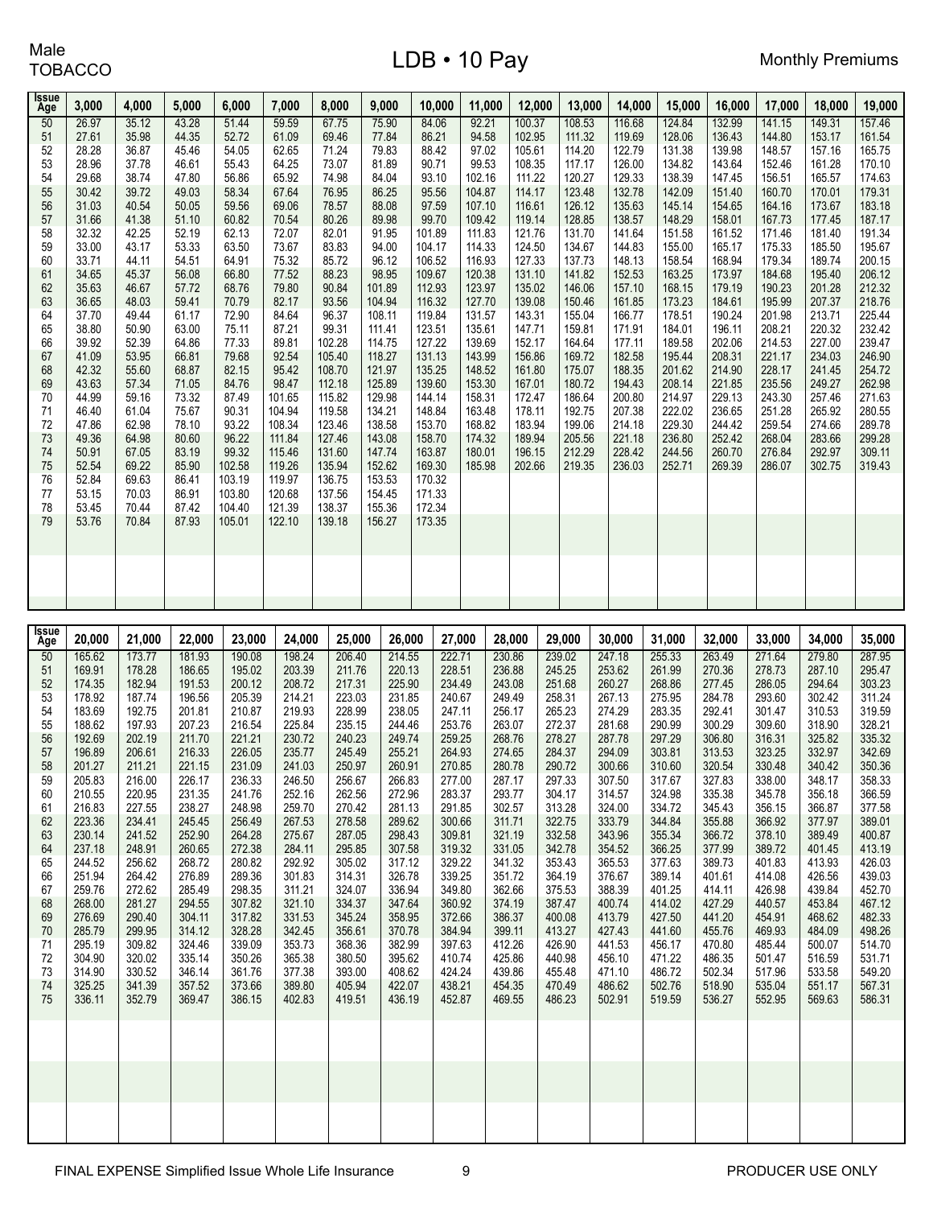Male
TOBACCO

# LDB • 10 Pay

Monthly Premiums

| Issue Age | 3,000 | 4,000 | 5,000 | 6,000 | 7,000 | 8,000 | 9,000 | 10,000 | 11,000 | 12,000 | 13,000 | 14,000 | 15,000 | 16,000 | 17,000 | 18,000 | 19,000 |
|---|---|---|---|---|---|---|---|---|---|---|---|---|---|---|---|---|---|
| 50 | 26.97 | 35.12 | 43.28 | 51.44 | 59.59 | 67.75 | 75.90 | 84.06 | 92.21 | 100.37 | 108.53 | 116.68 | 124.84 | 132.99 | 141.15 | 149.31 | 157.46 |
| 51 | 27.61 | 35.98 | 44.35 | 52.72 | 61.09 | 69.46 | 77.84 | 86.21 | 94.58 | 102.95 | 111.32 | 119.69 | 128.06 | 136.43 | 144.80 | 153.17 | 161.54 |
| 52 | 28.28 | 36.87 | 45.46 | 54.05 | 62.65 | 71.24 | 79.83 | 88.42 | 97.02 | 105.61 | 114.20 | 122.79 | 131.38 | 139.98 | 148.57 | 157.16 | 165.75 |
| 53 | 28.96 | 37.78 | 46.61 | 55.43 | 64.25 | 73.07 | 81.89 | 90.71 | 99.53 | 108.35 | 117.17 | 126.00 | 134.82 | 143.64 | 152.46 | 161.28 | 170.10 |
| 54 | 29.68 | 38.74 | 47.80 | 56.86 | 65.92 | 74.98 | 84.04 | 93.10 | 102.16 | 111.22 | 120.27 | 129.33 | 138.39 | 147.45 | 156.51 | 165.57 | 174.63 |
| 55 | 30.42 | 39.72 | 49.03 | 58.34 | 67.64 | 76.95 | 86.25 | 95.56 | 104.87 | 114.17 | 123.48 | 132.78 | 142.09 | 151.40 | 160.70 | 170.01 | 179.31 |
| 56 | 31.03 | 40.54 | 50.05 | 59.56 | 69.06 | 78.57 | 88.08 | 97.59 | 107.10 | 116.61 | 126.12 | 135.63 | 145.14 | 154.65 | 164.16 | 173.67 | 183.18 |
| 57 | 31.66 | 41.38 | 51.10 | 60.82 | 70.54 | 80.26 | 89.98 | 99.70 | 109.42 | 119.14 | 128.85 | 138.57 | 148.29 | 158.01 | 167.73 | 177.45 | 187.17 |
| 58 | 32.32 | 42.25 | 52.19 | 62.13 | 72.07 | 82.01 | 91.95 | 101.89 | 111.83 | 121.76 | 131.70 | 141.64 | 151.58 | 161.52 | 171.46 | 181.40 | 191.34 |
| 59 | 33.00 | 43.17 | 53.33 | 63.50 | 73.67 | 83.83 | 94.00 | 104.17 | 114.33 | 124.50 | 134.67 | 144.83 | 155.00 | 165.17 | 175.33 | 185.50 | 195.67 |
| 60 | 33.71 | 44.11 | 54.51 | 64.91 | 75.32 | 85.72 | 96.12 | 106.52 | 116.93 | 127.33 | 137.73 | 148.13 | 158.54 | 168.94 | 179.34 | 189.74 | 200.15 |
| 61 | 34.65 | 45.37 | 56.08 | 66.80 | 77.52 | 88.23 | 98.95 | 109.67 | 120.38 | 131.10 | 141.82 | 152.53 | 163.25 | 173.97 | 184.68 | 195.40 | 206.12 |
| 62 | 35.63 | 46.67 | 57.72 | 68.76 | 79.80 | 90.84 | 101.89 | 112.93 | 123.97 | 135.02 | 146.06 | 157.10 | 168.15 | 179.19 | 190.23 | 201.28 | 212.32 |
| 63 | 36.65 | 48.03 | 59.41 | 70.79 | 82.17 | 93.56 | 104.94 | 116.32 | 127.70 | 139.08 | 150.46 | 161.85 | 173.23 | 184.61 | 195.99 | 207.37 | 218.76 |
| 64 | 37.70 | 49.44 | 61.17 | 72.90 | 84.64 | 96.37 | 108.11 | 119.84 | 131.57 | 143.31 | 155.04 | 166.77 | 178.51 | 190.24 | 201.98 | 213.71 | 225.44 |
| 65 | 38.80 | 50.90 | 63.00 | 75.11 | 87.21 | 99.31 | 111.41 | 123.51 | 135.61 | 147.71 | 159.81 | 171.91 | 184.01 | 196.11 | 208.21 | 220.32 | 232.42 |
| 66 | 39.92 | 52.39 | 64.86 | 77.33 | 89.81 | 102.28 | 114.75 | 127.22 | 139.69 | 152.17 | 164.64 | 177.11 | 189.58 | 202.06 | 214.53 | 227.00 | 239.47 |
| 67 | 41.09 | 53.95 | 66.81 | 79.68 | 92.54 | 105.40 | 118.27 | 131.13 | 143.99 | 156.86 | 169.72 | 182.58 | 195.44 | 208.31 | 221.17 | 234.03 | 246.90 |
| 68 | 42.32 | 55.60 | 68.87 | 82.15 | 95.42 | 108.70 | 121.97 | 135.25 | 148.52 | 161.80 | 175.07 | 188.35 | 201.62 | 214.90 | 228.17 | 241.45 | 254.72 |
| 69 | 43.63 | 57.34 | 71.05 | 84.76 | 98.47 | 112.18 | 125.89 | 139.60 | 153.30 | 167.01 | 180.72 | 194.43 | 208.14 | 221.85 | 235.56 | 249.27 | 262.98 |
| 70 | 44.99 | 59.16 | 73.32 | 87.49 | 101.65 | 115.82 | 129.98 | 144.14 | 158.31 | 172.47 | 186.64 | 200.80 | 214.97 | 229.13 | 243.30 | 257.46 | 271.63 |
| 71 | 46.40 | 61.04 | 75.67 | 90.31 | 104.94 | 119.58 | 134.21 | 148.84 | 163.48 | 178.11 | 192.75 | 207.38 | 222.02 | 236.65 | 251.28 | 265.92 | 280.55 |
| 72 | 47.86 | 62.98 | 78.10 | 93.22 | 108.34 | 123.46 | 138.58 | 153.70 | 168.82 | 183.94 | 199.06 | 214.18 | 229.30 | 244.42 | 259.54 | 274.66 | 289.78 |
| 73 | 49.36 | 64.98 | 80.60 | 96.22 | 111.84 | 127.46 | 143.08 | 158.70 | 174.32 | 189.94 | 205.56 | 221.18 | 236.80 | 252.42 | 268.04 | 283.66 | 299.28 |
| 74 | 50.91 | 67.05 | 83.19 | 99.32 | 115.46 | 131.60 | 147.74 | 163.87 | 180.01 | 196.15 | 212.29 | 228.42 | 244.56 | 260.70 | 276.84 | 292.97 | 309.11 |
| 75 | 52.54 | 69.22 | 85.90 | 102.58 | 119.26 | 135.94 | 152.62 | 169.30 | 185.98 | 202.66 | 219.35 | 236.03 | 252.71 | 269.39 | 286.07 | 302.75 | 319.43 |
| 76 | 52.84 | 69.63 | 86.41 | 103.19 | 119.97 | 136.75 | 153.53 | 170.32 | | | | | | | | | |
| 77 | 53.15 | 70.03 | 86.91 | 103.80 | 120.68 | 137.56 | 154.45 | 171.33 | | | | | | | | | |
| 78 | 53.45 | 70.44 | 87.42 | 104.40 | 121.39 | 138.37 | 155.36 | 172.34 | | | | | | | | | |
| 79 | 53.76 | 70.84 | 87.93 | 105.01 | 122.10 | 139.18 | 156.27 | 173.35 | | | | | | | | | |

| Issue Age | 20,000 | 21,000 | 22,000 | 23,000 | 24,000 | 25,000 | 26,000 | 27,000 | 28,000 | 29,000 | 30,000 | 31,000 | 32,000 | 33,000 | 34,000 | 35,000 |
|---|---|---|---|---|---|---|---|---|---|---|---|---|---|---|---|---|
| 50 | 165.62 | 173.77 | 181.93 | 190.08 | 198.24 | 206.40 | 214.55 | 222.71 | 230.86 | 239.02 | 247.18 | 255.33 | 263.49 | 271.64 | 279.80 | 287.95 |
| 51 | 169.91 | 178.28 | 186.65 | 195.02 | 203.39 | 211.76 | 220.13 | 228.51 | 236.88 | 245.25 | 253.62 | 261.99 | 270.36 | 278.73 | 287.10 | 295.47 |
| 52 | 174.35 | 182.94 | 191.53 | 200.12 | 208.72 | 217.31 | 225.90 | 234.49 | 243.08 | 251.68 | 260.27 | 268.86 | 277.45 | 286.05 | 294.64 | 303.23 |
| 53 | 178.92 | 187.74 | 196.56 | 205.39 | 214.21 | 223.03 | 231.85 | 240.67 | 249.49 | 258.31 | 267.13 | 275.95 | 284.78 | 293.60 | 302.42 | 311.24 |
| 54 | 183.69 | 192.75 | 201.81 | 210.87 | 219.93 | 228.99 | 238.05 | 247.11 | 256.17 | 265.23 | 274.29 | 283.35 | 292.41 | 301.47 | 310.53 | 319.59 |
| 55 | 188.62 | 197.93 | 207.23 | 216.54 | 225.84 | 235.15 | 244.46 | 253.76 | 263.07 | 272.37 | 281.68 | 290.99 | 300.29 | 309.60 | 318.90 | 328.21 |
| 56 | 192.69 | 202.19 | 211.70 | 221.21 | 230.72 | 240.23 | 249.74 | 259.25 | 268.76 | 278.27 | 287.78 | 297.29 | 306.80 | 316.31 | 325.82 | 335.32 |
| 57 | 196.89 | 206.61 | 216.33 | 226.05 | 235.77 | 245.49 | 255.21 | 264.93 | 274.65 | 284.37 | 294.09 | 303.81 | 313.53 | 323.25 | 332.97 | 342.69 |
| 58 | 201.27 | 211.21 | 221.15 | 231.09 | 241.03 | 250.97 | 260.91 | 270.85 | 280.78 | 290.72 | 300.66 | 310.60 | 320.54 | 330.48 | 340.42 | 350.36 |
| 59 | 205.83 | 216.00 | 226.17 | 236.33 | 246.50 | 256.67 | 266.83 | 277.00 | 287.17 | 297.33 | 307.50 | 317.67 | 327.83 | 338.00 | 348.17 | 358.33 |
| 60 | 210.55 | 220.95 | 231.35 | 241.76 | 252.16 | 262.56 | 272.96 | 283.37 | 293.77 | 304.17 | 314.57 | 324.98 | 335.38 | 345.78 | 356.18 | 366.59 |
| 61 | 216.83 | 227.55 | 238.27 | 248.98 | 259.70 | 270.42 | 281.13 | 291.85 | 302.57 | 313.28 | 324.00 | 334.72 | 345.43 | 356.15 | 366.87 | 377.58 |
| 62 | 223.36 | 234.41 | 245.45 | 256.49 | 267.53 | 278.58 | 289.62 | 300.66 | 311.71 | 322.75 | 333.79 | 344.84 | 355.88 | 366.92 | 377.97 | 389.01 |
| 63 | 230.14 | 241.52 | 252.90 | 264.28 | 275.67 | 287.05 | 298.43 | 309.81 | 321.19 | 332.58 | 343.96 | 355.34 | 366.72 | 378.10 | 389.49 | 400.87 |
| 64 | 237.18 | 248.91 | 260.65 | 272.38 | 284.11 | 295.85 | 307.58 | 319.32 | 331.05 | 342.78 | 354.52 | 366.25 | 377.99 | 389.72 | 401.45 | 413.19 |
| 65 | 244.52 | 256.62 | 268.72 | 280.82 | 292.92 | 305.02 | 317.12 | 329.22 | 341.32 | 353.43 | 365.53 | 377.63 | 389.73 | 401.83 | 413.93 | 426.03 |
| 66 | 251.94 | 264.42 | 276.89 | 289.36 | 301.83 | 314.31 | 326.78 | 339.25 | 351.72 | 364.19 | 376.67 | 389.14 | 401.61 | 414.08 | 426.56 | 439.03 |
| 67 | 259.76 | 272.62 | 285.49 | 298.35 | 311.21 | 324.07 | 336.94 | 349.80 | 362.66 | 375.53 | 388.39 | 401.25 | 414.11 | 426.98 | 439.84 | 452.70 |
| 68 | 268.00 | 281.27 | 294.55 | 307.82 | 321.10 | 334.37 | 347.64 | 360.92 | 374.19 | 387.47 | 400.74 | 414.02 | 427.29 | 440.57 | 453.84 | 467.12 |
| 69 | 276.69 | 290.40 | 304.11 | 317.82 | 331.53 | 345.24 | 358.95 | 372.66 | 386.37 | 400.08 | 413.79 | 427.50 | 441.20 | 454.91 | 468.62 | 482.33 |
| 70 | 285.79 | 299.95 | 314.12 | 328.28 | 342.45 | 356.61 | 370.78 | 384.94 | 399.11 | 413.27 | 427.43 | 441.60 | 455.76 | 469.93 | 484.09 | 498.26 |
| 71 | 295.19 | 309.82 | 324.46 | 339.09 | 353.73 | 368.36 | 382.99 | 397.63 | 412.26 | 426.90 | 441.53 | 456.17 | 470.80 | 485.44 | 500.07 | 514.70 |
| 72 | 304.90 | 320.02 | 335.14 | 350.26 | 365.38 | 380.50 | 395.62 | 410.74 | 425.86 | 440.98 | 456.10 | 471.22 | 486.35 | 501.47 | 516.59 | 531.71 |
| 73 | 314.90 | 330.52 | 346.14 | 361.76 | 377.38 | 393.00 | 408.62 | 424.24 | 439.86 | 455.48 | 471.10 | 486.72 | 502.34 | 517.96 | 533.58 | 549.20 |
| 74 | 325.25 | 341.39 | 357.52 | 373.66 | 389.80 | 405.94 | 422.07 | 438.21 | 454.35 | 470.49 | 486.62 | 502.76 | 518.90 | 535.04 | 551.17 | 567.31 |
| 75 | 336.11 | 352.79 | 369.47 | 386.15 | 402.83 | 419.51 | 436.19 | 452.87 | 469.55 | 486.23 | 502.91 | 519.59 | 536.27 | 552.95 | 569.63 | 586.31 |

FINAL EXPENSE Simplified Issue Whole Life Insurance

PRODUCER USE ONLY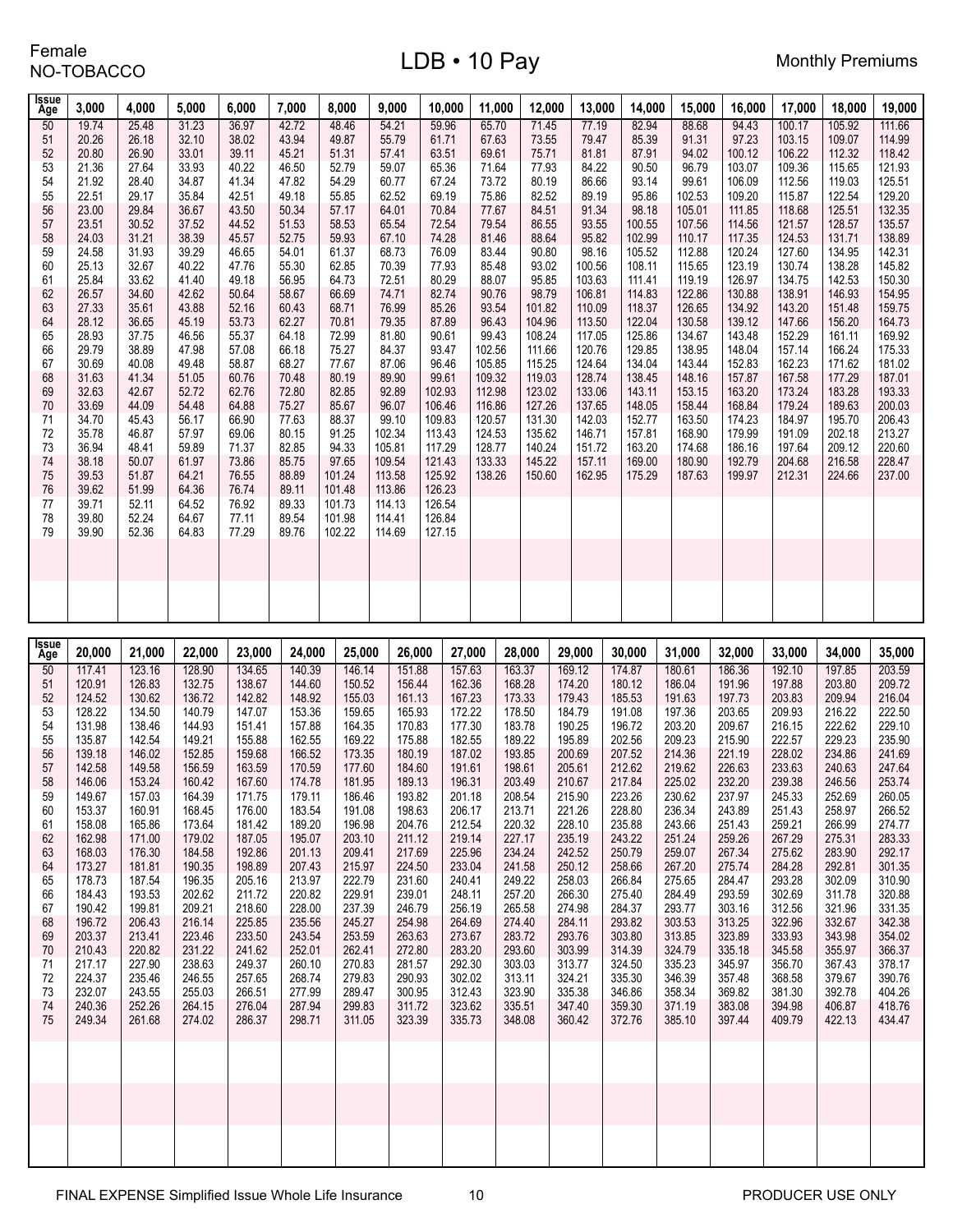Female
NO-TOBACCO

# LDB • 10 Pay

Monthly Premiums

| Issue Age | 3,000 | 4,000 | 5,000 | 6,000 | 7,000 | 8,000 | 9,000 | 10,000 | 11,000 | 12,000 | 13,000 | 14,000 | 15,000 | 16,000 | 17,000 | 18,000 | 19,000 |
|---|---|---|---|---|---|---|---|---|---|---|---|---|---|---|---|---|---|
| 50 | 19.74 | 25.48 | 31.23 | 36.97 | 42.72 | 48.46 | 54.21 | 59.96 | 65.70 | 71.45 | 77.19 | 82.94 | 88.68 | 94.43 | 100.17 | 105.92 | 111.66 |
| 51 | 20.26 | 26.18 | 32.10 | 38.02 | 43.94 | 49.87 | 55.79 | 61.71 | 67.63 | 73.55 | 79.47 | 85.39 | 91.31 | 97.23 | 103.15 | 109.07 | 114.99 |
| 52 | 20.80 | 26.90 | 33.01 | 39.11 | 45.21 | 51.31 | 57.41 | 63.51 | 69.61 | 75.71 | 81.81 | 87.91 | 94.02 | 100.12 | 106.22 | 112.32 | 118.42 |
| 53 | 21.36 | 27.64 | 33.93 | 40.22 | 46.50 | 52.79 | 59.07 | 65.36 | 71.64 | 77.93 | 84.22 | 90.50 | 96.79 | 103.07 | 109.36 | 115.65 | 121.93 |
| 54 | 21.92 | 28.40 | 34.87 | 41.34 | 47.82 | 54.29 | 60.77 | 67.24 | 73.72 | 80.19 | 86.66 | 93.14 | 99.61 | 106.09 | 112.56 | 119.03 | 125.51 |
| 55 | 22.51 | 29.17 | 35.84 | 42.51 | 49.18 | 55.85 | 62.52 | 69.19 | 75.86 | 82.52 | 89.19 | 95.86 | 102.53 | 109.20 | 115.87 | 122.54 | 129.20 |
| 56 | 23.00 | 29.84 | 36.67 | 43.50 | 50.34 | 57.17 | 64.01 | 70.84 | 77.67 | 84.51 | 91.34 | 98.18 | 105.01 | 111.85 | 118.68 | 125.51 | 132.35 |
| 57 | 23.51 | 30.52 | 37.52 | 44.52 | 51.53 | 58.53 | 65.54 | 72.54 | 79.54 | 86.55 | 93.55 | 100.55 | 107.56 | 114.56 | 121.57 | 128.57 | 135.57 |
| 58 | 24.03 | 31.21 | 38.39 | 45.57 | 52.75 | 59.93 | 67.10 | 74.28 | 81.46 | 88.64 | 95.82 | 102.99 | 110.17 | 117.35 | 124.53 | 131.71 | 138.89 |
| 59 | 24.58 | 31.93 | 39.29 | 46.65 | 54.01 | 61.37 | 68.73 | 76.09 | 83.44 | 90.80 | 98.16 | 105.52 | 112.88 | 120.24 | 127.60 | 134.95 | 142.31 |
| 60 | 25.13 | 32.67 | 40.22 | 47.76 | 55.30 | 62.85 | 70.39 | 77.93 | 85.48 | 93.02 | 100.56 | 108.11 | 115.65 | 123.19 | 130.74 | 138.28 | 145.82 |
| 61 | 25.84 | 33.62 | 41.40 | 49.18 | 56.95 | 64.73 | 72.51 | 80.29 | 88.07 | 95.85 | 103.63 | 111.41 | 119.19 | 126.97 | 134.75 | 142.53 | 150.30 |
| 62 | 26.57 | 34.60 | 42.62 | 50.64 | 58.67 | 66.69 | 74.71 | 82.74 | 90.76 | 98.79 | 106.81 | 114.83 | 122.86 | 130.88 | 138.91 | 146.93 | 154.95 |
| 63 | 27.33 | 35.61 | 43.88 | 52.16 | 60.43 | 68.71 | 76.99 | 85.26 | 93.54 | 101.82 | 110.09 | 118.37 | 126.65 | 134.92 | 143.20 | 151.48 | 159.75 |
| 64 | 28.12 | 36.65 | 45.19 | 53.73 | 62.27 | 70.81 | 79.35 | 87.89 | 96.43 | 104.96 | 113.50 | 122.04 | 130.58 | 139.12 | 147.66 | 156.20 | 164.73 |
| 65 | 28.93 | 37.75 | 46.56 | 55.37 | 64.18 | 72.99 | 81.80 | 90.61 | 99.43 | 108.24 | 117.05 | 125.86 | 134.67 | 143.48 | 152.29 | 161.11 | 169.92 |
| 66 | 29.79 | 38.89 | 47.98 | 57.08 | 66.18 | 75.27 | 84.37 | 93.47 | 102.56 | 111.66 | 120.76 | 129.85 | 138.95 | 148.04 | 157.14 | 166.24 | 175.33 |
| 67 | 30.69 | 40.08 | 49.48 | 58.87 | 68.27 | 77.67 | 87.06 | 96.46 | 105.85 | 115.25 | 124.64 | 134.04 | 143.44 | 152.83 | 162.23 | 171.62 | 181.02 |
| 68 | 31.63 | 41.34 | 51.05 | 60.76 | 70.48 | 80.19 | 89.90 | 99.61 | 109.32 | 119.03 | 128.74 | 138.45 | 148.16 | 157.87 | 167.58 | 177.29 | 187.01 |
| 69 | 32.63 | 42.67 | 52.72 | 62.76 | 72.80 | 82.85 | 92.89 | 102.93 | 112.98 | 123.02 | 133.06 | 143.11 | 153.15 | 163.20 | 173.24 | 183.28 | 193.33 |
| 70 | 33.69 | 44.09 | 54.48 | 64.88 | 75.27 | 85.67 | 96.07 | 106.46 | 116.86 | 127.26 | 137.65 | 148.05 | 158.44 | 168.84 | 179.24 | 189.63 | 200.03 |
| 71 | 34.70 | 45.43 | 56.17 | 66.90 | 77.63 | 88.37 | 99.10 | 109.83 | 120.57 | 131.30 | 142.03 | 152.77 | 163.50 | 174.23 | 184.97 | 195.70 | 206.43 |
| 72 | 35.78 | 46.87 | 57.97 | 69.06 | 80.15 | 91.25 | 102.34 | 113.43 | 124.53 | 135.62 | 146.71 | 157.81 | 168.90 | 179.99 | 191.09 | 202.18 | 213.27 |
| 73 | 36.94 | 48.41 | 59.89 | 71.37 | 82.85 | 94.33 | 105.81 | 117.29 | 128.77 | 140.24 | 151.72 | 163.20 | 174.68 | 186.16 | 197.64 | 209.12 | 220.60 |
| 74 | 38.18 | 50.07 | 61.97 | 73.86 | 85.75 | 97.65 | 109.54 | 121.43 | 133.33 | 145.22 | 157.11 | 169.00 | 180.90 | 192.79 | 204.68 | 216.58 | 228.47 |
| 75 | 39.53 | 51.87 | 64.21 | 76.55 | 88.89 | 101.24 | 113.58 | 125.92 | 138.26 | 150.60 | 162.95 | 175.29 | 187.63 | 199.97 | 212.31 | 224.66 | 237.00 |
| 76 | 39.62 | 51.99 | 64.36 | 76.74 | 89.11 | 101.48 | 113.86 | 126.23 | | | | | | | | | |
| 77 | 39.71 | 52.11 | 64.52 | 76.92 | 89.33 | 101.73 | 114.13 | 126.54 | | | | | | | | | |
| 78 | 39.80 | 52.24 | 64.67 | 77.11 | 89.54 | 101.98 | 114.41 | 126.84 | | | | | | | | | |
| 79 | 39.90 | 52.36 | 64.83 | 77.29 | 89.76 | 102.22 | 114.69 | 127.15 | | | | | | | | | |

| Issue Age | 20,000 | 21,000 | 22,000 | 23,000 | 24,000 | 25,000 | 26,000 | 27,000 | 28,000 | 29,000 | 30,000 | 31,000 | 32,000 | 33,000 | 34,000 | 35,000 |
|---|---|---|---|---|---|---|---|---|---|---|---|---|---|---|---|---|
| 50 | 117.41 | 123.16 | 128.90 | 134.65 | 140.39 | 146.14 | 151.88 | 157.63 | 163.37 | 169.12 | 174.87 | 180.61 | 186.36 | 192.10 | 197.85 | 203.59 |
| 51 | 120.91 | 126.83 | 132.75 | 138.67 | 144.60 | 150.52 | 156.44 | 162.36 | 168.28 | 174.20 | 180.12 | 186.04 | 191.96 | 197.88 | 203.80 | 209.72 |
| 52 | 124.52 | 130.62 | 136.72 | 142.82 | 148.92 | 155.03 | 161.13 | 167.23 | 173.33 | 179.43 | 185.53 | 191.63 | 197.73 | 203.83 | 209.94 | 216.04 |
| 53 | 128.22 | 134.50 | 140.79 | 147.07 | 153.36 | 159.65 | 165.93 | 172.22 | 178.50 | 184.79 | 191.08 | 197.36 | 203.65 | 209.93 | 216.22 | 222.50 |
| 54 | 131.98 | 138.46 | 144.93 | 151.41 | 157.88 | 164.35 | 170.83 | 177.30 | 183.78 | 190.25 | 196.72 | 203.20 | 209.67 | 216.15 | 222.62 | 229.10 |
| 55 | 135.87 | 142.54 | 149.21 | 155.88 | 162.55 | 169.22 | 175.88 | 182.55 | 189.22 | 195.89 | 202.56 | 209.23 | 215.90 | 222.57 | 229.23 | 235.90 |
| 56 | 139.18 | 146.02 | 152.85 | 159.68 | 166.52 | 173.35 | 180.19 | 187.02 | 193.85 | 200.69 | 207.52 | 214.36 | 221.19 | 228.02 | 234.86 | 241.69 |
| 57 | 142.58 | 149.58 | 156.59 | 163.59 | 170.59 | 177.60 | 184.60 | 191.61 | 198.61 | 205.61 | 212.62 | 219.62 | 226.63 | 233.63 | 240.63 | 247.64 |
| 58 | 146.06 | 153.24 | 160.42 | 167.60 | 174.78 | 181.95 | 189.13 | 196.31 | 203.49 | 210.67 | 217.84 | 225.02 | 232.20 | 239.38 | 246.56 | 253.74 |
| 59 | 149.67 | 157.03 | 164.39 | 171.75 | 179.11 | 186.46 | 193.82 | 201.18 | 208.54 | 215.90 | 223.26 | 230.62 | 237.97 | 245.33 | 252.69 | 260.05 |
| 60 | 153.37 | 160.91 | 168.45 | 176.00 | 183.54 | 191.08 | 198.63 | 206.17 | 213.71 | 221.26 | 228.80 | 236.34 | 243.89 | 251.43 | 258.97 | 266.52 |
| 61 | 158.08 | 165.86 | 173.64 | 181.42 | 189.20 | 196.98 | 204.76 | 212.54 | 220.32 | 228.10 | 235.88 | 243.66 | 251.43 | 259.21 | 266.99 | 274.77 |
| 62 | 162.98 | 171.00 | 179.02 | 187.05 | 195.07 | 203.10 | 211.12 | 219.14 | 227.17 | 235.19 | 243.22 | 251.24 | 259.26 | 267.29 | 275.31 | 283.33 |
| 63 | 168.03 | 176.30 | 184.58 | 192.86 | 201.13 | 209.41 | 217.69 | 225.96 | 234.24 | 242.52 | 250.79 | 259.07 | 267.34 | 275.62 | 283.90 | 292.17 |
| 64 | 173.27 | 181.81 | 190.35 | 198.89 | 207.43 | 215.97 | 224.50 | 233.04 | 241.58 | 250.12 | 258.66 | 267.20 | 275.74 | 284.28 | 292.81 | 301.35 |
| 65 | 178.73 | 187.54 | 196.35 | 205.16 | 213.97 | 222.79 | 231.60 | 240.41 | 249.22 | 258.03 | 266.84 | 275.65 | 284.47 | 293.28 | 302.09 | 310.90 |
| 66 | 184.43 | 193.53 | 202.62 | 211.72 | 220.82 | 229.91 | 239.01 | 248.11 | 257.20 | 266.30 | 275.40 | 284.49 | 293.59 | 302.69 | 311.78 | 320.88 |
| 67 | 190.42 | 199.81 | 209.21 | 218.60 | 228.00 | 237.39 | 246.79 | 256.19 | 265.58 | 274.98 | 284.37 | 293.77 | 303.16 | 312.56 | 321.96 | 331.35 |
| 68 | 196.72 | 206.43 | 216.14 | 225.85 | 235.56 | 245.27 | 254.98 | 264.69 | 274.40 | 284.11 | 293.82 | 303.53 | 313.25 | 322.96 | 332.67 | 342.38 |
| 69 | 203.37 | 213.41 | 223.46 | 233.50 | 243.54 | 253.59 | 263.63 | 273.67 | 283.72 | 293.76 | 303.80 | 313.85 | 323.89 | 333.93 | 343.98 | 354.02 |
| 70 | 210.43 | 220.82 | 231.22 | 241.62 | 252.01 | 262.41 | 272.80 | 283.20 | 293.60 | 303.99 | 314.39 | 324.79 | 335.18 | 345.58 | 355.97 | 366.37 |
| 71 | 217.17 | 227.90 | 238.63 | 249.37 | 260.10 | 270.83 | 281.57 | 292.30 | 303.03 | 313.77 | 324.50 | 335.23 | 345.97 | 356.70 | 367.43 | 378.17 |
| 72 | 224.37 | 235.46 | 246.55 | 257.65 | 268.74 | 279.83 | 290.93 | 302.02 | 313.11 | 324.21 | 335.30 | 346.39 | 357.48 | 368.58 | 379.67 | 390.76 |
| 73 | 232.07 | 243.55 | 255.03 | 266.51 | 277.99 | 289.47 | 300.95 | 312.43 | 323.90 | 335.38 | 346.86 | 358.34 | 369.82 | 381.30 | 392.78 | 404.26 |
| 74 | 240.36 | 252.26 | 264.15 | 276.04 | 287.94 | 299.83 | 311.72 | 323.62 | 335.51 | 347.40 | 359.30 | 371.19 | 383.08 | 394.98 | 406.87 | 418.76 |
| 75 | 249.34 | 261.68 | 274.02 | 286.37 | 298.71 | 311.05 | 323.39 | 335.73 | 348.08 | 360.42 | 372.76 | 385.10 | 397.44 | 409.79 | 422.13 | 434.47 |

FINAL EXPENSE Simplified Issue Whole Life Insurance

PRODUCER USE ONLY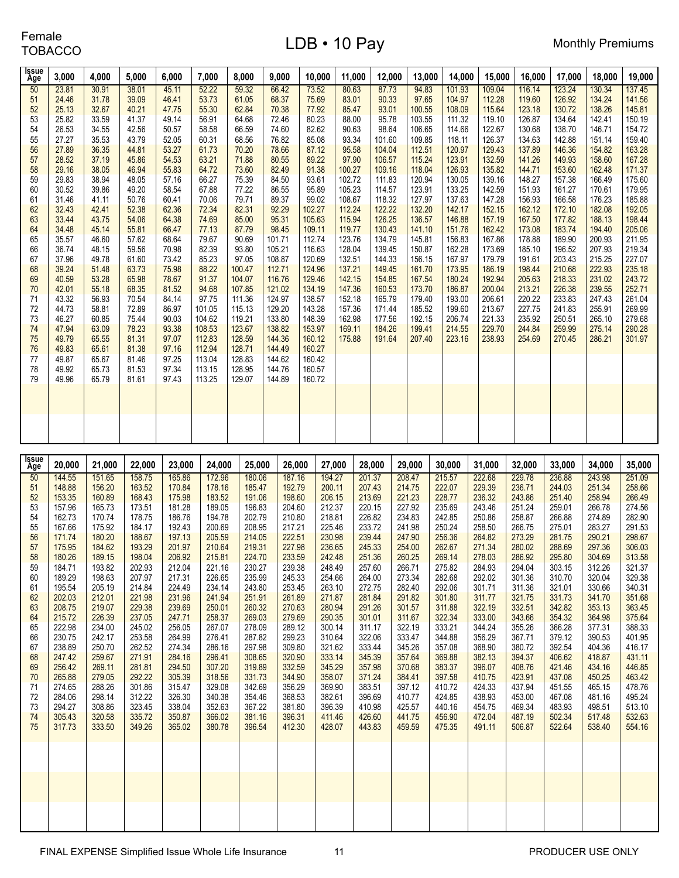Female
TOBACCO

# LDB • 10 Pay

Monthly Premiums

| Issue Age | 3,000 | 4,000 | 5,000 | 6,000 | 7,000 | 8,000 | 9,000 | 10,000 | 11,000 | 12,000 | 13,000 | 14,000 | 15,000 | 16,000 | 17,000 | 18,000 | 19,000 |
|---|---|---|---|---|---|---|---|---|---|---|---|---|---|---|---|---|---|
| 50 | 23.81 | 30.91 | 38.01 | 45.11 | 52.22 | 59.32 | 66.42 | 73.52 | 80.63 | 87.73 | 94.83 | 101.93 | 109.04 | 116.14 | 123.24 | 130.34 | 137.45 |
| 51 | 24.46 | 31.78 | 39.09 | 46.41 | 53.73 | 61.05 | 68.37 | 75.69 | 83.01 | 90.33 | 97.65 | 104.97 | 112.28 | 119.60 | 126.92 | 134.24 | 141.56 |
| 52 | 25.13 | 32.67 | 40.21 | 47.75 | 55.30 | 62.84 | 70.38 | 77.92 | 85.47 | 93.01 | 100.55 | 108.09 | 115.64 | 123.18 | 130.72 | 138.26 | 145.81 |
| 53 | 25.82 | 33.59 | 41.37 | 49.14 | 56.91 | 64.68 | 72.46 | 80.23 | 88.00 | 95.78 | 103.55 | 111.32 | 119.10 | 126.87 | 134.64 | 142.41 | 150.19 |
| 54 | 26.53 | 34.55 | 42.56 | 50.57 | 58.58 | 66.59 | 74.60 | 82.62 | 90.63 | 98.64 | 106.65 | 114.66 | 122.67 | 130.68 | 138.70 | 146.71 | 154.72 |
| 55 | 27.27 | 35.53 | 43.79 | 52.05 | 60.31 | 68.56 | 76.82 | 85.08 | 93.34 | 101.60 | 109.85 | 118.11 | 126.37 | 134.63 | 142.88 | 151.14 | 159.40 |
| 56 | 27.89 | 36.35 | 44.81 | 53.27 | 61.73 | 70.20 | 78.66 | 87.12 | 95.58 | 104.04 | 112.51 | 120.97 | 129.43 | 137.89 | 146.36 | 154.82 | 163.28 |
| 57 | 28.52 | 37.19 | 45.86 | 54.53 | 63.21 | 71.88 | 80.55 | 89.22 | 97.90 | 106.57 | 115.24 | 123.91 | 132.59 | 141.26 | 149.93 | 158.60 | 167.28 |
| 58 | 29.16 | 38.05 | 46.94 | 55.83 | 64.72 | 73.60 | 82.49 | 91.38 | 100.27 | 109.16 | 118.04 | 126.93 | 135.82 | 144.71 | 153.60 | 162.48 | 171.37 |
| 59 | 29.83 | 38.94 | 48.05 | 57.16 | 66.27 | 75.39 | 84.50 | 93.61 | 102.72 | 111.83 | 120.94 | 130.05 | 139.16 | 148.27 | 157.38 | 166.49 | 175.60 |
| 60 | 30.52 | 39.86 | 49.20 | 58.54 | 67.88 | 77.22 | 86.55 | 95.89 | 105.23 | 114.57 | 123.91 | 133.25 | 142.59 | 151.93 | 161.27 | 170.61 | 179.95 |
| 61 | 31.46 | 41.11 | 50.76 | 60.41 | 70.06 | 79.71 | 89.37 | 99.02 | 108.67 | 118.32 | 127.97 | 137.63 | 147.28 | 156.93 | 166.58 | 176.23 | 185.88 |
| 62 | 32.43 | 42.41 | 52.38 | 62.36 | 72.34 | 82.31 | 92.29 | 102.27 | 112.24 | 122.22 | 132.20 | 142.17 | 152.15 | 162.12 | 172.10 | 182.08 | 192.05 |
| 63 | 33.44 | 43.75 | 54.06 | 64.38 | 74.69 | 85.00 | 95.31 | 105.63 | 115.94 | 126.25 | 136.57 | 146.88 | 157.19 | 167.50 | 177.82 | 188.13 | 198.44 |
| 64 | 34.48 | 45.14 | 55.81 | 66.47 | 77.13 | 87.79 | 98.45 | 109.11 | 119.77 | 130.43 | 141.10 | 151.76 | 162.42 | 173.08 | 183.74 | 194.40 | 205.06 |
| 65 | 35.57 | 46.60 | 57.62 | 68.64 | 79.67 | 90.69 | 101.71 | 112.74 | 123.76 | 134.79 | 145.81 | 156.83 | 167.86 | 178.88 | 189.90 | 200.93 | 211.95 |
| 66 | 36.74 | 48.15 | 59.56 | 70.98 | 82.39 | 93.80 | 105.21 | 116.63 | 128.04 | 139.45 | 150.87 | 162.28 | 173.69 | 185.10 | 196.52 | 207.93 | 219.34 |
| 67 | 37.96 | 49.78 | 61.60 | 73.42 | 85.23 | 97.05 | 108.87 | 120.69 | 132.51 | 144.33 | 156.15 | 167.97 | 179.79 | 191.61 | 203.43 | 215.25 | 227.07 |
| 68 | 39.24 | 51.48 | 63.73 | 75.98 | 88.22 | 100.47 | 112.71 | 124.96 | 137.21 | 149.45 | 161.70 | 173.95 | 186.19 | 198.44 | 210.68 | 222.93 | 235.18 |
| 69 | 40.59 | 53.28 | 65.98 | 78.67 | 91.37 | 104.07 | 116.76 | 129.46 | 142.15 | 154.85 | 167.54 | 180.24 | 192.94 | 205.63 | 218.33 | 231.02 | 243.72 |
| 70 | 42.01 | 55.18 | 68.35 | 81.52 | 94.68 | 107.85 | 121.02 | 134.19 | 147.36 | 160.53 | 173.70 | 186.87 | 200.04 | 213.21 | 226.38 | 239.55 | 252.71 |
| 71 | 43.32 | 56.93 | 70.54 | 84.14 | 97.75 | 111.36 | 124.97 | 138.57 | 152.18 | 165.79 | 179.40 | 193.00 | 206.61 | 220.22 | 233.83 | 247.43 | 261.04 |
| 72 | 44.73 | 58.81 | 72.89 | 86.97 | 101.05 | 115.13 | 129.20 | 143.28 | 157.36 | 171.44 | 185.52 | 199.60 | 213.67 | 227.75 | 241.83 | 255.91 | 269.99 |
| 73 | 46.27 | 60.85 | 75.44 | 90.03 | 104.62 | 119.21 | 133.80 | 148.39 | 162.98 | 177.56 | 192.15 | 206.74 | 221.33 | 235.92 | 250.51 | 265.10 | 279.68 |
| 74 | 47.94 | 63.09 | 78.23 | 93.38 | 108.53 | 123.67 | 138.82 | 153.97 | 169.11 | 184.26 | 199.41 | 214.55 | 229.70 | 244.84 | 259.99 | 275.14 | 290.28 |
| 75 | 49.79 | 65.55 | 81.31 | 97.07 | 112.83 | 128.59 | 144.36 | 160.12 | 175.88 | 191.64 | 207.40 | 223.16 | 238.93 | 254.69 | 270.45 | 286.21 | 301.97 |
| 76 | 49.83 | 65.61 | 81.38 | 97.16 | 112.94 | 128.71 | 144.49 | 160.27 | | | | | | | | | |
| 77 | 49.87 | 65.67 | 81.46 | 97.25 | 113.04 | 128.83 | 144.62 | 160.42 | | | | | | | | | |
| 78 | 49.92 | 65.73 | 81.53 | 97.34 | 113.15 | 128.95 | 144.76 | 160.57 | | | | | | | | | |
| 79 | 49.96 | 65.79 | 81.61 | 97.43 | 113.25 | 129.07 | 144.89 | 160.72 | | | | | | | | | |

| Issue Age | 20,000 | 21,000 | 22,000 | 23,000 | 24,000 | 25,000 | 26,000 | 27,000 | 28,000 | 29,000 | 30,000 | 31,000 | 32,000 | 33,000 | 34,000 | 35,000 |
|---|---|---|---|---|---|---|---|---|---|---|---|---|---|---|---|---|
| 50 | 144.55 | 151.65 | 158.75 | 165.86 | 172.96 | 180.06 | 187.16 | 194.27 | 201.37 | 208.47 | 215.57 | 222.68 | 229.78 | 236.88 | 243.98 | 251.09 |
| 51 | 148.88 | 156.20 | 163.52 | 170.84 | 178.16 | 185.47 | 192.79 | 200.11 | 207.43 | 214.75 | 222.07 | 229.39 | 236.71 | 244.03 | 251.34 | 258.66 |
| 52 | 153.35 | 160.89 | 168.43 | 175.98 | 183.52 | 191.06 | 198.60 | 206.15 | 213.69 | 221.23 | 228.77 | 236.32 | 243.86 | 251.40 | 258.94 | 266.49 |
| 53 | 157.96 | 165.73 | 173.51 | 181.28 | 189.05 | 196.83 | 204.60 | 212.37 | 220.15 | 227.92 | 235.69 | 243.46 | 251.24 | 259.01 | 266.78 | 274.56 |
| 54 | 162.73 | 170.74 | 178.75 | 186.76 | 194.78 | 202.79 | 210.80 | 218.81 | 226.82 | 234.83 | 242.85 | 250.86 | 258.87 | 266.88 | 274.89 | 282.90 |
| 55 | 167.66 | 175.92 | 184.17 | 192.43 | 200.69 | 208.95 | 217.21 | 225.46 | 233.72 | 241.98 | 250.24 | 258.50 | 266.75 | 275.01 | 283.27 | 291.53 |
| 56 | 171.74 | 180.20 | 188.67 | 197.13 | 205.59 | 214.05 | 222.51 | 230.98 | 239.44 | 247.90 | 256.36 | 264.82 | 273.29 | 281.75 | 290.21 | 298.67 |
| 57 | 175.95 | 184.62 | 193.29 | 201.97 | 210.64 | 219.31 | 227.98 | 236.65 | 245.33 | 254.00 | 262.67 | 271.34 | 280.02 | 288.69 | 297.36 | 306.03 |
| 58 | 180.26 | 189.15 | 198.04 | 206.92 | 215.81 | 224.70 | 233.59 | 242.48 | 251.36 | 260.25 | 269.14 | 278.03 | 286.92 | 295.80 | 304.69 | 313.58 |
| 59 | 184.71 | 193.82 | 202.93 | 212.04 | 221.16 | 230.27 | 239.38 | 248.49 | 257.60 | 266.71 | 275.82 | 284.93 | 294.04 | 303.15 | 312.26 | 321.37 |
| 60 | 189.29 | 198.63 | 207.97 | 217.31 | 226.65 | 235.99 | 245.33 | 254.66 | 264.00 | 273.34 | 282.68 | 292.02 | 301.36 | 310.70 | 320.04 | 329.38 |
| 61 | 195.54 | 205.19 | 214.84 | 224.49 | 234.14 | 243.80 | 253.45 | 263.10 | 272.75 | 282.40 | 292.06 | 301.71 | 311.36 | 321.01 | 330.66 | 340.31 |
| 62 | 202.03 | 212.01 | 221.98 | 231.96 | 241.94 | 251.91 | 261.89 | 271.87 | 281.84 | 291.82 | 301.80 | 311.77 | 321.75 | 331.73 | 341.70 | 351.68 |
| 63 | 208.75 | 219.07 | 229.38 | 239.69 | 250.01 | 260.32 | 270.63 | 280.94 | 291.26 | 301.57 | 311.88 | 322.19 | 332.51 | 342.82 | 353.13 | 363.45 |
| 64 | 215.72 | 226.39 | 237.05 | 247.71 | 258.37 | 269.03 | 279.69 | 290.35 | 301.01 | 311.67 | 322.34 | 333.00 | 343.66 | 354.32 | 364.98 | 375.64 |
| 65 | 222.98 | 234.00 | 245.02 | 256.05 | 267.07 | 278.09 | 289.12 | 300.14 | 311.17 | 322.19 | 333.21 | 344.24 | 355.26 | 366.28 | 377.31 | 388.33 |
| 66 | 230.75 | 242.17 | 253.58 | 264.99 | 276.41 | 287.82 | 299.23 | 310.64 | 322.06 | 333.47 | 344.88 | 356.29 | 367.71 | 379.12 | 390.53 | 401.95 |
| 67 | 238.89 | 250.70 | 262.52 | 274.34 | 286.16 | 297.98 | 309.80 | 321.62 | 333.44 | 345.26 | 357.08 | 368.90 | 380.72 | 392.54 | 404.36 | 416.17 |
| 68 | 247.42 | 259.67 | 271.91 | 284.16 | 296.41 | 308.65 | 320.90 | 333.14 | 345.39 | 357.64 | 369.88 | 382.13 | 394.37 | 406.62 | 418.87 | 431.11 |
| 69 | 256.42 | 269.11 | 281.81 | 294.50 | 307.20 | 319.89 | 332.59 | 345.29 | 357.98 | 370.68 | 383.37 | 396.07 | 408.76 | 421.46 | 434.16 | 446.85 |
| 70 | 265.88 | 279.05 | 292.22 | 305.39 | 318.56 | 331.73 | 344.90 | 358.07 | 371.24 | 384.41 | 397.58 | 410.75 | 423.91 | 437.08 | 450.25 | 463.42 |
| 71 | 274.65 | 288.26 | 301.86 | 315.47 | 329.08 | 342.69 | 356.29 | 369.90 | 383.51 | 397.12 | 410.72 | 424.33 | 437.94 | 451.55 | 465.15 | 478.76 |
| 72 | 284.06 | 298.14 | 312.22 | 326.30 | 340.38 | 354.46 | 368.53 | 382.61 | 396.69 | 410.77 | 424.85 | 438.93 | 453.00 | 467.08 | 481.16 | 495.24 |
| 73 | 294.27 | 308.86 | 323.45 | 338.04 | 352.63 | 367.22 | 381.80 | 396.39 | 410.98 | 425.57 | 440.16 | 454.75 | 469.34 | 483.93 | 498.51 | 513.10 |
| 74 | 305.43 | 320.58 | 335.72 | 350.87 | 366.02 | 381.16 | 396.31 | 411.46 | 426.60 | 441.75 | 456.90 | 472.04 | 487.19 | 502.34 | 517.48 | 532.63 |
| 75 | 317.73 | 333.50 | 349.26 | 365.02 | 380.78 | 396.54 | 412.30 | 428.07 | 443.83 | 459.59 | 475.35 | 491.11 | 506.87 | 522.64 | 538.40 | 554.16 |

FINAL EXPENSE Simplified Issue Whole Life Insurance

PRODUCER USE ONLY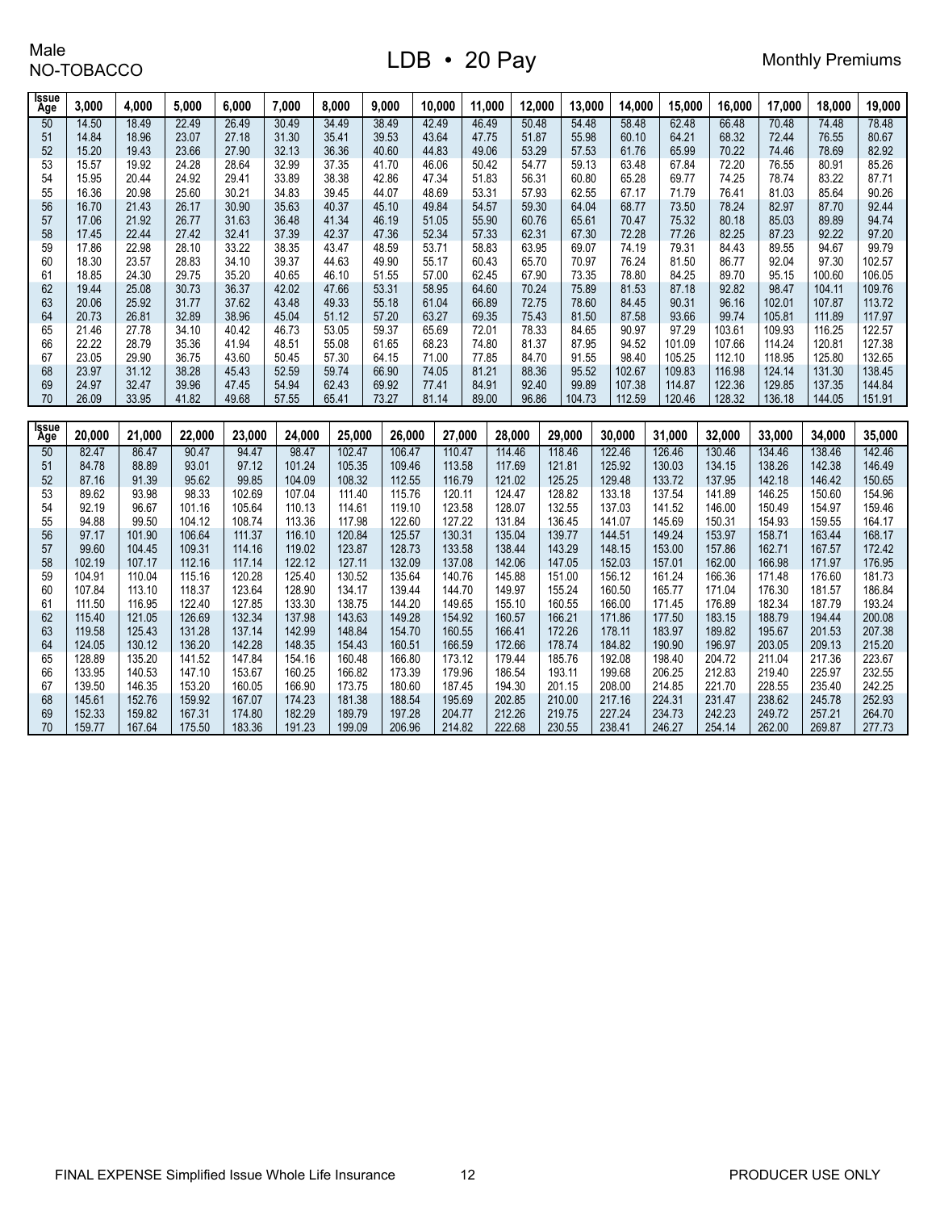Male
NO-TOBACCO

# LDB • 20 Pay

Monthly Premiums

| Issue Age | 3,000 | 4,000 | 5,000 | 6,000 | 7,000 | 8,000 | 9,000 | 10,000 | 11,000 | 12,000 | 13,000 | 14,000 | 15,000 | 16,000 | 17,000 | 18,000 | 19,000 |
|---|---|---|---|---|---|---|---|---|---|---|---|---|---|---|---|---|---|
| 50 | 14.50 | 18.49 | 22.49 | 26.49 | 30.49 | 34.49 | 38.49 | 42.49 | 46.49 | 50.48 | 54.48 | 58.48 | 62.48 | 66.48 | 70.48 | 74.48 | 78.48 |
| 51 | 14.84 | 18.96 | 23.07 | 27.18 | 31.30 | 35.41 | 39.53 | 43.64 | 47.75 | 51.87 | 55.98 | 60.10 | 64.21 | 68.32 | 72.44 | 76.55 | 80.67 |
| 52 | 15.20 | 19.43 | 23.66 | 27.90 | 32.13 | 36.36 | 40.60 | 44.83 | 49.06 | 53.29 | 57.53 | 61.76 | 65.99 | 70.22 | 74.46 | 78.69 | 82.92 |
| 53 | 15.57 | 19.92 | 24.28 | 28.64 | 32.99 | 37.35 | 41.70 | 46.06 | 50.42 | 54.77 | 59.13 | 63.48 | 67.84 | 72.20 | 76.55 | 80.91 | 85.26 |
| 54 | 15.95 | 20.44 | 24.92 | 29.41 | 33.89 | 38.38 | 42.86 | 47.34 | 51.83 | 56.31 | 60.80 | 65.28 | 69.77 | 74.25 | 78.74 | 83.22 | 87.71 |
| 55 | 16.36 | 20.98 | 25.60 | 30.21 | 34.83 | 39.45 | 44.07 | 48.69 | 53.31 | 57.93 | 62.55 | 67.17 | 71.79 | 76.41 | 81.03 | 85.64 | 90.26 |
| 56 | 16.70 | 21.43 | 26.17 | 30.90 | 35.63 | 40.37 | 45.10 | 49.84 | 54.57 | 59.30 | 64.04 | 68.77 | 73.50 | 78.24 | 82.97 | 87.70 | 92.44 |
| 57 | 17.06 | 21.92 | 26.77 | 31.63 | 36.48 | 41.34 | 46.19 | 51.05 | 55.90 | 60.76 | 65.61 | 70.47 | 75.32 | 80.18 | 85.03 | 89.89 | 94.74 |
| 58 | 17.45 | 22.44 | 27.42 | 32.41 | 37.39 | 42.37 | 47.36 | 52.34 | 57.33 | 62.31 | 67.30 | 72.28 | 77.26 | 82.25 | 87.23 | 92.22 | 97.20 |
| 59 | 17.86 | 22.98 | 28.10 | 33.22 | 38.35 | 43.47 | 48.59 | 53.71 | 58.83 | 63.95 | 69.07 | 74.19 | 79.31 | 84.43 | 89.55 | 94.67 | 99.79 |
| 60 | 18.30 | 23.57 | 28.83 | 34.10 | 39.37 | 44.63 | 49.90 | 55.17 | 60.43 | 65.70 | 70.97 | 76.24 | 81.50 | 86.77 | 92.04 | 97.30 | 102.57 |
| 61 | 18.85 | 24.30 | 29.75 | 35.20 | 40.65 | 46.10 | 51.55 | 57.00 | 62.45 | 67.90 | 73.35 | 78.80 | 84.25 | 89.70 | 95.15 | 100.60 | 106.05 |
| 62 | 19.44 | 25.08 | 30.73 | 36.37 | 42.02 | 47.66 | 53.31 | 58.95 | 64.60 | 70.24 | 75.89 | 81.53 | 87.18 | 92.82 | 98.47 | 104.11 | 109.76 |
| 63 | 20.06 | 25.92 | 31.77 | 37.62 | 43.48 | 49.33 | 55.18 | 61.04 | 66.89 | 72.75 | 78.60 | 84.45 | 90.31 | 96.16 | 102.01 | 107.87 | 113.72 |
| 64 | 20.73 | 26.81 | 32.89 | 38.96 | 45.04 | 51.12 | 57.20 | 63.27 | 69.35 | 75.43 | 81.50 | 87.58 | 93.66 | 99.74 | 105.81 | 111.89 | 117.97 |
| 65 | 21.46 | 27.78 | 34.10 | 40.42 | 46.73 | 53.05 | 59.37 | 65.69 | 72.01 | 78.33 | 84.65 | 90.97 | 97.29 | 103.61 | 109.93 | 116.25 | 122.57 |
| 66 | 22.22 | 28.79 | 35.36 | 41.94 | 48.51 | 55.08 | 61.65 | 68.23 | 74.80 | 81.37 | 87.95 | 94.52 | 101.09 | 107.66 | 114.24 | 120.81 | 127.38 |
| 67 | 23.05 | 29.90 | 36.75 | 43.60 | 50.45 | 57.30 | 64.15 | 71.00 | 77.85 | 84.70 | 91.55 | 98.40 | 105.25 | 112.10 | 118.95 | 125.80 | 132.65 |
| 68 | 23.97 | 31.12 | 38.28 | 45.43 | 52.59 | 59.74 | 66.90 | 74.05 | 81.21 | 88.36 | 95.52 | 102.67 | 109.83 | 116.98 | 124.14 | 131.30 | 138.45 |
| 69 | 24.97 | 32.47 | 39.96 | 47.45 | 54.94 | 62.43 | 69.92 | 77.41 | 84.91 | 92.40 | 99.89 | 107.38 | 114.87 | 122.36 | 129.85 | 137.35 | 144.84 |
| 70 | 26.09 | 33.95 | 41.82 | 49.68 | 57.55 | 65.41 | 73.27 | 81.14 | 89.00 | 96.86 | 104.73 | 112.59 | 120.46 | 128.32 | 136.18 | 144.05 | 151.91 |

| Issue Age | 20,000 | 21,000 | 22,000 | 23,000 | 24,000 | 25,000 | 26,000 | 27,000 | 28,000 | 29,000 | 30,000 | 31,000 | 32,000 | 33,000 | 34,000 | 35,000 |
|---|---|---|---|---|---|---|---|---|---|---|---|---|---|---|---|---|
| 50 | 82.47 | 86.47 | 90.47 | 94.47 | 98.47 | 102.47 | 106.47 | 110.47 | 114.46 | 118.46 | 122.46 | 126.46 | 130.46 | 134.46 | 138.46 | 142.46 |
| 51 | 84.78 | 88.89 | 93.01 | 97.12 | 101.24 | 105.35 | 109.46 | 113.58 | 117.69 | 121.81 | 125.92 | 130.03 | 134.15 | 138.26 | 142.38 | 146.49 |
| 52 | 87.16 | 91.39 | 95.62 | 99.85 | 104.09 | 108.32 | 112.55 | 116.79 | 121.02 | 125.25 | 129.48 | 133.72 | 137.95 | 142.18 | 146.42 | 150.65 |
| 53 | 89.62 | 93.98 | 98.33 | 102.69 | 107.04 | 111.40 | 115.76 | 120.11 | 124.47 | 128.82 | 133.18 | 137.54 | 141.89 | 146.25 | 150.60 | 154.96 |
| 54 | 92.19 | 96.67 | 101.16 | 105.64 | 110.13 | 114.61 | 119.10 | 123.58 | 128.07 | 132.55 | 137.03 | 141.52 | 146.00 | 150.49 | 154.97 | 159.46 |
| 55 | 94.88 | 99.50 | 104.12 | 108.74 | 113.36 | 117.98 | 122.60 | 127.22 | 131.84 | 136.45 | 141.07 | 145.69 | 150.31 | 154.93 | 159.55 | 164.17 |
| 56 | 97.17 | 101.90 | 106.64 | 111.37 | 116.10 | 120.84 | 125.57 | 130.31 | 135.04 | 139.77 | 144.51 | 149.24 | 153.97 | 158.71 | 163.44 | 168.17 |
| 57 | 99.60 | 104.45 | 109.31 | 114.16 | 119.02 | 123.87 | 128.73 | 133.58 | 138.44 | 143.29 | 148.15 | 153.00 | 157.86 | 162.71 | 167.57 | 172.42 |
| 58 | 102.19 | 107.17 | 112.16 | 117.14 | 122.12 | 127.11 | 132.09 | 137.08 | 142.06 | 147.05 | 152.03 | 157.01 | 162.00 | 166.98 | 171.97 | 176.95 |
| 59 | 104.91 | 110.04 | 115.16 | 120.28 | 125.40 | 130.52 | 135.64 | 140.76 | 145.88 | 151.00 | 156.12 | 161.24 | 166.36 | 171.48 | 176.60 | 181.73 |
| 60 | 107.84 | 113.10 | 118.37 | 123.64 | 128.90 | 134.17 | 139.44 | 144.70 | 149.97 | 155.24 | 160.50 | 165.77 | 171.04 | 176.30 | 181.57 | 186.84 |
| 61 | 111.50 | 116.95 | 122.40 | 127.85 | 133.30 | 138.75 | 144.20 | 149.65 | 155.10 | 160.55 | 166.00 | 171.45 | 176.89 | 182.34 | 187.79 | 193.24 |
| 62 | 115.40 | 121.05 | 126.69 | 132.34 | 137.98 | 143.63 | 149.28 | 154.92 | 160.57 | 166.21 | 171.86 | 177.50 | 183.15 | 188.79 | 194.44 | 200.08 |
| 63 | 119.58 | 125.43 | 131.28 | 137.14 | 142.99 | 148.84 | 154.70 | 160.55 | 166.41 | 172.26 | 178.11 | 183.97 | 189.82 | 195.67 | 201.53 | 207.38 |
| 64 | 124.05 | 130.12 | 136.20 | 142.28 | 148.35 | 154.43 | 160.51 | 166.59 | 172.66 | 178.74 | 184.82 | 190.90 | 196.97 | 203.05 | 209.13 | 215.20 |
| 65 | 128.89 | 135.20 | 141.52 | 147.84 | 154.16 | 160.48 | 166.80 | 173.12 | 179.44 | 185.76 | 192.08 | 198.40 | 204.72 | 211.04 | 217.36 | 223.67 |
| 66 | 133.95 | 140.53 | 147.10 | 153.67 | 160.25 | 166.82 | 173.39 | 179.96 | 186.54 | 193.11 | 199.68 | 206.25 | 212.83 | 219.40 | 225.97 | 232.55 |
| 67 | 139.50 | 146.35 | 153.20 | 160.05 | 166.90 | 173.75 | 180.60 | 187.45 | 194.30 | 201.15 | 208.00 | 214.85 | 221.70 | 228.55 | 235.40 | 242.25 |
| 68 | 145.61 | 152.76 | 159.92 | 167.07 | 174.23 | 181.38 | 188.54 | 195.69 | 202.85 | 210.00 | 217.16 | 224.31 | 231.47 | 238.62 | 245.78 | 252.93 |
| 69 | 152.33 | 159.82 | 167.31 | 174.80 | 182.29 | 189.79 | 197.28 | 204.77 | 212.26 | 219.75 | 227.24 | 234.73 | 242.23 | 249.72 | 257.21 | 264.70 |
| 70 | 159.77 | 167.64 | 175.50 | 183.36 | 191.23 | 199.09 | 206.96 | 214.82 | 222.68 | 230.55 | 238.41 | 246.27 | 254.14 | 262.00 | 269.87 | 277.73 |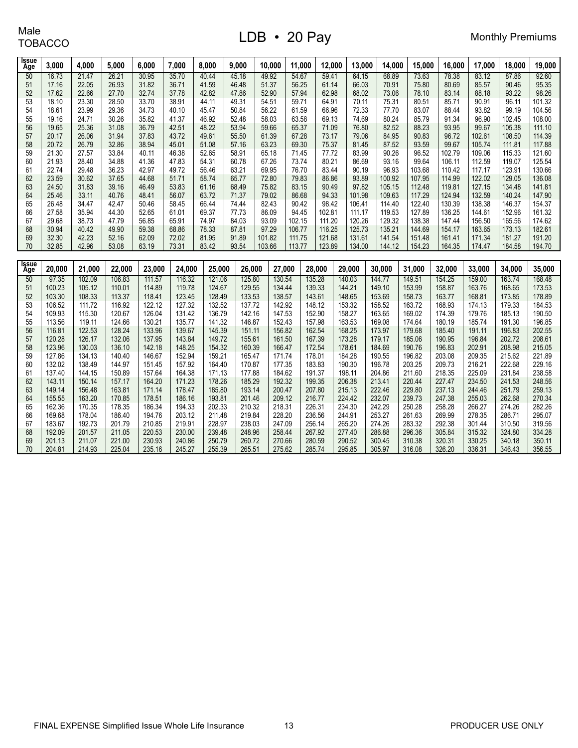Male
TOBACCO

# LDB • 20 Pay

Monthly Premiums

| Issue Age | 3,000 | 4,000 | 5,000 | 6,000 | 7,000 | 8,000 | 9,000 | 10,000 | 11,000 | 12,000 | 13,000 | 14,000 | 15,000 | 16,000 | 17,000 | 18,000 | 19,000 |
|---|---|---|---|---|---|---|---|---|---|---|---|---|---|---|---|---|---|
| 50 | 16.73 | 21.47 | 26.21 | 30.95 | 35.70 | 40.44 | 45.18 | 49.92 | 54.67 | 59.41 | 64.15 | 68.89 | 73.63 | 78.38 | 83.12 | 87.86 | 92.60 |
| 51 | 17.16 | 22.05 | 26.93 | 31.82 | 36.71 | 41.59 | 46.48 | 51.37 | 56.25 | 61.14 | 66.03 | 70.91 | 75.80 | 80.69 | 85.57 | 90.46 | 95.35 |
| 52 | 17.62 | 22.66 | 27.70 | 32.74 | 37.78 | 42.82 | 47.86 | 52.90 | 57.94 | 62.98 | 68.02 | 73.06 | 78.10 | 83.14 | 88.18 | 93.22 | 98.26 |
| 53 | 18.10 | 23.30 | 28.50 | 33.70 | 38.91 | 44.11 | 49.31 | 54.51 | 59.71 | 64.91 | 70.11 | 75.31 | 80.51 | 85.71 | 90.91 | 96.11 | 101.32 |
| 54 | 18.61 | 23.99 | 29.36 | 34.73 | 40.10 | 45.47 | 50.84 | 56.22 | 61.59 | 66.96 | 72.33 | 77.70 | 83.07 | 88.44 | 93.82 | 99.19 | 104.56 |
| 55 | 19.16 | 24.71 | 30.26 | 35.82 | 41.37 | 46.92 | 52.48 | 58.03 | 63.58 | 69.13 | 74.69 | 80.24 | 85.79 | 91.34 | 96.90 | 102.45 | 108.00 |
| 56 | 19.65 | 25.36 | 31.08 | 36.79 | 42.51 | 48.22 | 53.94 | 59.66 | 65.37 | 71.09 | 76.80 | 82.52 | 88.23 | 93.95 | 99.67 | 105.38 | 111.10 |
| 57 | 20.17 | 26.06 | 31.94 | 37.83 | 43.72 | 49.61 | 55.50 | 61.39 | 67.28 | 73.17 | 79.06 | 84.95 | 90.83 | 96.72 | 102.61 | 108.50 | 114.39 |
| 58 | 20.72 | 26.79 | 32.86 | 38.94 | 45.01 | 51.08 | 57.16 | 63.23 | 69.30 | 75.37 | 81.45 | 87.52 | 93.59 | 99.67 | 105.74 | 111.81 | 117.88 |
| 59 | 21.30 | 27.57 | 33.84 | 40.11 | 46.38 | 52.65 | 58.91 | 65.18 | 71.45 | 77.72 | 83.99 | 90.26 | 96.52 | 102.79 | 109.06 | 115.33 | 121.60 |
| 60 | 21.93 | 28.40 | 34.88 | 41.36 | 47.83 | 54.31 | 60.78 | 67.26 | 73.74 | 80.21 | 86.69 | 93.16 | 99.64 | 106.11 | 112.59 | 119.07 | 125.54 |
| 61 | 22.74 | 29.48 | 36.23 | 42.97 | 49.72 | 56.46 | 63.21 | 69.95 | 76.70 | 83.44 | 90.19 | 96.93 | 103.68 | 110.42 | 117.17 | 123.91 | 130.66 |
| 62 | 23.59 | 30.62 | 37.65 | 44.68 | 51.71 | 58.74 | 65.77 | 72.80 | 79.83 | 86.86 | 93.89 | 100.92 | 107.95 | 114.99 | 122.02 | 129.05 | 136.08 |
| 63 | 24.50 | 31.83 | 39.16 | 46.49 | 53.83 | 61.16 | 68.49 | 75.82 | 83.15 | 90.49 | 97.82 | 105.15 | 112.48 | 119.81 | 127.15 | 134.48 | 141.81 |
| 64 | 25.46 | 33.11 | 40.76 | 48.41 | 56.07 | 63.72 | 71.37 | 79.02 | 86.68 | 94.33 | 101.98 | 109.63 | 117.29 | 124.94 | 132.59 | 140.24 | 147.90 |
| 65 | 26.48 | 34.47 | 42.47 | 50.46 | 58.45 | 66.44 | 74.44 | 82.43 | 90.42 | 98.42 | 106.41 | 114.40 | 122.40 | 130.39 | 138.38 | 146.37 | 154.37 |
| 66 | 27.58 | 35.94 | 44.30 | 52.65 | 61.01 | 69.37 | 77.73 | 86.09 | 94.45 | 102.81 | 111.17 | 119.53 | 127.89 | 136.25 | 144.61 | 152.96 | 161.32 |
| 67 | 29.68 | 38.73 | 47.79 | 56.85 | 65.91 | 74.97 | 84.03 | 93.09 | 102.15 | 111.20 | 120.26 | 129.32 | 138.38 | 147.44 | 156.50 | 165.56 | 174.62 |
| 68 | 30.94 | 40.42 | 49.90 | 59.38 | 68.86 | 78.33 | 87.81 | 97.29 | 106.77 | 116.25 | 125.73 | 135.21 | 144.69 | 154.17 | 163.65 | 173.13 | 182.61 |
| 69 | 32.30 | 42.23 | 52.16 | 62.09 | 72.02 | 81.95 | 91.89 | 101.82 | 111.75 | 121.68 | 131.61 | 141.54 | 151.48 | 161.41 | 171.34 | 181.27 | 191.20 |
| 70 | 32.85 | 42.96 | 53.08 | 63.19 | 73.31 | 83.42 | 93.54 | 103.66 | 113.77 | 123.89 | 134.00 | 144.12 | 154.23 | 164.35 | 174.47 | 184.58 | 194.70 |

| Issue Age | 20,000 | 21,000 | 22,000 | 23,000 | 24,000 | 25,000 | 26,000 | 27,000 | 28,000 | 29,000 | 30,000 | 31,000 | 32,000 | 33,000 | 34,000 | 35,000 |
|---|---|---|---|---|---|---|---|---|---|---|---|---|---|---|---|---|
| 50 | 97.35 | 102.09 | 106.83 | 111.57 | 116.32 | 121.06 | 125.80 | 130.54 | 135.28 | 140.03 | 144.77 | 149.51 | 154.25 | 159.00 | 163.74 | 168.48 |
| 51 | 100.23 | 105.12 | 110.01 | 114.89 | 119.78 | 124.67 | 129.55 | 134.44 | 139.33 | 144.21 | 149.10 | 153.99 | 158.87 | 163.76 | 168.65 | 173.53 |
| 52 | 103.30 | 108.33 | 113.37 | 118.41 | 123.45 | 128.49 | 133.53 | 138.57 | 143.61 | 148.65 | 153.69 | 158.73 | 163.77 | 168.81 | 173.85 | 178.89 |
| 53 | 106.52 | 111.72 | 116.92 | 122.12 | 127.32 | 132.52 | 137.72 | 142.92 | 148.12 | 153.32 | 158.52 | 163.72 | 168.93 | 174.13 | 179.33 | 184.53 |
| 54 | 109.93 | 115.30 | 120.67 | 126.04 | 131.42 | 136.79 | 142.16 | 147.53 | 152.90 | 158.27 | 163.65 | 169.02 | 174.39 | 179.76 | 185.13 | 190.50 |
| 55 | 113.56 | 119.11 | 124.66 | 130.21 | 135.77 | 141.32 | 146.87 | 152.43 | 157.98 | 163.53 | 169.08 | 174.64 | 180.19 | 185.74 | 191.30 | 196.85 |
| 56 | 116.81 | 122.53 | 128.24 | 133.96 | 139.67 | 145.39 | 151.11 | 156.82 | 162.54 | 168.25 | 173.97 | 179.68 | 185.40 | 191.11 | 196.83 | 202.55 |
| 57 | 120.28 | 126.17 | 132.06 | 137.95 | 143.84 | 149.72 | 155.61 | 161.50 | 167.39 | 173.28 | 179.17 | 185.06 | 190.95 | 196.84 | 202.72 | 208.61 |
| 58 | 123.96 | 130.03 | 136.10 | 142.18 | 148.25 | 154.32 | 160.39 | 166.47 | 172.54 | 178.61 | 184.69 | 190.76 | 196.83 | 202.91 | 208.98 | 215.05 |
| 59 | 127.86 | 134.13 | 140.40 | 146.67 | 152.94 | 159.21 | 165.47 | 171.74 | 178.01 | 184.28 | 190.55 | 196.82 | 203.08 | 209.35 | 215.62 | 221.89 |
| 60 | 132.02 | 138.49 | 144.97 | 151.45 | 157.92 | 164.40 | 170.87 | 177.35 | 183.83 | 190.30 | 196.78 | 203.25 | 209.73 | 216.21 | 222.68 | 229.16 |
| 61 | 137.40 | 144.15 | 150.89 | 157.64 | 164.38 | 171.13 | 177.88 | 184.62 | 191.37 | 198.11 | 204.86 | 211.60 | 218.35 | 225.09 | 231.84 | 238.58 |
| 62 | 143.11 | 150.14 | 157.17 | 164.20 | 171.23 | 178.26 | 185.29 | 192.32 | 199.35 | 206.38 | 213.41 | 220.44 | 227.47 | 234.50 | 241.53 | 248.56 |
| 63 | 149.14 | 156.48 | 163.81 | 171.14 | 178.47 | 185.80 | 193.14 | 200.47 | 207.80 | 215.13 | 222.46 | 229.80 | 237.13 | 244.46 | 251.79 | 259.13 |
| 64 | 155.55 | 163.20 | 170.85 | 178.51 | 186.16 | 193.81 | 201.46 | 209.12 | 216.77 | 224.42 | 232.07 | 239.73 | 247.38 | 255.03 | 262.68 | 270.34 |
| 65 | 162.36 | 170.35 | 178.35 | 186.34 | 194.33 | 202.33 | 210.32 | 218.31 | 226.31 | 234.30 | 242.29 | 250.28 | 258.28 | 266.27 | 274.26 | 282.26 |
| 66 | 169.68 | 178.04 | 186.40 | 194.76 | 203.12 | 211.48 | 219.84 | 228.20 | 236.56 | 244.91 | 253.27 | 261.63 | 269.99 | 278.35 | 286.71 | 295.07 |
| 67 | 183.67 | 192.73 | 201.79 | 210.85 | 219.91 | 228.97 | 238.03 | 247.09 | 256.14 | 265.20 | 274.26 | 283.32 | 292.38 | 301.44 | 310.50 | 319.56 |
| 68 | 192.09 | 201.57 | 211.05 | 220.53 | 230.00 | 239.48 | 248.96 | 258.44 | 267.92 | 277.40 | 286.88 | 296.36 | 305.84 | 315.32 | 324.80 | 334.28 |
| 69 | 201.13 | 211.07 | 221.00 | 230.93 | 240.86 | 250.79 | 260.72 | 270.66 | 280.59 | 290.52 | 300.45 | 310.38 | 320.31 | 330.25 | 340.18 | 350.11 |
| 70 | 204.81 | 214.93 | 225.04 | 235.16 | 245.27 | 255.39 | 265.51 | 275.62 | 285.74 | 295.85 | 305.97 | 316.08 | 326.20 | 336.31 | 346.43 | 356.55 |

FINAL EXPENSE Simplified Issue Whole Life Insurance PRODUCER USE ONLY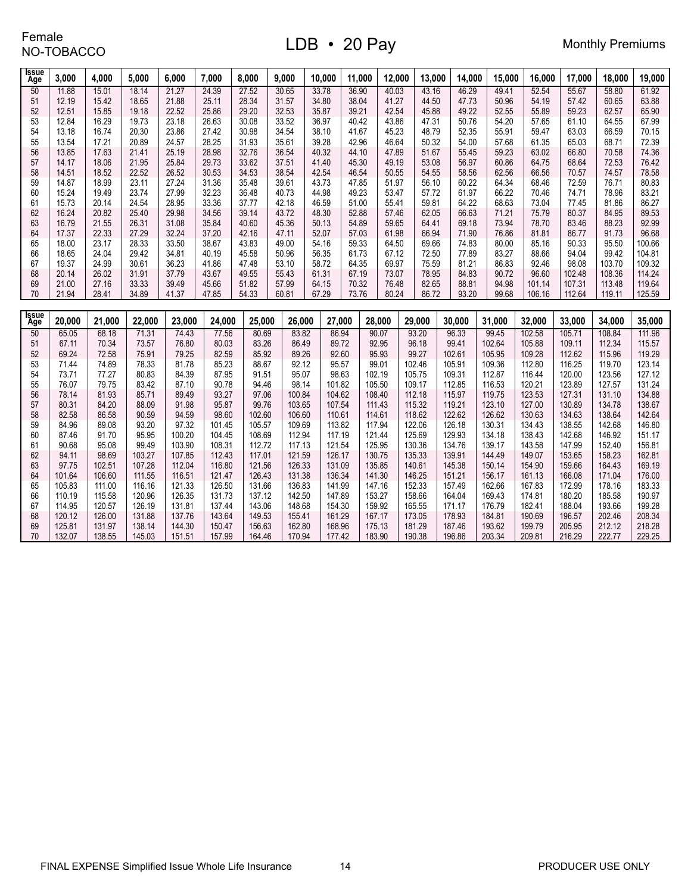Female
NO-TOBACCO

# LDB • 20 Pay

Monthly Premiums

| Issue Age | 3,000 | 4,000 | 5,000 | 6,000 | 7,000 | 8,000 | 9,000 | 10,000 | 11,000 | 12,000 | 13,000 | 14,000 | 15,000 | 16,000 | 17,000 | 18,000 | 19,000 |
|---|---|---|---|---|---|---|---|---|---|---|---|---|---|---|---|---|---|
| 50 | 11.88 | 15.01 | 18.14 | 21.27 | 24.39 | 27.52 | 30.65 | 33.78 | 36.90 | 40.03 | 43.16 | 46.29 | 49.41 | 52.54 | 55.67 | 58.80 | 61.92 |
| 51 | 12.19 | 15.42 | 18.65 | 21.88 | 25.11 | 28.34 | 31.57 | 34.80 | 38.04 | 41.27 | 44.50 | 47.73 | 50.96 | 54.19 | 57.42 | 60.65 | 63.88 |
| 52 | 12.51 | 15.85 | 19.18 | 22.52 | 25.86 | 29.20 | 32.53 | 35.87 | 39.21 | 42.54 | 45.88 | 49.22 | 52.55 | 55.89 | 59.23 | 62.57 | 65.90 |
| 53 | 12.84 | 16.29 | 19.73 | 23.18 | 26.63 | 30.08 | 33.52 | 36.97 | 40.42 | 43.86 | 47.31 | 50.76 | 54.20 | 57.65 | 61.10 | 64.55 | 67.99 |
| 54 | 13.18 | 16.74 | 20.30 | 23.86 | 27.42 | 30.98 | 34.54 | 38.10 | 41.67 | 45.23 | 48.79 | 52.35 | 55.91 | 59.47 | 63.03 | 66.59 | 70.15 |
| 55 | 13.54 | 17.21 | 20.89 | 24.57 | 28.25 | 31.93 | 35.61 | 39.28 | 42.96 | 46.64 | 50.32 | 54.00 | 57.68 | 61.35 | 65.03 | 68.71 | 72.39 |
| 56 | 13.85 | 17.63 | 21.41 | 25.19 | 28.98 | 32.76 | 36.54 | 40.32 | 44.10 | 47.89 | 51.67 | 55.45 | 59.23 | 63.02 | 66.80 | 70.58 | 74.36 |
| 57 | 14.17 | 18.06 | 21.95 | 25.84 | 29.73 | 33.62 | 37.51 | 41.40 | 45.30 | 49.19 | 53.08 | 56.97 | 60.86 | 64.75 | 68.64 | 72.53 | 76.42 |
| 58 | 14.51 | 18.52 | 22.52 | 26.52 | 30.53 | 34.53 | 38.54 | 42.54 | 46.54 | 50.55 | 54.55 | 58.56 | 62.56 | 66.56 | 70.57 | 74.57 | 78.58 |
| 59 | 14.87 | 18.99 | 23.11 | 27.24 | 31.36 | 35.48 | 39.61 | 43.73 | 47.85 | 51.97 | 56.10 | 60.22 | 64.34 | 68.46 | 72.59 | 76.71 | 80.83 |
| 60 | 15.24 | 19.49 | 23.74 | 27.99 | 32.23 | 36.48 | 40.73 | 44.98 | 49.23 | 53.47 | 57.72 | 61.97 | 66.22 | 70.46 | 74.71 | 78.96 | 83.21 |
| 61 | 15.73 | 20.14 | 24.54 | 28.95 | 33.36 | 37.77 | 42.18 | 46.59 | 51.00 | 55.41 | 59.81 | 64.22 | 68.63 | 73.04 | 77.45 | 81.86 | 86.27 |
| 62 | 16.24 | 20.82 | 25.40 | 29.98 | 34.56 | 39.14 | 43.72 | 48.30 | 52.88 | 57.46 | 62.05 | 66.63 | 71.21 | 75.79 | 80.37 | 84.95 | 89.53 |
| 63 | 16.79 | 21.55 | 26.31 | 31.08 | 35.84 | 40.60 | 45.36 | 50.13 | 54.89 | 59.65 | 64.41 | 69.18 | 73.94 | 78.70 | 83.46 | 88.23 | 92.99 |
| 64 | 17.37 | 22.33 | 27.29 | 32.24 | 37.20 | 42.16 | 47.11 | 52.07 | 57.03 | 61.98 | 66.94 | 71.90 | 76.86 | 81.81 | 86.77 | 91.73 | 96.68 |
| 65 | 18.00 | 23.17 | 28.33 | 33.50 | 38.67 | 43.83 | 49.00 | 54.16 | 59.33 | 64.50 | 69.66 | 74.83 | 80.00 | 85.16 | 90.33 | 95.50 | 100.66 |
| 66 | 18.65 | 24.04 | 29.42 | 34.81 | 40.19 | 45.58 | 50.96 | 56.35 | 61.73 | 67.12 | 72.50 | 77.89 | 83.27 | 88.66 | 94.04 | 99.42 | 104.81 |
| 67 | 19.37 | 24.99 | 30.61 | 36.23 | 41.86 | 47.48 | 53.10 | 58.72 | 64.35 | 69.97 | 75.59 | 81.21 | 86.83 | 92.46 | 98.08 | 103.70 | 109.32 |
| 68 | 20.14 | 26.02 | 31.91 | 37.79 | 43.67 | 49.55 | 55.43 | 61.31 | 67.19 | 73.07 | 78.95 | 84.83 | 90.72 | 96.60 | 102.48 | 108.36 | 114.24 |
| 69 | 21.00 | 27.16 | 33.33 | 39.49 | 45.66 | 51.82 | 57.99 | 64.15 | 70.32 | 76.48 | 82.65 | 88.81 | 94.98 | 101.14 | 107.31 | 113.48 | 119.64 |
| 70 | 21.94 | 28.41 | 34.89 | 41.37 | 47.85 | 54.33 | 60.81 | 67.29 | 73.76 | 80.24 | 86.72 | 93.20 | 99.68 | 106.16 | 112.64 | 119.11 | 125.59 |

| Issue Age | 20,000 | 21,000 | 22,000 | 23,000 | 24,000 | 25,000 | 26,000 | 27,000 | 28,000 | 29,000 | 30,000 | 31,000 | 32,000 | 33,000 | 34,000 | 35,000 |
|---|---|---|---|---|---|---|---|---|---|---|---|---|---|---|---|---|
| 50 | 65.05 | 68.18 | 71.31 | 74.43 | 77.56 | 80.69 | 83.82 | 86.94 | 90.07 | 93.20 | 96.33 | 99.45 | 102.58 | 105.71 | 108.84 | 111.96 |
| 51 | 67.11 | 70.34 | 73.57 | 76.80 | 80.03 | 83.26 | 86.49 | 89.72 | 92.95 | 96.18 | 99.41 | 102.64 | 105.88 | 109.11 | 112.34 | 115.57 |
| 52 | 69.24 | 72.58 | 75.91 | 79.25 | 82.59 | 85.92 | 89.26 | 92.60 | 95.93 | 99.27 | 102.61 | 105.95 | 109.28 | 112.62 | 115.96 | 119.29 |
| 53 | 71.44 | 74.89 | 78.33 | 81.78 | 85.23 | 88.67 | 92.12 | 95.57 | 99.01 | 102.46 | 105.91 | 109.36 | 112.80 | 116.25 | 119.70 | 123.14 |
| 54 | 73.71 | 77.27 | 80.83 | 84.39 | 87.95 | 91.51 | 95.07 | 98.63 | 102.19 | 105.75 | 109.31 | 112.87 | 116.44 | 120.00 | 123.56 | 127.12 |
| 55 | 76.07 | 79.75 | 83.42 | 87.10 | 90.78 | 94.46 | 98.14 | 101.82 | 105.50 | 109.17 | 112.85 | 116.53 | 120.21 | 123.89 | 127.57 | 131.24 |
| 56 | 78.14 | 81.93 | 85.71 | 89.49 | 93.27 | 97.06 | 100.84 | 104.62 | 108.40 | 112.18 | 115.97 | 119.75 | 123.53 | 127.31 | 131.10 | 134.88 |
| 57 | 80.31 | 84.20 | 88.09 | 91.98 | 95.87 | 99.76 | 103.65 | 107.54 | 111.43 | 115.32 | 119.21 | 123.10 | 127.00 | 130.89 | 134.78 | 138.67 |
| 58 | 82.58 | 86.58 | 90.59 | 94.59 | 98.60 | 102.60 | 106.60 | 110.61 | 114.61 | 118.62 | 122.62 | 126.62 | 130.63 | 134.63 | 138.64 | 142.64 |
| 59 | 84.96 | 89.08 | 93.20 | 97.32 | 101.45 | 105.57 | 109.69 | 113.82 | 117.94 | 122.06 | 126.18 | 130.31 | 134.43 | 138.55 | 142.68 | 146.80 |
| 60 | 87.46 | 91.70 | 95.95 | 100.20 | 104.45 | 108.69 | 112.94 | 117.19 | 121.44 | 125.69 | 129.93 | 134.18 | 138.43 | 142.68 | 146.92 | 151.17 |
| 61 | 90.68 | 95.08 | 99.49 | 103.90 | 108.31 | 112.72 | 117.13 | 121.54 | 125.95 | 130.36 | 134.76 | 139.17 | 143.58 | 147.99 | 152.40 | 156.81 |
| 62 | 94.11 | 98.69 | 103.27 | 107.85 | 112.43 | 117.01 | 121.59 | 126.17 | 130.75 | 135.33 | 139.91 | 144.49 | 149.07 | 153.65 | 158.23 | 162.81 |
| 63 | 97.75 | 102.51 | 107.28 | 112.04 | 116.80 | 121.56 | 126.33 | 131.09 | 135.85 | 140.61 | 145.38 | 150.14 | 154.90 | 159.66 | 164.43 | 169.19 |
| 64 | 101.64 | 106.60 | 111.55 | 116.51 | 121.47 | 126.43 | 131.38 | 136.34 | 141.30 | 146.25 | 151.21 | 156.17 | 161.13 | 166.08 | 171.04 | 176.00 |
| 65 | 105.83 | 111.00 | 116.16 | 121.33 | 126.50 | 131.66 | 136.83 | 141.99 | 147.16 | 152.33 | 157.49 | 162.66 | 167.83 | 172.99 | 178.16 | 183.33 |
| 66 | 110.19 | 115.58 | 120.96 | 126.35 | 131.73 | 137.12 | 142.50 | 147.89 | 153.27 | 158.66 | 164.04 | 169.43 | 174.81 | 180.20 | 185.58 | 190.97 |
| 67 | 114.95 | 120.57 | 126.19 | 131.81 | 137.44 | 143.06 | 148.68 | 154.30 | 159.92 | 165.55 | 171.17 | 176.79 | 182.41 | 188.04 | 193.66 | 199.28 |
| 68 | 120.12 | 126.00 | 131.88 | 137.76 | 143.64 | 149.53 | 155.41 | 161.29 | 167.17 | 173.05 | 178.93 | 184.81 | 190.69 | 196.57 | 202.46 | 208.34 |
| 69 | 125.81 | 131.97 | 138.14 | 144.30 | 150.47 | 156.63 | 162.80 | 168.96 | 175.13 | 181.29 | 187.46 | 193.62 | 199.79 | 205.95 | 212.12 | 218.28 |
| 70 | 132.07 | 138.55 | 145.03 | 151.51 | 157.99 | 164.46 | 170.94 | 177.42 | 183.90 | 190.38 | 196.86 | 203.34 | 209.81 | 216.29 | 222.77 | 229.25 |

FINAL EXPENSE Simplified Issue Whole Life Insurance

PRODUCER USE ONLY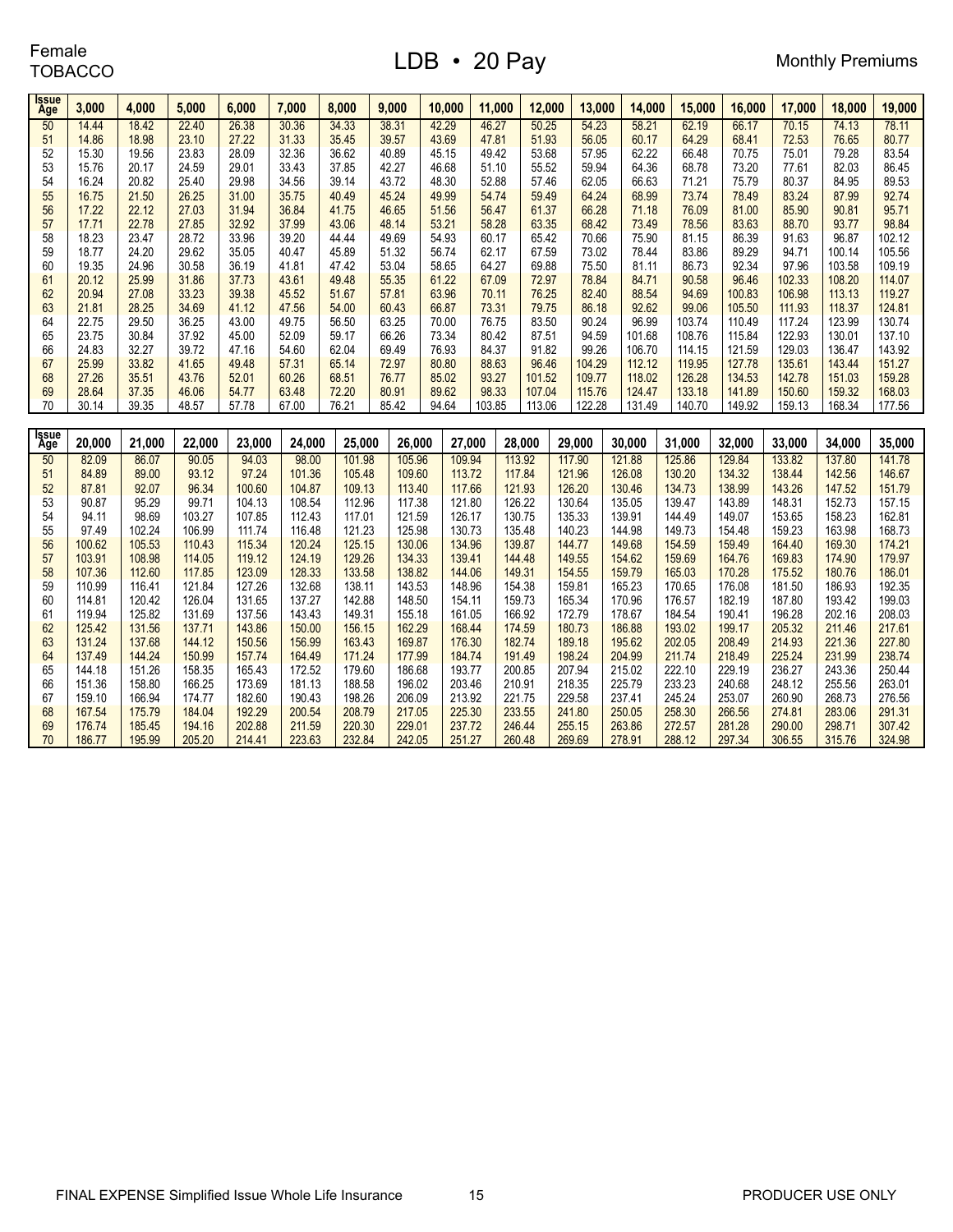Female
TOBACCO

# LDB • 20 Pay

Monthly Premiums

| Issue Age | 3,000 | 4,000 | 5,000 | 6,000 | 7,000 | 8,000 | 9,000 | 10,000 | 11,000 | 12,000 | 13,000 | 14,000 | 15,000 | 16,000 | 17,000 | 18,000 | 19,000 |
|---|---|---|---|---|---|---|---|---|---|---|---|---|---|---|---|---|---|
| 50 | 14.44 | 18.42 | 22.40 | 26.38 | 30.36 | 34.33 | 38.31 | 42.29 | 46.27 | 50.25 | 54.23 | 58.21 | 62.19 | 66.17 | 70.15 | 74.13 | 78.11 |
| 51 | 14.86 | 18.98 | 23.10 | 27.22 | 31.33 | 35.45 | 39.57 | 43.69 | 47.81 | 51.93 | 56.05 | 60.17 | 64.29 | 68.41 | 72.53 | 76.65 | 80.77 |
| 52 | 15.30 | 19.56 | 23.83 | 28.09 | 32.36 | 36.62 | 40.89 | 45.15 | 49.42 | 53.68 | 57.95 | 62.22 | 66.48 | 70.75 | 75.01 | 79.28 | 83.54 |
| 53 | 15.76 | 20.17 | 24.59 | 29.01 | 33.43 | 37.85 | 42.27 | 46.68 | 51.10 | 55.52 | 59.94 | 64.36 | 68.78 | 73.20 | 77.61 | 82.03 | 86.45 |
| 54 | 16.24 | 20.82 | 25.40 | 29.98 | 34.56 | 39.14 | 43.72 | 48.30 | 52.88 | 57.46 | 62.05 | 66.63 | 71.21 | 75.79 | 80.37 | 84.95 | 89.53 |
| 55 | 16.75 | 21.50 | 26.25 | 31.00 | 35.75 | 40.49 | 45.24 | 49.99 | 54.74 | 59.49 | 64.24 | 68.99 | 73.74 | 78.49 | 83.24 | 87.99 | 92.74 |
| 56 | 17.22 | 22.12 | 27.03 | 31.94 | 36.84 | 41.75 | 46.65 | 51.56 | 56.47 | 61.37 | 66.28 | 71.18 | 76.09 | 81.00 | 85.90 | 90.81 | 95.71 |
| 57 | 17.71 | 22.78 | 27.85 | 32.92 | 37.99 | 43.06 | 48.14 | 53.21 | 58.28 | 63.35 | 68.42 | 73.49 | 78.56 | 83.63 | 88.70 | 93.77 | 98.84 |
| 58 | 18.23 | 23.47 | 28.72 | 33.96 | 39.20 | 44.44 | 49.69 | 54.93 | 60.17 | 65.42 | 70.66 | 75.90 | 81.15 | 86.39 | 91.63 | 96.87 | 102.12 |
| 59 | 18.77 | 24.20 | 29.62 | 35.05 | 40.47 | 45.89 | 51.32 | 56.74 | 62.17 | 67.59 | 73.02 | 78.44 | 83.86 | 89.29 | 94.71 | 100.14 | 105.56 |
| 60 | 19.35 | 24.96 | 30.58 | 36.19 | 41.81 | 47.42 | 53.04 | 58.65 | 64.27 | 69.88 | 75.50 | 81.11 | 86.73 | 92.34 | 97.96 | 103.58 | 109.19 |
| 61 | 20.12 | 25.99 | 31.86 | 37.73 | 43.61 | 49.48 | 55.35 | 61.22 | 67.09 | 72.97 | 78.84 | 84.71 | 90.58 | 96.46 | 102.33 | 108.20 | 114.07 |
| 62 | 20.94 | 27.08 | 33.23 | 39.38 | 45.52 | 51.67 | 57.81 | 63.96 | 70.11 | 76.25 | 82.40 | 88.54 | 94.69 | 100.83 | 106.98 | 113.13 | 119.27 |
| 63 | 21.81 | 28.25 | 34.69 | 41.12 | 47.56 | 54.00 | 60.43 | 66.87 | 73.31 | 79.75 | 86.18 | 92.62 | 99.06 | 105.50 | 111.93 | 118.37 | 124.81 |
| 64 | 22.75 | 29.50 | 36.25 | 43.00 | 49.75 | 56.50 | 63.25 | 70.00 | 76.75 | 83.50 | 90.24 | 96.99 | 103.74 | 110.49 | 117.24 | 123.99 | 130.74 |
| 65 | 23.75 | 30.84 | 37.92 | 45.00 | 52.09 | 59.17 | 66.26 | 73.34 | 80.42 | 87.51 | 94.59 | 101.68 | 108.76 | 115.84 | 122.93 | 130.01 | 137.10 |
| 66 | 24.83 | 32.27 | 39.72 | 47.16 | 54.60 | 62.04 | 69.49 | 76.93 | 84.37 | 91.82 | 99.26 | 106.70 | 114.15 | 121.59 | 129.03 | 136.47 | 143.92 |
| 67 | 25.99 | 33.82 | 41.65 | 49.48 | 57.31 | 65.14 | 72.97 | 80.80 | 88.63 | 96.46 | 104.29 | 112.12 | 119.95 | 127.78 | 135.61 | 143.44 | 151.27 |
| 68 | 27.26 | 35.51 | 43.76 | 52.01 | 60.26 | 68.51 | 76.77 | 85.02 | 93.27 | 101.52 | 109.77 | 118.02 | 126.28 | 134.53 | 142.78 | 151.03 | 159.28 |
| 69 | 28.64 | 37.35 | 46.06 | 54.77 | 63.48 | 72.20 | 80.91 | 89.62 | 98.33 | 107.04 | 115.76 | 124.47 | 133.18 | 141.89 | 150.60 | 159.32 | 168.03 |
| 70 | 30.14 | 39.35 | 48.57 | 57.78 | 67.00 | 76.21 | 85.42 | 94.64 | 103.85 | 113.06 | 122.28 | 131.49 | 140.70 | 149.92 | 159.13 | 168.34 | 177.56 |

| Issue Age | 20,000 | 21,000 | 22,000 | 23,000 | 24,000 | 25,000 | 26,000 | 27,000 | 28,000 | 29,000 | 30,000 | 31,000 | 32,000 | 33,000 | 34,000 | 35,000 |
|---|---|---|---|---|---|---|---|---|---|---|---|---|---|---|---|---|
| 50 | 82.09 | 86.07 | 90.05 | 94.03 | 98.00 | 101.98 | 105.96 | 109.94 | 113.92 | 117.90 | 121.88 | 125.86 | 129.84 | 133.82 | 137.80 | 141.78 |
| 51 | 84.89 | 89.00 | 93.12 | 97.24 | 101.36 | 105.48 | 109.60 | 113.72 | 117.84 | 121.96 | 126.08 | 130.20 | 134.32 | 138.44 | 142.56 | 146.67 |
| 52 | 87.81 | 92.07 | 96.34 | 100.60 | 104.87 | 109.13 | 113.40 | 117.66 | 121.93 | 126.20 | 130.46 | 134.73 | 138.99 | 143.26 | 147.52 | 151.79 |
| 53 | 90.87 | 95.29 | 99.71 | 104.13 | 108.54 | 112.96 | 117.38 | 121.80 | 126.22 | 130.64 | 135.05 | 139.47 | 143.89 | 148.31 | 152.73 | 157.15 |
| 54 | 94.11 | 98.69 | 103.27 | 107.85 | 112.43 | 117.01 | 121.59 | 126.17 | 130.75 | 135.33 | 139.91 | 144.49 | 149.07 | 153.65 | 158.23 | 162.81 |
| 55 | 97.49 | 102.24 | 106.99 | 111.74 | 116.48 | 121.23 | 125.98 | 130.73 | 135.48 | 140.23 | 144.98 | 149.73 | 154.48 | 159.23 | 163.98 | 168.73 |
| 56 | 100.62 | 105.53 | 110.43 | 115.34 | 120.24 | 125.15 | 130.06 | 134.96 | 139.87 | 144.77 | 149.68 | 154.59 | 159.49 | 164.40 | 169.30 | 174.21 |
| 57 | 103.91 | 108.98 | 114.05 | 119.12 | 124.19 | 129.26 | 134.33 | 139.41 | 144.48 | 149.55 | 154.62 | 159.69 | 164.76 | 169.83 | 174.90 | 179.97 |
| 58 | 107.36 | 112.60 | 117.85 | 123.09 | 128.33 | 133.58 | 138.82 | 144.06 | 149.31 | 154.55 | 159.79 | 165.03 | 170.28 | 175.52 | 180.76 | 186.01 |
| 59 | 110.99 | 116.41 | 121.84 | 127.26 | 132.68 | 138.11 | 143.53 | 148.96 | 154.38 | 159.81 | 165.23 | 170.65 | 176.08 | 181.50 | 186.93 | 192.35 |
| 60 | 114.81 | 120.42 | 126.04 | 131.65 | 137.27 | 142.88 | 148.50 | 154.11 | 159.73 | 165.34 | 170.96 | 176.57 | 182.19 | 187.80 | 193.42 | 199.03 |
| 61 | 119.94 | 125.82 | 131.69 | 137.56 | 143.43 | 149.31 | 155.18 | 161.05 | 166.92 | 172.79 | 178.67 | 184.54 | 190.41 | 196.28 | 202.16 | 208.03 |
| 62 | 125.42 | 131.56 | 137.71 | 143.86 | 150.00 | 156.15 | 162.29 | 168.44 | 174.59 | 180.73 | 186.88 | 193.02 | 199.17 | 205.32 | 211.46 | 217.61 |
| 63 | 131.24 | 137.68 | 144.12 | 150.56 | 156.99 | 163.43 | 169.87 | 176.30 | 182.74 | 189.18 | 195.62 | 202.05 | 208.49 | 214.93 | 221.36 | 227.80 |
| 64 | 137.49 | 144.24 | 150.99 | 157.74 | 164.49 | 171.24 | 177.99 | 184.74 | 191.49 | 198.24 | 204.99 | 211.74 | 218.49 | 225.24 | 231.99 | 238.74 |
| 65 | 144.18 | 151.26 | 158.35 | 165.43 | 172.52 | 179.60 | 186.68 | 193.77 | 200.85 | 207.94 | 215.02 | 222.10 | 229.19 | 236.27 | 243.36 | 250.44 |
| 66 | 151.36 | 158.80 | 166.25 | 173.69 | 181.13 | 188.58 | 196.02 | 203.46 | 210.91 | 218.35 | 225.79 | 233.23 | 240.68 | 248.12 | 255.56 | 263.01 |
| 67 | 159.10 | 166.94 | 174.77 | 182.60 | 190.43 | 198.26 | 206.09 | 213.92 | 221.75 | 229.58 | 237.41 | 245.24 | 253.07 | 260.90 | 268.73 | 276.56 |
| 68 | 167.54 | 175.79 | 184.04 | 192.29 | 200.54 | 208.79 | 217.05 | 225.30 | 233.55 | 241.80 | 250.05 | 258.30 | 266.56 | 274.81 | 283.06 | 291.31 |
| 69 | 176.74 | 185.45 | 194.16 | 202.88 | 211.59 | 220.30 | 229.01 | 237.72 | 246.44 | 255.15 | 263.86 | 272.57 | 281.28 | 290.00 | 298.71 | 307.42 |
| 70 | 186.77 | 195.99 | 205.20 | 214.41 | 223.63 | 232.84 | 242.05 | 251.27 | 260.48 | 269.69 | 278.91 | 288.12 | 297.34 | 306.55 | 315.76 | 324.98 |

FINAL EXPENSE Simplified Issue Whole Life Insurance

PRODUCER USE ONLY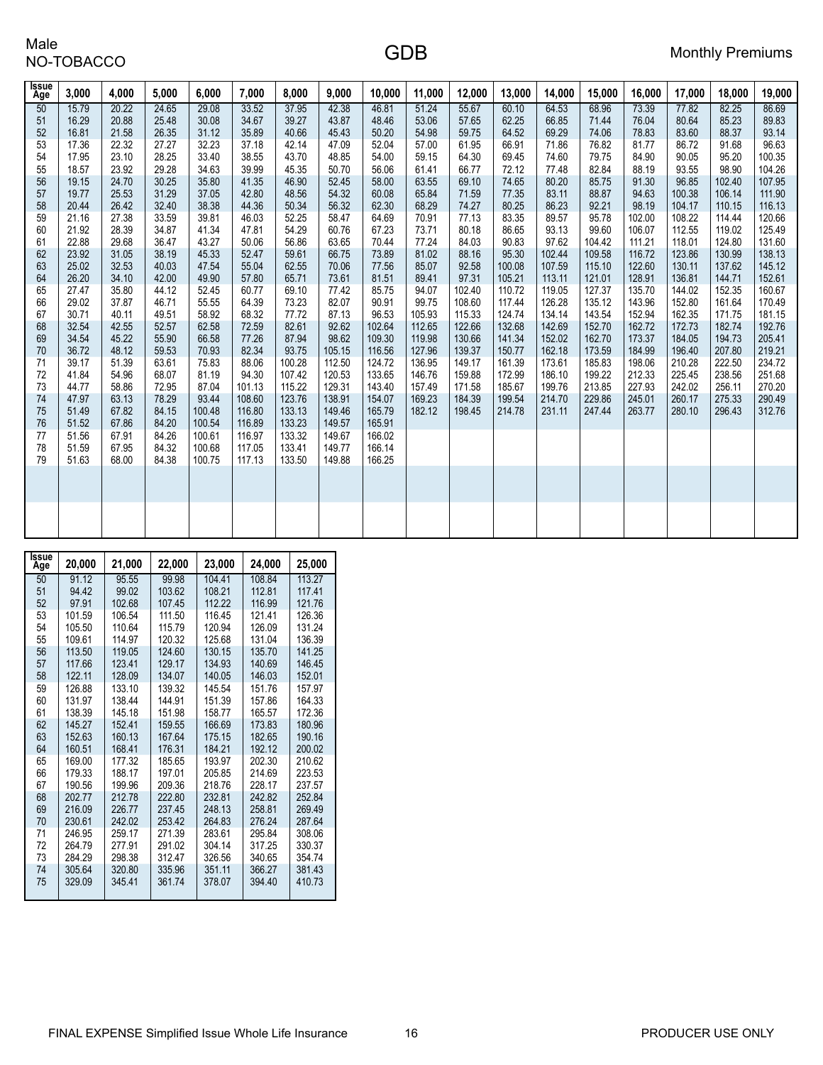Male
NO-TOBACCO

# GDB

Monthly Premiums

| Issue Age | 3,000 | 4,000 | 5,000 | 6,000 | 7,000 | 8,000 | 9,000 | 10,000 | 11,000 | 12,000 | 13,000 | 14,000 | 15,000 | 16,000 | 17,000 | 18,000 | 19,000 |
|---|---|---|---|---|---|---|---|---|---|---|---|---|---|---|---|---|---|
| 50 | 15.79 | 20.22 | 24.65 | 29.08 | 33.52 | 37.95 | 42.38 | 46.81 | 51.24 | 55.67 | 60.10 | 64.53 | 68.96 | 73.39 | 77.82 | 82.25 | 86.69 |
| 51 | 16.29 | 20.88 | 25.48 | 30.08 | 34.67 | 39.27 | 43.87 | 48.46 | 53.06 | 57.65 | 62.25 | 66.85 | 71.44 | 76.04 | 80.64 | 85.23 | 89.83 |
| 52 | 16.81 | 21.58 | 26.35 | 31.12 | 35.89 | 40.66 | 45.43 | 50.20 | 54.98 | 59.75 | 64.52 | 69.29 | 74.06 | 78.83 | 83.60 | 88.37 | 93.14 |
| 53 | 17.36 | 22.32 | 27.27 | 32.23 | 37.18 | 42.14 | 47.09 | 52.04 | 57.00 | 61.95 | 66.91 | 71.86 | 76.82 | 81.77 | 86.72 | 91.68 | 96.63 |
| 54 | 17.95 | 23.10 | 28.25 | 33.40 | 38.55 | 43.70 | 48.85 | 54.00 | 59.15 | 64.30 | 69.45 | 74.60 | 79.75 | 84.90 | 90.05 | 95.20 | 100.35 |
| 55 | 18.57 | 23.92 | 29.28 | 34.63 | 39.99 | 45.35 | 50.70 | 56.06 | 61.41 | 66.77 | 72.12 | 77.48 | 82.84 | 88.19 | 93.55 | 98.90 | 104.26 |
| 56 | 19.15 | 24.70 | 30.25 | 35.80 | 41.35 | 46.90 | 52.45 | 58.00 | 63.55 | 69.10 | 74.65 | 80.20 | 85.75 | 91.30 | 96.85 | 102.40 | 107.95 |
| 57 | 19.77 | 25.53 | 31.29 | 37.05 | 42.80 | 48.56 | 54.32 | 60.08 | 65.84 | 71.59 | 77.35 | 83.11 | 88.87 | 94.63 | 100.38 | 106.14 | 111.90 |
| 58 | 20.44 | 26.42 | 32.40 | 38.38 | 44.36 | 50.34 | 56.32 | 62.30 | 68.29 | 74.27 | 80.25 | 86.23 | 92.21 | 98.19 | 104.17 | 110.15 | 116.13 |
| 59 | 21.16 | 27.38 | 33.59 | 39.81 | 46.03 | 52.25 | 58.47 | 64.69 | 70.91 | 77.13 | 83.35 | 89.57 | 95.78 | 102.00 | 108.22 | 114.44 | 120.66 |
| 60 | 21.92 | 28.39 | 34.87 | 41.34 | 47.81 | 54.29 | 60.76 | 67.23 | 73.71 | 80.18 | 86.65 | 93.13 | 99.60 | 106.07 | 112.55 | 119.02 | 125.49 |
| 61 | 22.88 | 29.68 | 36.47 | 43.27 | 50.06 | 56.86 | 63.65 | 70.44 | 77.24 | 84.03 | 90.83 | 97.62 | 104.42 | 111.21 | 118.01 | 124.80 | 131.60 |
| 62 | 23.92 | 31.05 | 38.19 | 45.33 | 52.47 | 59.61 | 66.75 | 73.89 | 81.02 | 88.16 | 95.30 | 102.44 | 109.58 | 116.72 | 123.86 | 130.99 | 138.13 |
| 63 | 25.02 | 32.53 | 40.03 | 47.54 | 55.04 | 62.55 | 70.06 | 77.56 | 85.07 | 92.58 | 100.08 | 107.59 | 115.10 | 122.60 | 130.11 | 137.62 | 145.12 |
| 64 | 26.20 | 34.10 | 42.00 | 49.90 | 57.80 | 65.71 | 73.61 | 81.51 | 89.41 | 97.31 | 105.21 | 113.11 | 121.01 | 128.91 | 136.81 | 144.71 | 152.61 |
| 65 | 27.47 | 35.80 | 44.12 | 52.45 | 60.77 | 69.10 | 77.42 | 85.75 | 94.07 | 102.40 | 110.72 | 119.05 | 127.37 | 135.70 | 144.02 | 152.35 | 160.67 |
| 66 | 29.02 | 37.87 | 46.71 | 55.55 | 64.39 | 73.23 | 82.07 | 90.91 | 99.75 | 108.60 | 117.44 | 126.28 | 135.12 | 143.96 | 152.80 | 161.64 | 170.49 |
| 67 | 30.71 | 40.11 | 49.51 | 58.92 | 68.32 | 77.72 | 87.13 | 96.53 | 105.93 | 115.33 | 124.74 | 134.14 | 143.54 | 152.94 | 162.35 | 171.75 | 181.15 |
| 68 | 32.54 | 42.55 | 52.57 | 62.58 | 72.59 | 82.61 | 92.62 | 102.64 | 112.65 | 122.66 | 132.68 | 142.69 | 152.70 | 162.72 | 172.73 | 182.74 | 192.76 |
| 69 | 34.54 | 45.22 | 55.90 | 66.58 | 77.26 | 87.94 | 98.62 | 109.30 | 119.98 | 130.66 | 141.34 | 152.02 | 162.70 | 173.37 | 184.05 | 194.73 | 205.41 |
| 70 | 36.72 | 48.12 | 59.53 | 70.93 | 82.34 | 93.75 | 105.15 | 116.56 | 127.96 | 139.37 | 150.77 | 162.18 | 173.59 | 184.99 | 196.40 | 207.80 | 219.21 |
| 71 | 39.17 | 51.39 | 63.61 | 75.83 | 88.06 | 100.28 | 112.50 | 124.72 | 136.95 | 149.17 | 161.39 | 173.61 | 185.83 | 198.06 | 210.28 | 222.50 | 234.72 |
| 72 | 41.84 | 54.96 | 68.07 | 81.19 | 94.30 | 107.42 | 120.53 | 133.65 | 146.76 | 159.88 | 172.99 | 186.10 | 199.22 | 212.33 | 225.45 | 238.56 | 251.68 |
| 73 | 44.77 | 58.86 | 72.95 | 87.04 | 101.13 | 115.22 | 129.31 | 143.40 | 157.49 | 171.58 | 185.67 | 199.76 | 213.85 | 227.93 | 242.02 | 256.11 | 270.20 |
| 74 | 47.97 | 63.13 | 78.29 | 93.44 | 108.60 | 123.76 | 138.91 | 154.07 | 169.23 | 184.39 | 199.54 | 214.70 | 229.86 | 245.01 | 260.17 | 275.33 | 290.49 |
| 75 | 51.49 | 67.82 | 84.15 | 100.48 | 116.80 | 133.13 | 149.46 | 165.79 | 182.12 | 198.45 | 214.78 | 231.11 | 247.44 | 263.77 | 280.10 | 296.43 | 312.76 |
| 76 | 51.52 | 67.86 | 84.20 | 100.54 | 116.89 | 133.23 | 149.57 | 165.91 | | | | | | | | | |
| 77 | 51.56 | 67.91 | 84.26 | 100.61 | 116.97 | 133.32 | 149.67 | 166.02 | | | | | | | | | |
| 78 | 51.59 | 67.95 | 84.32 | 100.68 | 117.05 | 133.41 | 149.77 | 166.14 | | | | | | | | | |
| 79 | 51.63 | 68.00 | 84.38 | 100.75 | 117.13 | 133.50 | 149.88 | 166.25 | | | | | | | | | |

| Issue Age | 20,000 | 21,000 | 22,000 | 23,000 | 24,000 | 25,000 |
|---|---|---|---|---|---|---|
| 50 | 91.12 | 95.55 | 99.98 | 104.41 | 108.84 | 113.27 |
| 51 | 94.42 | 99.02 | 103.62 | 108.21 | 112.81 | 117.41 |
| 52 | 97.91 | 102.68 | 107.45 | 112.22 | 116.99 | 121.76 |
| 53 | 101.59 | 106.54 | 111.50 | 116.45 | 121.41 | 126.36 |
| 54 | 105.50 | 110.64 | 115.79 | 120.94 | 126.09 | 131.24 |
| 55 | 109.61 | 114.97 | 120.32 | 125.68 | 131.04 | 136.39 |
| 56 | 113.50 | 119.05 | 124.60 | 130.15 | 135.70 | 141.25 |
| 57 | 117.66 | 123.41 | 129.17 | 134.93 | 140.69 | 146.45 |
| 58 | 122.11 | 128.09 | 134.07 | 140.05 | 146.03 | 152.01 |
| 59 | 126.88 | 133.10 | 139.32 | 145.54 | 151.76 | 157.97 |
| 60 | 131.97 | 138.44 | 144.91 | 151.39 | 157.86 | 164.33 |
| 61 | 138.39 | 145.18 | 151.98 | 158.77 | 165.57 | 172.36 |
| 62 | 145.27 | 152.41 | 159.55 | 166.69 | 173.83 | 180.96 |
| 63 | 152.63 | 160.13 | 167.64 | 175.15 | 182.65 | 190.16 |
| 64 | 160.51 | 168.41 | 176.31 | 184.21 | 192.12 | 200.02 |
| 65 | 169.00 | 177.32 | 185.65 | 193.97 | 202.30 | 210.62 |
| 66 | 179.33 | 188.17 | 197.01 | 205.85 | 214.69 | 223.53 |
| 67 | 190.56 | 199.96 | 209.36 | 218.76 | 228.17 | 237.57 |
| 68 | 202.77 | 212.78 | 222.80 | 232.81 | 242.82 | 252.84 |
| 69 | 216.09 | 226.77 | 237.45 | 248.13 | 258.81 | 269.49 |
| 70 | 230.61 | 242.02 | 253.42 | 264.83 | 276.24 | 287.64 |
| 71 | 246.95 | 259.17 | 271.39 | 283.61 | 295.84 | 308.06 |
| 72 | 264.79 | 277.91 | 291.02 | 304.14 | 317.25 | 330.37 |
| 73 | 284.29 | 298.38 | 312.47 | 326.56 | 340.65 | 354.74 |
| 74 | 305.64 | 320.80 | 335.96 | 351.11 | 366.27 | 381.43 |
| 75 | 329.09 | 345.41 | 361.74 | 378.07 | 394.40 | 410.73 |

FINAL EXPENSE Simplified Issue Whole Life Insurance

PRODUCER USE ONLY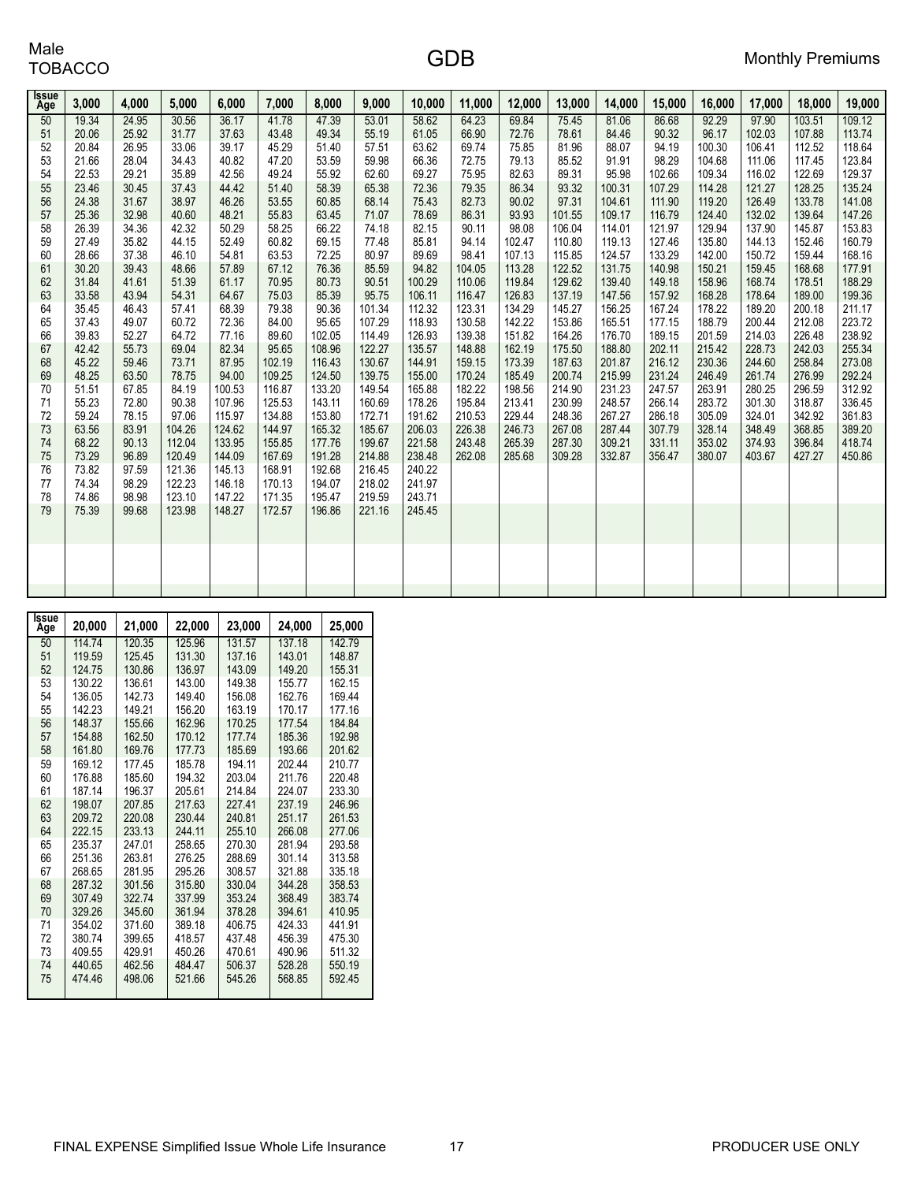Male
TOBACCO

# GDB

Monthly Premiums

| Issue Age | 3,000 | 4,000 | 5,000 | 6,000 | 7,000 | 8,000 | 9,000 | 10,000 | 11,000 | 12,000 | 13,000 | 14,000 | 15,000 | 16,000 | 17,000 | 18,000 | 19,000 |
|---|---|---|---|---|---|---|---|---|---|---|---|---|---|---|---|---|---|
| 50 | 19.34 | 24.95 | 30.56 | 36.17 | 41.78 | 47.39 | 53.01 | 58.62 | 64.23 | 69.84 | 75.45 | 81.06 | 86.68 | 92.29 | 97.90 | 103.51 | 109.12 |
| 51 | 20.06 | 25.92 | 31.77 | 37.63 | 43.48 | 49.34 | 55.19 | 61.05 | 66.90 | 72.76 | 78.61 | 84.46 | 90.32 | 96.17 | 102.03 | 107.88 | 113.74 |
| 52 | 20.84 | 26.95 | 33.06 | 39.17 | 45.29 | 51.40 | 57.51 | 63.62 | 69.74 | 75.85 | 81.96 | 88.07 | 94.19 | 100.30 | 106.41 | 112.52 | 118.64 |
| 53 | 21.66 | 28.04 | 34.43 | 40.82 | 47.20 | 53.59 | 59.98 | 66.36 | 72.75 | 79.13 | 85.52 | 91.91 | 98.29 | 104.68 | 111.06 | 117.45 | 123.84 |
| 54 | 22.53 | 29.21 | 35.89 | 42.56 | 49.24 | 55.92 | 62.60 | 69.27 | 75.95 | 82.63 | 89.31 | 95.98 | 102.66 | 109.34 | 116.02 | 122.69 | 129.37 |
| 55 | 23.46 | 30.45 | 37.43 | 44.42 | 51.40 | 58.39 | 65.38 | 72.36 | 79.35 | 86.34 | 93.32 | 100.31 | 107.29 | 114.28 | 121.27 | 128.25 | 135.24 |
| 56 | 24.38 | 31.67 | 38.97 | 46.26 | 53.55 | 60.85 | 68.14 | 75.43 | 82.73 | 90.02 | 97.31 | 104.61 | 111.90 | 119.20 | 126.49 | 133.78 | 141.08 |
| 57 | 25.36 | 32.98 | 40.60 | 48.21 | 55.83 | 63.45 | 71.07 | 78.69 | 86.31 | 93.93 | 101.55 | 109.17 | 116.79 | 124.40 | 132.02 | 139.64 | 147.26 |
| 58 | 26.39 | 34.36 | 42.32 | 50.29 | 58.25 | 66.22 | 74.18 | 82.15 | 90.11 | 98.08 | 106.04 | 114.01 | 121.97 | 129.94 | 137.90 | 145.87 | 153.83 |
| 59 | 27.49 | 35.82 | 44.15 | 52.49 | 60.82 | 69.15 | 77.48 | 85.81 | 94.14 | 102.47 | 110.80 | 119.13 | 127.46 | 135.80 | 144.13 | 152.46 | 160.79 |
| 60 | 28.66 | 37.38 | 46.10 | 54.81 | 63.53 | 72.25 | 80.97 | 89.69 | 98.41 | 107.13 | 115.85 | 124.57 | 133.29 | 142.00 | 150.72 | 159.44 | 168.16 |
| 61 | 30.20 | 39.43 | 48.66 | 57.89 | 67.12 | 76.36 | 85.59 | 94.82 | 104.05 | 113.28 | 122.52 | 131.75 | 140.98 | 150.21 | 159.45 | 168.68 | 177.91 |
| 62 | 31.84 | 41.61 | 51.39 | 61.17 | 70.95 | 80.73 | 90.51 | 100.29 | 110.06 | 119.84 | 129.62 | 139.40 | 149.18 | 158.96 | 168.74 | 178.51 | 188.29 |
| 63 | 33.58 | 43.94 | 54.31 | 64.67 | 75.03 | 85.39 | 95.75 | 106.11 | 116.47 | 126.83 | 137.19 | 147.56 | 157.92 | 168.28 | 178.64 | 189.00 | 199.36 |
| 64 | 35.45 | 46.43 | 57.41 | 68.39 | 79.38 | 90.36 | 101.34 | 112.32 | 123.31 | 134.29 | 145.27 | 156.25 | 167.24 | 178.22 | 189.20 | 200.18 | 211.17 |
| 65 | 37.43 | 49.07 | 60.72 | 72.36 | 84.00 | 95.65 | 107.29 | 118.93 | 130.58 | 142.22 | 153.86 | 165.51 | 177.15 | 188.79 | 200.44 | 212.08 | 223.72 |
| 66 | 39.83 | 52.27 | 64.72 | 77.16 | 89.60 | 102.05 | 114.49 | 126.93 | 139.38 | 151.82 | 164.26 | 176.70 | 189.15 | 201.59 | 214.03 | 226.48 | 238.92 |
| 67 | 42.42 | 55.73 | 69.04 | 82.34 | 95.65 | 108.96 | 122.27 | 135.57 | 148.88 | 162.19 | 175.50 | 188.80 | 202.11 | 215.42 | 228.73 | 242.03 | 255.34 |
| 68 | 45.22 | 59.46 | 73.71 | 87.95 | 102.19 | 116.43 | 130.67 | 144.91 | 159.15 | 173.39 | 187.63 | 201.87 | 216.12 | 230.36 | 244.60 | 258.84 | 273.08 |
| 69 | 48.25 | 63.50 | 78.75 | 94.00 | 109.25 | 124.50 | 139.75 | 155.00 | 170.24 | 185.49 | 200.74 | 215.99 | 231.24 | 246.49 | 261.74 | 276.99 | 292.24 |
| 70 | 51.51 | 67.85 | 84.19 | 100.53 | 116.87 | 133.20 | 149.54 | 165.88 | 182.22 | 198.56 | 214.90 | 231.23 | 247.57 | 263.91 | 280.25 | 296.59 | 312.92 |
| 71 | 55.23 | 72.80 | 90.38 | 107.96 | 125.53 | 143.11 | 160.69 | 178.26 | 195.84 | 213.41 | 230.99 | 248.57 | 266.14 | 283.72 | 301.30 | 318.87 | 336.45 |
| 72 | 59.24 | 78.15 | 97.06 | 115.97 | 134.88 | 153.80 | 172.71 | 191.62 | 210.53 | 229.44 | 248.36 | 267.27 | 286.18 | 305.09 | 324.01 | 342.92 | 361.83 |
| 73 | 63.56 | 83.91 | 104.26 | 124.62 | 144.97 | 165.32 | 185.67 | 206.03 | 226.38 | 246.73 | 267.08 | 287.44 | 307.79 | 328.14 | 348.49 | 368.85 | 389.20 |
| 74 | 68.22 | 90.13 | 112.04 | 133.95 | 155.85 | 177.76 | 199.67 | 221.58 | 243.48 | 265.39 | 287.30 | 309.21 | 331.11 | 353.02 | 374.93 | 396.84 | 418.74 |
| 75 | 73.29 | 96.89 | 120.49 | 144.09 | 167.69 | 191.28 | 214.88 | 238.48 | 262.08 | 285.68 | 309.28 | 332.87 | 356.47 | 380.07 | 403.67 | 427.27 | 450.86 |
| 76 | 73.82 | 97.59 | 121.36 | 145.13 | 168.91 | 192.68 | 216.45 | 240.22 | | | | | | | | | |
| 77 | 74.34 | 98.29 | 122.23 | 146.18 | 170.13 | 194.07 | 218.02 | 241.97 | | | | | | | | | |
| 78 | 74.86 | 98.98 | 123.10 | 147.22 | 171.35 | 195.47 | 219.59 | 243.71 | | | | | | | | | |
| 79 | 75.39 | 99.68 | 123.98 | 148.27 | 172.57 | 196.86 | 221.16 | 245.45 | | | | | | | | | |

| Issue Age | 20,000 | 21,000 | 22,000 | 23,000 | 24,000 | 25,000 |
|---|---|---|---|---|---|---|
| 50 | 114.74 | 120.35 | 125.96 | 131.57 | 137.18 | 142.79 |
| 51 | 119.59 | 125.45 | 131.30 | 137.16 | 143.01 | 148.87 |
| 52 | 124.75 | 130.86 | 136.97 | 143.09 | 149.20 | 155.31 |
| 53 | 130.22 | 136.61 | 143.00 | 149.38 | 155.77 | 162.15 |
| 54 | 136.05 | 142.73 | 149.40 | 156.08 | 162.76 | 169.44 |
| 55 | 142.23 | 149.21 | 156.20 | 163.19 | 170.17 | 177.16 |
| 56 | 148.37 | 155.66 | 162.96 | 170.25 | 177.54 | 184.84 |
| 57 | 154.88 | 162.50 | 170.12 | 177.74 | 185.36 | 192.98 |
| 58 | 161.80 | 169.76 | 177.73 | 185.69 | 193.66 | 201.62 |
| 59 | 169.12 | 177.45 | 185.78 | 194.11 | 202.44 | 210.77 |
| 60 | 176.88 | 185.60 | 194.32 | 203.04 | 211.76 | 220.48 |
| 61 | 187.14 | 196.37 | 205.61 | 214.84 | 224.07 | 233.30 |
| 62 | 198.07 | 207.85 | 217.63 | 227.41 | 237.19 | 246.96 |
| 63 | 209.72 | 220.08 | 230.44 | 240.81 | 251.17 | 261.53 |
| 64 | 222.15 | 233.13 | 244.11 | 255.10 | 266.08 | 277.06 |
| 65 | 235.37 | 247.01 | 258.65 | 270.30 | 281.94 | 293.58 |
| 66 | 251.36 | 263.81 | 276.25 | 288.69 | 301.14 | 313.58 |
| 67 | 268.65 | 281.95 | 295.26 | 308.57 | 321.88 | 335.18 |
| 68 | 287.32 | 301.56 | 315.80 | 330.04 | 344.28 | 358.53 |
| 69 | 307.49 | 322.74 | 337.99 | 353.24 | 368.49 | 383.74 |
| 70 | 329.26 | 345.60 | 361.94 | 378.28 | 394.61 | 410.95 |
| 71 | 354.02 | 371.60 | 389.18 | 406.75 | 424.33 | 441.91 |
| 72 | 380.74 | 399.65 | 418.57 | 437.48 | 456.39 | 475.30 |
| 73 | 409.55 | 429.91 | 450.26 | 470.61 | 490.96 | 511.32 |
| 74 | 440.65 | 462.56 | 484.47 | 506.37 | 528.28 | 550.19 |
| 75 | 474.46 | 498.06 | 521.66 | 545.26 | 568.85 | 592.45 |

FINAL EXPENSE Simplified Issue Whole Life Insurance

PRODUCER USE ONLY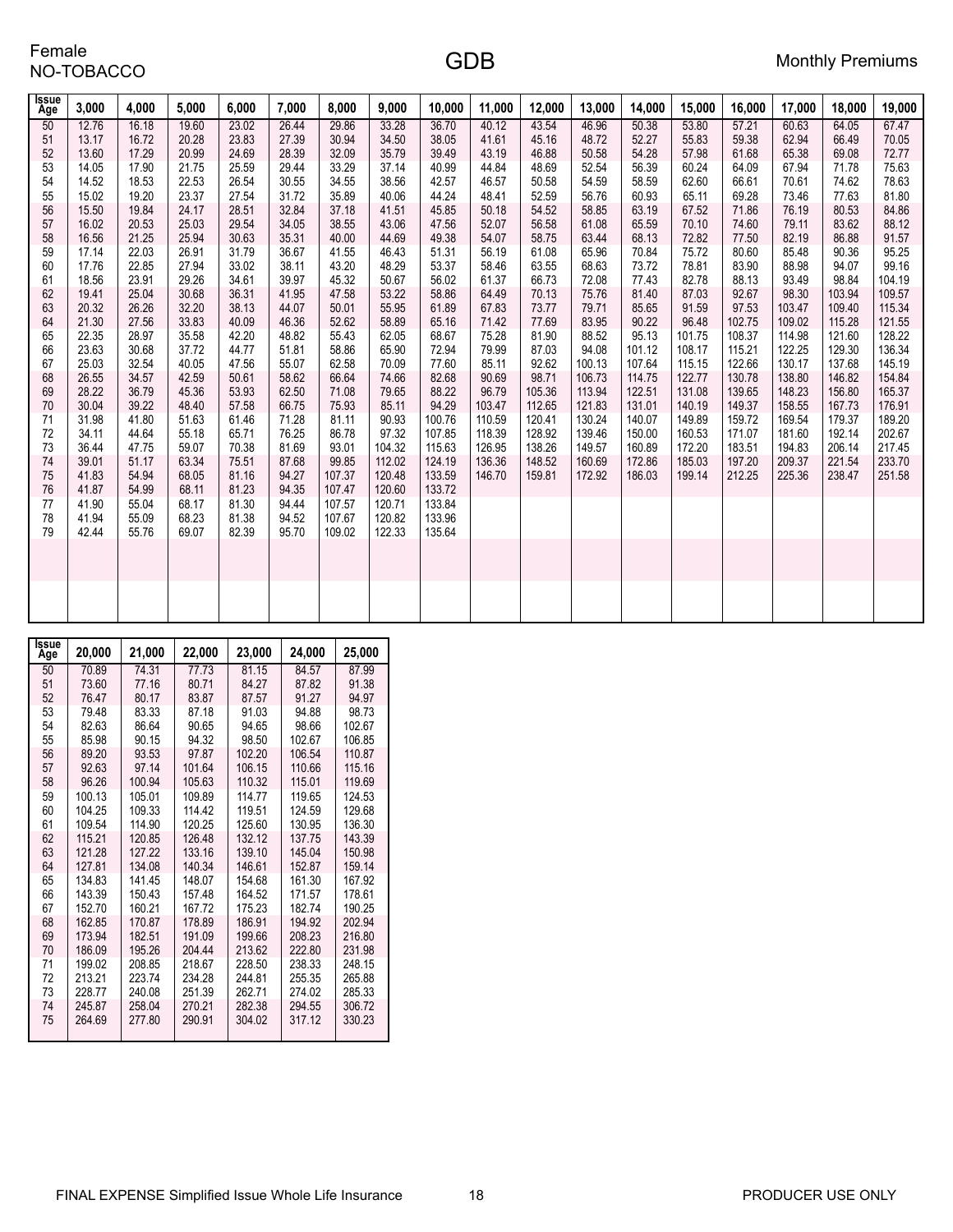Female
NO-TOBACCO

# GDB

Monthly Premiums

| Issue Age | 3,000 | 4,000 | 5,000 | 6,000 | 7,000 | 8,000 | 9,000 | 10,000 | 11,000 | 12,000 | 13,000 | 14,000 | 15,000 | 16,000 | 17,000 | 18,000 | 19,000 |
|---|---|---|---|---|---|---|---|---|---|---|---|---|---|---|---|---|---|
| 50 | 12.76 | 16.18 | 19.60 | 23.02 | 26.44 | 29.86 | 33.28 | 36.70 | 40.12 | 43.54 | 46.96 | 50.38 | 53.80 | 57.21 | 60.63 | 64.05 | 67.47 |
| 51 | 13.17 | 16.72 | 20.28 | 23.83 | 27.39 | 30.94 | 34.50 | 38.05 | 41.61 | 45.16 | 48.72 | 52.27 | 55.83 | 59.38 | 62.94 | 66.49 | 70.05 |
| 52 | 13.60 | 17.29 | 20.99 | 24.69 | 28.39 | 32.09 | 35.79 | 39.49 | 43.19 | 46.88 | 50.58 | 54.28 | 57.98 | 61.68 | 65.38 | 69.08 | 72.77 |
| 53 | 14.05 | 17.90 | 21.75 | 25.59 | 29.44 | 33.29 | 37.14 | 40.99 | 44.84 | 48.69 | 52.54 | 56.39 | 60.24 | 64.09 | 67.94 | 71.78 | 75.63 |
| 54 | 14.52 | 18.53 | 22.53 | 26.54 | 30.55 | 34.55 | 38.56 | 42.57 | 46.57 | 50.58 | 54.59 | 58.59 | 62.60 | 66.61 | 70.61 | 74.62 | 78.63 |
| 55 | 15.02 | 19.20 | 23.37 | 27.54 | 31.72 | 35.89 | 40.06 | 44.24 | 48.41 | 52.59 | 56.76 | 60.93 | 65.11 | 69.28 | 73.46 | 77.63 | 81.80 |
| 56 | 15.50 | 19.84 | 24.17 | 28.51 | 32.84 | 37.18 | 41.51 | 45.85 | 50.18 | 54.52 | 58.85 | 63.19 | 67.52 | 71.86 | 76.19 | 80.53 | 84.86 |
| 57 | 16.02 | 20.53 | 25.03 | 29.54 | 34.05 | 38.55 | 43.06 | 47.56 | 52.07 | 56.58 | 61.08 | 65.59 | 70.10 | 74.60 | 79.11 | 83.62 | 88.12 |
| 58 | 16.56 | 21.25 | 25.94 | 30.63 | 35.31 | 40.00 | 44.69 | 49.38 | 54.07 | 58.75 | 63.44 | 68.13 | 72.82 | 77.50 | 82.19 | 86.88 | 91.57 |
| 59 | 17.14 | 22.03 | 26.91 | 31.79 | 36.67 | 41.55 | 46.43 | 51.31 | 56.19 | 61.08 | 65.96 | 70.84 | 75.72 | 80.60 | 85.48 | 90.36 | 95.25 |
| 60 | 17.76 | 22.85 | 27.94 | 33.02 | 38.11 | 43.20 | 48.29 | 53.37 | 58.46 | 63.55 | 68.63 | 73.72 | 78.81 | 83.90 | 88.98 | 94.07 | 99.16 |
| 61 | 18.56 | 23.91 | 29.26 | 34.61 | 39.97 | 45.32 | 50.67 | 56.02 | 61.37 | 66.73 | 72.08 | 77.43 | 82.78 | 88.13 | 93.49 | 98.84 | 104.19 |
| 62 | 19.41 | 25.04 | 30.68 | 36.31 | 41.95 | 47.58 | 53.22 | 58.86 | 64.49 | 70.13 | 75.76 | 81.40 | 87.03 | 92.67 | 98.30 | 103.94 | 109.57 |
| 63 | 20.32 | 26.26 | 32.20 | 38.13 | 44.07 | 50.01 | 55.95 | 61.89 | 67.83 | 73.77 | 79.71 | 85.65 | 91.59 | 97.53 | 103.47 | 109.40 | 115.34 |
| 64 | 21.30 | 27.56 | 33.83 | 40.09 | 46.36 | 52.62 | 58.89 | 65.16 | 71.42 | 77.69 | 83.95 | 90.22 | 96.48 | 102.75 | 109.02 | 115.28 | 121.55 |
| 65 | 22.35 | 28.97 | 35.58 | 42.20 | 48.82 | 55.43 | 62.05 | 68.67 | 75.28 | 81.90 | 88.52 | 95.13 | 101.75 | 108.37 | 114.98 | 121.60 | 128.22 |
| 66 | 23.63 | 30.68 | 37.72 | 44.77 | 51.81 | 58.86 | 65.90 | 72.94 | 79.99 | 87.03 | 94.08 | 101.12 | 108.17 | 115.21 | 122.25 | 129.30 | 136.34 |
| 67 | 25.03 | 32.54 | 40.05 | 47.56 | 55.07 | 62.58 | 70.09 | 77.60 | 85.11 | 92.62 | 100.13 | 107.64 | 115.15 | 122.66 | 130.17 | 137.68 | 145.19 |
| 68 | 26.55 | 34.57 | 42.59 | 50.61 | 58.62 | 66.64 | 74.66 | 82.68 | 90.69 | 98.71 | 106.73 | 114.75 | 122.77 | 130.78 | 138.80 | 146.82 | 154.84 |
| 69 | 28.22 | 36.79 | 45.36 | 53.93 | 62.50 | 71.08 | 79.65 | 88.22 | 96.79 | 105.36 | 113.94 | 122.51 | 131.08 | 139.65 | 148.23 | 156.80 | 165.37 |
| 70 | 30.04 | 39.22 | 48.40 | 57.58 | 66.75 | 75.93 | 85.11 | 94.29 | 103.47 | 112.65 | 121.83 | 131.01 | 140.19 | 149.37 | 158.55 | 167.73 | 176.91 |
| 71 | 31.98 | 41.80 | 51.63 | 61.46 | 71.28 | 81.11 | 90.93 | 100.76 | 110.59 | 120.41 | 130.24 | 140.07 | 149.89 | 159.72 | 169.54 | 179.37 | 189.20 |
| 72 | 34.11 | 44.64 | 55.18 | 65.71 | 76.25 | 86.78 | 97.32 | 107.85 | 118.39 | 128.92 | 139.46 | 150.00 | 160.53 | 171.07 | 181.60 | 192.14 | 202.67 |
| 73 | 36.44 | 47.75 | 59.07 | 70.38 | 81.69 | 93.01 | 104.32 | 115.63 | 126.95 | 138.26 | 149.57 | 160.89 | 172.20 | 183.51 | 194.83 | 206.14 | 217.45 |
| 74 | 39.01 | 51.17 | 63.34 | 75.51 | 87.68 | 99.85 | 112.02 | 124.19 | 136.36 | 148.52 | 160.69 | 172.86 | 185.03 | 197.20 | 209.37 | 221.54 | 233.70 |
| 75 | 41.83 | 54.94 | 68.05 | 81.16 | 94.27 | 107.37 | 120.48 | 133.59 | 146.70 | 159.81 | 172.92 | 186.03 | 199.14 | 212.25 | 225.36 | 238.47 | 251.58 |
| 76 | 41.87 | 54.99 | 68.11 | 81.23 | 94.35 | 107.47 | 120.60 | 133.72 | | | | | | | | | |
| 77 | 41.90 | 55.04 | 68.17 | 81.30 | 94.44 | 107.57 | 120.71 | 133.84 | | | | | | | | | |
| 78 | 41.94 | 55.09 | 68.23 | 81.38 | 94.52 | 107.67 | 120.82 | 133.96 | | | | | | | | | |
| 79 | 42.44 | 55.76 | 69.07 | 82.39 | 95.70 | 109.02 | 122.33 | 135.64 | | | | | | | | | |

| Issue Age | 20,000 | 21,000 | 22,000 | 23,000 | 24,000 | 25,000 |
|---|---|---|---|---|---|---|
| 50 | 70.89 | 74.31 | 77.73 | 81.15 | 84.57 | 87.99 |
| 51 | 73.60 | 77.16 | 80.71 | 84.27 | 87.82 | 91.38 |
| 52 | 76.47 | 80.17 | 83.87 | 87.57 | 91.27 | 94.97 |
| 53 | 79.48 | 83.33 | 87.18 | 91.03 | 94.88 | 98.73 |
| 54 | 82.63 | 86.64 | 90.65 | 94.65 | 98.66 | 102.67 |
| 55 | 85.98 | 90.15 | 94.32 | 98.50 | 102.67 | 106.85 |
| 56 | 89.20 | 93.53 | 97.87 | 102.20 | 106.54 | 110.87 |
| 57 | 92.63 | 97.14 | 101.64 | 106.15 | 110.66 | 115.16 |
| 58 | 96.26 | 100.94 | 105.63 | 110.32 | 115.01 | 119.69 |
| 59 | 100.13 | 105.01 | 109.89 | 114.77 | 119.65 | 124.53 |
| 60 | 104.25 | 109.33 | 114.42 | 119.51 | 124.59 | 129.68 |
| 61 | 109.54 | 114.90 | 120.25 | 125.60 | 130.95 | 136.30 |
| 62 | 115.21 | 120.85 | 126.48 | 132.12 | 137.75 | 143.39 |
| 63 | 121.28 | 127.22 | 133.16 | 139.10 | 145.04 | 150.98 |
| 64 | 127.81 | 134.08 | 140.34 | 146.61 | 152.87 | 159.14 |
| 65 | 134.83 | 141.45 | 148.07 | 154.68 | 161.30 | 167.92 |
| 66 | 143.39 | 150.43 | 157.48 | 164.52 | 171.57 | 178.61 |
| 67 | 152.70 | 160.21 | 167.72 | 175.23 | 182.74 | 190.25 |
| 68 | 162.85 | 170.87 | 178.89 | 186.91 | 194.92 | 202.94 |
| 69 | 173.94 | 182.51 | 191.09 | 199.66 | 208.23 | 216.80 |
| 70 | 186.09 | 195.26 | 204.44 | 213.62 | 222.80 | 231.98 |
| 71 | 199.02 | 208.85 | 218.67 | 228.50 | 238.33 | 248.15 |
| 72 | 213.21 | 223.74 | 234.28 | 244.81 | 255.35 | 265.88 |
| 73 | 228.77 | 240.08 | 251.39 | 262.71 | 274.02 | 285.33 |
| 74 | 245.87 | 258.04 | 270.21 | 282.38 | 294.55 | 306.72 |
| 75 | 264.69 | 277.80 | 290.91 | 304.02 | 317.12 | 330.23 |

FINAL EXPENSE Simplified Issue Whole Life Insurance

PRODUCER USE ONLY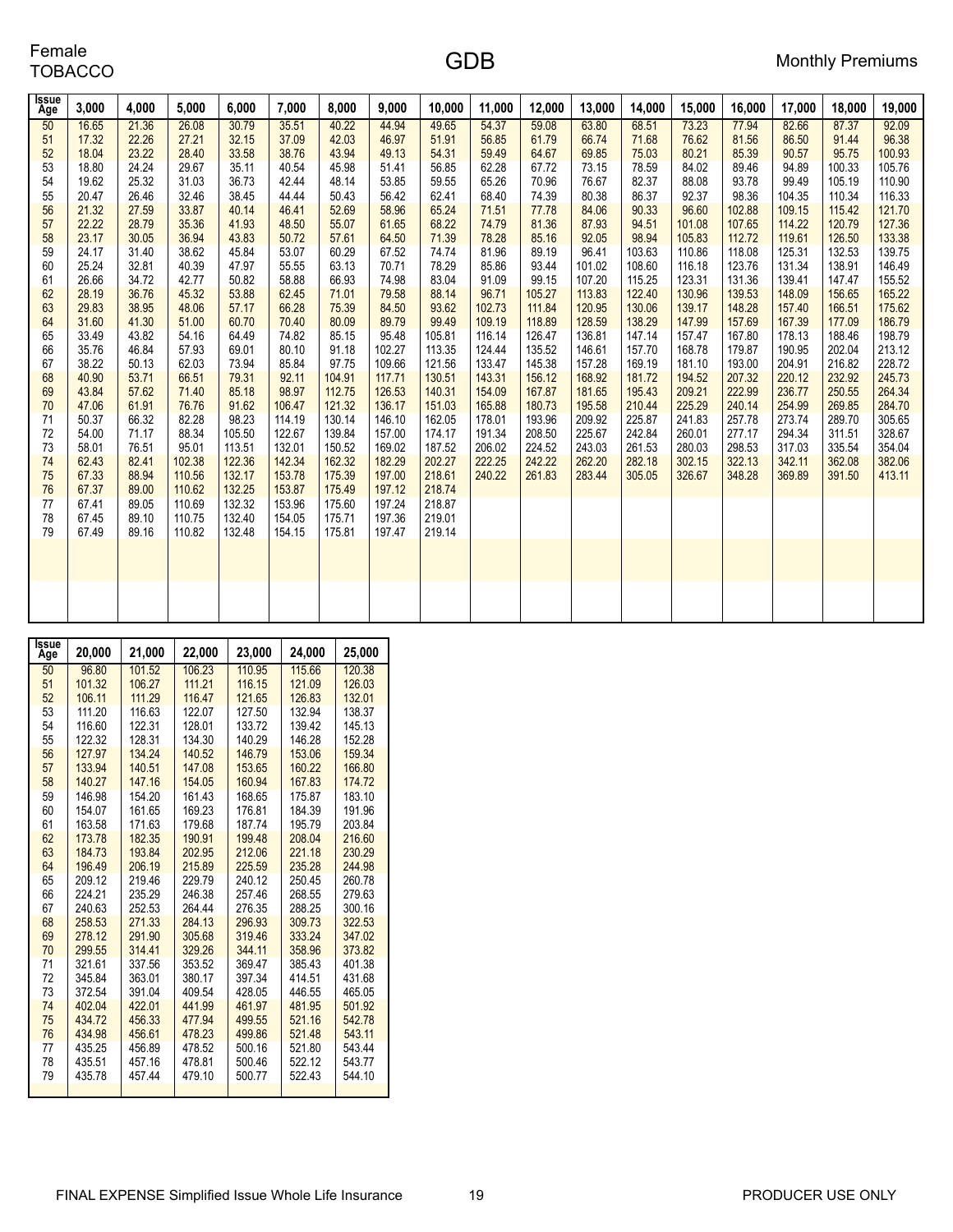Female
TOBACCO

# GDB

Monthly Premiums

| Issue Age | 3,000 | 4,000 | 5,000 | 6,000 | 7,000 | 8,000 | 9,000 | 10,000 | 11,000 | 12,000 | 13,000 | 14,000 | 15,000 | 16,000 | 17,000 | 18,000 | 19,000 |
|---|---|---|---|---|---|---|---|---|---|---|---|---|---|---|---|---|---|
| 50 | 16.65 | 21.36 | 26.08 | 30.79 | 35.51 | 40.22 | 44.94 | 49.65 | 54.37 | 59.08 | 63.80 | 68.51 | 73.23 | 77.94 | 82.66 | 87.37 | 92.09 |
| 51 | 17.32 | 22.26 | 27.21 | 32.15 | 37.09 | 42.03 | 46.97 | 51.91 | 56.85 | 61.79 | 66.74 | 71.68 | 76.62 | 81.56 | 86.50 | 91.44 | 96.38 |
| 52 | 18.04 | 23.22 | 28.40 | 33.58 | 38.76 | 43.94 | 49.13 | 54.31 | 59.49 | 64.67 | 69.85 | 75.03 | 80.21 | 85.39 | 90.57 | 95.75 | 100.93 |
| 53 | 18.80 | 24.24 | 29.67 | 35.11 | 40.54 | 45.98 | 51.41 | 56.85 | 62.28 | 67.72 | 73.15 | 78.59 | 84.02 | 89.46 | 94.89 | 100.33 | 105.76 |
| 54 | 19.62 | 25.32 | 31.03 | 36.73 | 42.44 | 48.14 | 53.85 | 59.55 | 65.26 | 70.96 | 76.67 | 82.37 | 88.08 | 93.78 | 99.49 | 105.19 | 110.90 |
| 55 | 20.47 | 26.46 | 32.46 | 38.45 | 44.44 | 50.43 | 56.42 | 62.41 | 68.40 | 74.39 | 80.38 | 86.37 | 92.37 | 98.36 | 104.35 | 110.34 | 116.33 |
| 56 | 21.32 | 27.59 | 33.87 | 40.14 | 46.41 | 52.69 | 58.96 | 65.24 | 71.51 | 77.78 | 84.06 | 90.33 | 96.60 | 102.88 | 109.15 | 115.42 | 121.70 |
| 57 | 22.22 | 28.79 | 35.36 | 41.93 | 48.50 | 55.07 | 61.65 | 68.22 | 74.79 | 81.36 | 87.93 | 94.51 | 101.08 | 107.65 | 114.22 | 120.79 | 127.36 |
| 58 | 23.17 | 30.05 | 36.94 | 43.83 | 50.72 | 57.61 | 64.50 | 71.39 | 78.28 | 85.16 | 92.05 | 98.94 | 105.83 | 112.72 | 119.61 | 126.50 | 133.38 |
| 59 | 24.17 | 31.40 | 38.62 | 45.84 | 53.07 | 60.29 | 67.52 | 74.74 | 81.96 | 89.19 | 96.41 | 103.63 | 110.86 | 118.08 | 125.31 | 132.53 | 139.75 |
| 60 | 25.24 | 32.81 | 40.39 | 47.97 | 55.55 | 63.13 | 70.71 | 78.29 | 85.86 | 93.44 | 101.02 | 108.60 | 116.18 | 123.76 | 131.34 | 138.91 | 146.49 |
| 61 | 26.66 | 34.72 | 42.77 | 50.82 | 58.88 | 66.93 | 74.98 | 83.04 | 91.09 | 99.15 | 107.20 | 115.25 | 123.31 | 131.36 | 139.41 | 147.47 | 155.52 |
| 62 | 28.19 | 36.76 | 45.32 | 53.88 | 62.45 | 71.01 | 79.58 | 88.14 | 96.71 | 105.27 | 113.83 | 122.40 | 130.96 | 139.53 | 148.09 | 156.65 | 165.22 |
| 63 | 29.83 | 38.95 | 48.06 | 57.17 | 66.28 | 75.39 | 84.50 | 93.62 | 102.73 | 111.84 | 120.95 | 130.06 | 139.17 | 148.28 | 157.40 | 166.51 | 175.62 |
| 64 | 31.60 | 41.30 | 51.00 | 60.70 | 70.40 | 80.09 | 89.79 | 99.49 | 109.19 | 118.89 | 128.59 | 138.29 | 147.99 | 157.69 | 167.39 | 177.09 | 186.79 |
| 65 | 33.49 | 43.82 | 54.16 | 64.49 | 74.82 | 85.15 | 95.48 | 105.81 | 116.14 | 126.47 | 136.81 | 147.14 | 157.47 | 167.80 | 178.13 | 188.46 | 198.79 |
| 66 | 35.76 | 46.84 | 57.93 | 69.01 | 80.10 | 91.18 | 102.27 | 113.35 | 124.44 | 135.52 | 146.61 | 157.70 | 168.78 | 179.87 | 190.95 | 202.04 | 213.12 |
| 67 | 38.22 | 50.13 | 62.03 | 73.94 | 85.84 | 97.75 | 109.66 | 121.56 | 133.47 | 145.38 | 157.28 | 169.19 | 181.10 | 193.00 | 204.91 | 216.82 | 228.72 |
| 68 | 40.90 | 53.71 | 66.51 | 79.31 | 92.11 | 104.91 | 117.71 | 130.51 | 143.31 | 156.12 | 168.92 | 181.72 | 194.52 | 207.32 | 220.12 | 232.92 | 245.73 |
| 69 | 43.84 | 57.62 | 71.40 | 85.18 | 98.97 | 112.75 | 126.53 | 140.31 | 154.09 | 167.87 | 181.65 | 195.43 | 209.21 | 222.99 | 236.77 | 250.55 | 264.34 |
| 70 | 47.06 | 61.91 | 76.76 | 91.62 | 106.47 | 121.32 | 136.17 | 151.03 | 165.88 | 180.73 | 195.58 | 210.44 | 225.29 | 240.14 | 254.99 | 269.85 | 284.70 |
| 71 | 50.37 | 66.32 | 82.28 | 98.23 | 114.19 | 130.14 | 146.10 | 162.05 | 178.01 | 193.96 | 209.92 | 225.87 | 241.83 | 257.78 | 273.74 | 289.70 | 305.65 |
| 72 | 54.00 | 71.17 | 88.34 | 105.50 | 122.67 | 139.84 | 157.00 | 174.17 | 191.34 | 208.50 | 225.67 | 242.84 | 260.01 | 277.17 | 294.34 | 311.51 | 328.67 |
| 73 | 58.01 | 76.51 | 95.01 | 113.51 | 132.01 | 150.52 | 169.02 | 187.52 | 206.02 | 224.52 | 243.03 | 261.53 | 280.03 | 298.53 | 317.03 | 335.54 | 354.04 |
| 74 | 62.43 | 82.41 | 102.38 | 122.36 | 142.34 | 162.32 | 182.29 | 202.27 | 222.25 | 242.22 | 262.20 | 282.18 | 302.15 | 322.13 | 342.11 | 362.08 | 382.06 |
| 75 | 67.33 | 88.94 | 110.56 | 132.17 | 153.78 | 175.39 | 197.00 | 218.61 | 240.22 | 261.83 | 283.44 | 305.05 | 326.67 | 348.28 | 369.89 | 391.50 | 413.11 |
| 76 | 67.37 | 89.00 | 110.62 | 132.25 | 153.87 | 175.49 | 197.12 | 218.74 | | | | | | | | | |
| 77 | 67.41 | 89.05 | 110.69 | 132.32 | 153.96 | 175.60 | 197.24 | 218.87 | | | | | | | | | |
| 78 | 67.45 | 89.10 | 110.75 | 132.40 | 154.05 | 175.71 | 197.36 | 219.01 | | | | | | | | | |
| 79 | 67.49 | 89.16 | 110.82 | 132.48 | 154.15 | 175.81 | 197.47 | 219.14 | | | | | | | | | |

| Issue Age | 20,000 | 21,000 | 22,000 | 23,000 | 24,000 | 25,000 |
|---|---|---|---|---|---|---|
| 50 | 96.80 | 101.52 | 106.23 | 110.95 | 115.66 | 120.38 |
| 51 | 101.32 | 106.27 | 111.21 | 116.15 | 121.09 | 126.03 |
| 52 | 106.11 | 111.29 | 116.47 | 121.65 | 126.83 | 132.01 |
| 53 | 111.20 | 116.63 | 122.07 | 127.50 | 132.94 | 138.37 |
| 54 | 116.60 | 122.31 | 128.01 | 133.72 | 139.42 | 145.13 |
| 55 | 122.32 | 128.31 | 134.30 | 140.29 | 146.28 | 152.28 |
| 56 | 127.97 | 134.24 | 140.52 | 146.79 | 153.06 | 159.34 |
| 57 | 133.94 | 140.51 | 147.08 | 153.65 | 160.22 | 166.80 |
| 58 | 140.27 | 147.16 | 154.05 | 160.94 | 167.83 | 174.72 |
| 59 | 146.98 | 154.20 | 161.43 | 168.65 | 175.87 | 183.10 |
| 60 | 154.07 | 161.65 | 169.23 | 176.81 | 184.39 | 191.96 |
| 61 | 163.58 | 171.63 | 179.68 | 187.74 | 195.79 | 203.84 |
| 62 | 173.78 | 182.35 | 190.91 | 199.48 | 208.04 | 216.60 |
| 63 | 184.73 | 193.84 | 202.95 | 212.06 | 221.18 | 230.29 |
| 64 | 196.49 | 206.19 | 215.89 | 225.59 | 235.28 | 244.98 |
| 65 | 209.12 | 219.46 | 229.79 | 240.12 | 250.45 | 260.78 |
| 66 | 224.21 | 235.29 | 246.38 | 257.46 | 268.55 | 279.63 |
| 67 | 240.63 | 252.53 | 264.44 | 276.35 | 288.25 | 300.16 |
| 68 | 258.53 | 271.33 | 284.13 | 296.93 | 309.73 | 322.53 |
| 69 | 278.12 | 291.90 | 305.68 | 319.46 | 333.24 | 347.02 |
| 70 | 299.55 | 314.41 | 329.26 | 344.11 | 358.96 | 373.82 |
| 71 | 321.61 | 337.56 | 353.52 | 369.47 | 385.43 | 401.38 |
| 72 | 345.84 | 363.01 | 380.17 | 397.34 | 414.51 | 431.68 |
| 73 | 372.54 | 391.04 | 409.54 | 428.05 | 446.55 | 465.05 |
| 74 | 402.04 | 422.01 | 441.99 | 461.97 | 481.95 | 501.92 |
| 75 | 434.72 | 456.33 | 477.94 | 499.55 | 521.16 | 542.78 |
| 76 | 434.98 | 456.61 | 478.23 | 499.86 | 521.48 | 543.11 |
| 77 | 435.25 | 456.89 | 478.52 | 500.16 | 521.80 | 543.44 |
| 78 | 435.51 | 457.16 | 478.81 | 500.46 | 522.12 | 543.77 |
| 79 | 435.78 | 457.44 | 479.10 | 500.77 | 522.43 | 544.10 |

FINAL EXPENSE Simplified Issue Whole Life Insurance

PRODUCER USE ONLY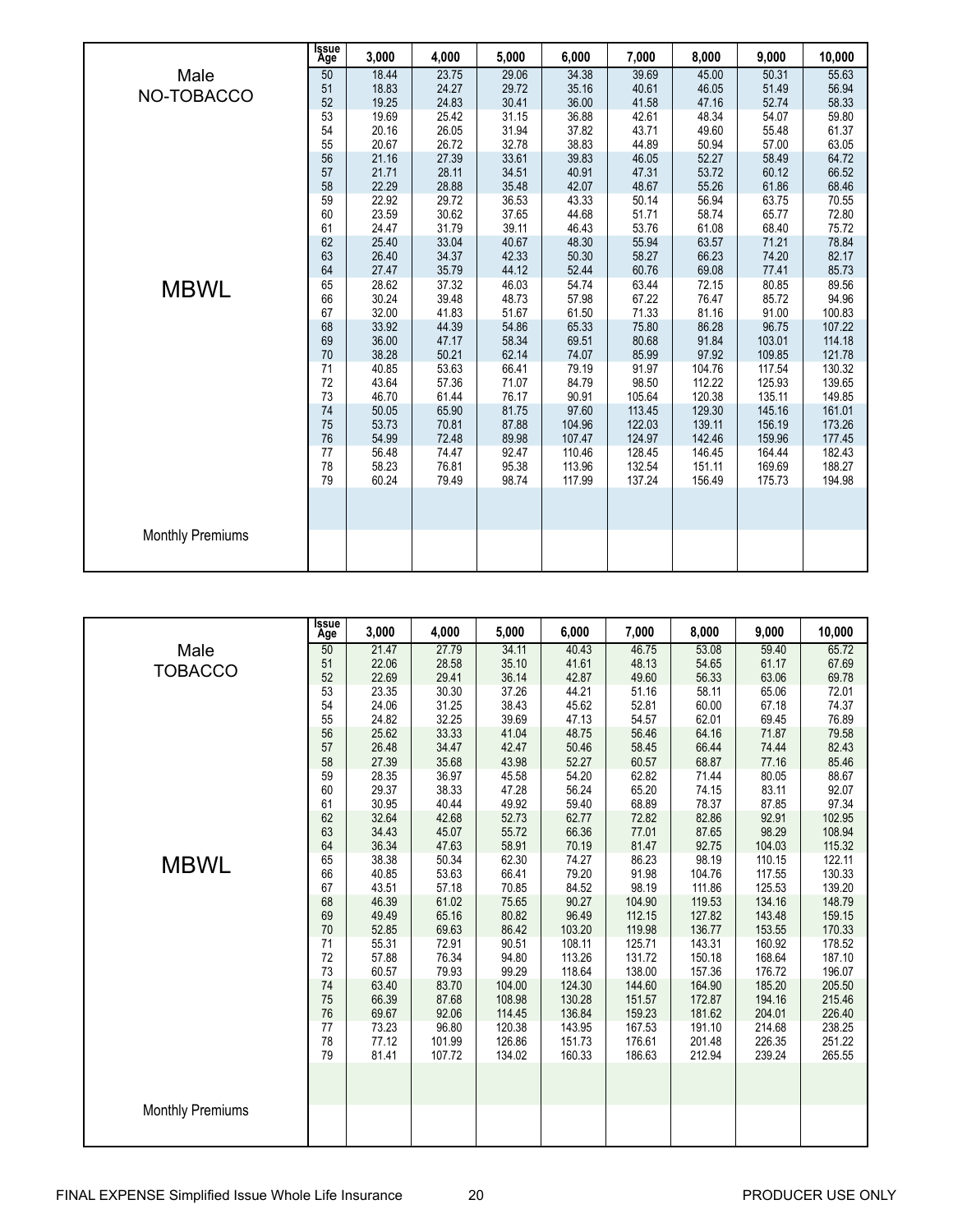## Male NO-TOBACCO — MBWL — Monthly Premiums

| Issue Age | 3,000 | 4,000 | 5,000 | 6,000 | 7,000 | 8,000 | 9,000 | 10,000 |
|---|---|---|---|---|---|---|---|---|
| 50 | 18.44 | 23.75 | 29.06 | 34.38 | 39.69 | 45.00 | 50.31 | 55.63 |
| 51 | 18.83 | 24.27 | 29.72 | 35.16 | 40.61 | 46.05 | 51.49 | 56.94 |
| 52 | 19.25 | 24.83 | 30.41 | 36.00 | 41.58 | 47.16 | 52.74 | 58.33 |
| 53 | 19.69 | 25.42 | 31.15 | 36.88 | 42.61 | 48.34 | 54.07 | 59.80 |
| 54 | 20.16 | 26.05 | 31.94 | 37.82 | 43.71 | 49.60 | 55.48 | 61.37 |
| 55 | 20.67 | 26.72 | 32.78 | 38.83 | 44.89 | 50.94 | 57.00 | 63.05 |
| 56 | 21.16 | 27.39 | 33.61 | 39.83 | 46.05 | 52.27 | 58.49 | 64.72 |
| 57 | 21.71 | 28.11 | 34.51 | 40.91 | 47.31 | 53.72 | 60.12 | 66.52 |
| 58 | 22.29 | 28.88 | 35.48 | 42.07 | 48.67 | 55.26 | 61.86 | 68.46 |
| 59 | 22.92 | 29.72 | 36.53 | 43.33 | 50.14 | 56.94 | 63.75 | 70.55 |
| 60 | 23.59 | 30.62 | 37.65 | 44.68 | 51.71 | 58.74 | 65.77 | 72.80 |
| 61 | 24.47 | 31.79 | 39.11 | 46.43 | 53.76 | 61.08 | 68.40 | 75.72 |
| 62 | 25.40 | 33.04 | 40.67 | 48.30 | 55.94 | 63.57 | 71.21 | 78.84 |
| 63 | 26.40 | 34.37 | 42.33 | 50.30 | 58.27 | 66.23 | 74.20 | 82.17 |
| 64 | 27.47 | 35.79 | 44.12 | 52.44 | 60.76 | 69.08 | 77.41 | 85.73 |
| 65 | 28.62 | 37.32 | 46.03 | 54.74 | 63.44 | 72.15 | 80.85 | 89.56 |
| 66 | 30.24 | 39.48 | 48.73 | 57.98 | 67.22 | 76.47 | 85.72 | 94.96 |
| 67 | 32.00 | 41.83 | 51.67 | 61.50 | 71.33 | 81.16 | 91.00 | 100.83 |
| 68 | 33.92 | 44.39 | 54.86 | 65.33 | 75.80 | 86.28 | 96.75 | 107.22 |
| 69 | 36.00 | 47.17 | 58.34 | 69.51 | 80.68 | 91.84 | 103.01 | 114.18 |
| 70 | 38.28 | 50.21 | 62.14 | 74.07 | 85.99 | 97.92 | 109.85 | 121.78 |
| 71 | 40.85 | 53.63 | 66.41 | 79.19 | 91.97 | 104.76 | 117.54 | 130.32 |
| 72 | 43.64 | 57.36 | 71.07 | 84.79 | 98.50 | 112.22 | 125.93 | 139.65 |
| 73 | 46.70 | 61.44 | 76.17 | 90.91 | 105.64 | 120.38 | 135.11 | 149.85 |
| 74 | 50.05 | 65.90 | 81.75 | 97.60 | 113.45 | 129.30 | 145.16 | 161.01 |
| 75 | 53.73 | 70.81 | 87.88 | 104.96 | 122.03 | 139.11 | 156.19 | 173.26 |
| 76 | 54.99 | 72.48 | 89.98 | 107.47 | 124.97 | 142.46 | 159.96 | 177.45 |
| 77 | 56.48 | 74.47 | 92.47 | 110.46 | 128.45 | 146.45 | 164.44 | 182.43 |
| 78 | 58.23 | 76.81 | 95.38 | 113.96 | 132.54 | 151.11 | 169.69 | 188.27 |
| 79 | 60.24 | 79.49 | 98.74 | 117.99 | 137.24 | 156.49 | 175.73 | 194.98 |

## Male TOBACCO — MBWL — Monthly Premiums

| Issue Age | 3,000 | 4,000 | 5,000 | 6,000 | 7,000 | 8,000 | 9,000 | 10,000 |
|---|---|---|---|---|---|---|---|---|
| 50 | 21.47 | 27.79 | 34.11 | 40.43 | 46.75 | 53.08 | 59.40 | 65.72 |
| 51 | 22.06 | 28.58 | 35.10 | 41.61 | 48.13 | 54.65 | 61.17 | 67.69 |
| 52 | 22.69 | 29.41 | 36.14 | 42.87 | 49.60 | 56.33 | 63.06 | 69.78 |
| 53 | 23.35 | 30.30 | 37.26 | 44.21 | 51.16 | 58.11 | 65.06 | 72.01 |
| 54 | 24.06 | 31.25 | 38.43 | 45.62 | 52.81 | 60.00 | 67.18 | 74.37 |
| 55 | 24.82 | 32.25 | 39.69 | 47.13 | 54.57 | 62.01 | 69.45 | 76.89 |
| 56 | 25.62 | 33.33 | 41.04 | 48.75 | 56.46 | 64.16 | 71.87 | 79.58 |
| 57 | 26.48 | 34.47 | 42.47 | 50.46 | 58.45 | 66.44 | 74.44 | 82.43 |
| 58 | 27.39 | 35.68 | 43.98 | 52.27 | 60.57 | 68.87 | 77.16 | 85.46 |
| 59 | 28.35 | 36.97 | 45.58 | 54.20 | 62.82 | 71.44 | 80.05 | 88.67 |
| 60 | 29.37 | 38.33 | 47.28 | 56.24 | 65.20 | 74.15 | 83.11 | 92.07 |
| 61 | 30.95 | 40.44 | 49.92 | 59.40 | 68.89 | 78.37 | 87.85 | 97.34 |
| 62 | 32.64 | 42.68 | 52.73 | 62.77 | 72.82 | 82.86 | 92.91 | 102.95 |
| 63 | 34.43 | 45.07 | 55.72 | 66.36 | 77.01 | 87.65 | 98.29 | 108.94 |
| 64 | 36.34 | 47.63 | 58.91 | 70.19 | 81.47 | 92.75 | 104.03 | 115.32 |
| 65 | 38.38 | 50.34 | 62.30 | 74.27 | 86.23 | 98.19 | 110.15 | 122.11 |
| 66 | 40.85 | 53.63 | 66.41 | 79.20 | 91.98 | 104.76 | 117.55 | 130.33 |
| 67 | 43.51 | 57.18 | 70.85 | 84.52 | 98.19 | 111.86 | 125.53 | 139.20 |
| 68 | 46.39 | 61.02 | 75.65 | 90.27 | 104.90 | 119.53 | 134.16 | 148.79 |
| 69 | 49.49 | 65.16 | 80.82 | 96.49 | 112.15 | 127.82 | 143.48 | 159.15 |
| 70 | 52.85 | 69.63 | 86.42 | 103.20 | 119.98 | 136.77 | 153.55 | 170.33 |
| 71 | 55.31 | 72.91 | 90.51 | 108.11 | 125.71 | 143.31 | 160.92 | 178.52 |
| 72 | 57.88 | 76.34 | 94.80 | 113.26 | 131.72 | 150.18 | 168.64 | 187.10 |
| 73 | 60.57 | 79.93 | 99.29 | 118.64 | 138.00 | 157.36 | 176.72 | 196.07 |
| 74 | 63.40 | 83.70 | 104.00 | 124.30 | 144.60 | 164.90 | 185.20 | 205.50 |
| 75 | 66.39 | 87.68 | 108.98 | 130.28 | 151.57 | 172.87 | 194.16 | 215.46 |
| 76 | 69.67 | 92.06 | 114.45 | 136.84 | 159.23 | 181.62 | 204.01 | 226.40 |
| 77 | 73.23 | 96.80 | 120.38 | 143.95 | 167.53 | 191.10 | 214.68 | 238.25 |
| 78 | 77.12 | 101.99 | 126.86 | 151.73 | 176.61 | 201.48 | 226.35 | 251.22 |
| 79 | 81.41 | 107.72 | 134.02 | 160.33 | 186.63 | 212.94 | 239.24 | 265.55 |

FINAL EXPENSE Simplified Issue Whole Life Insurance — PRODUCER USE ONLY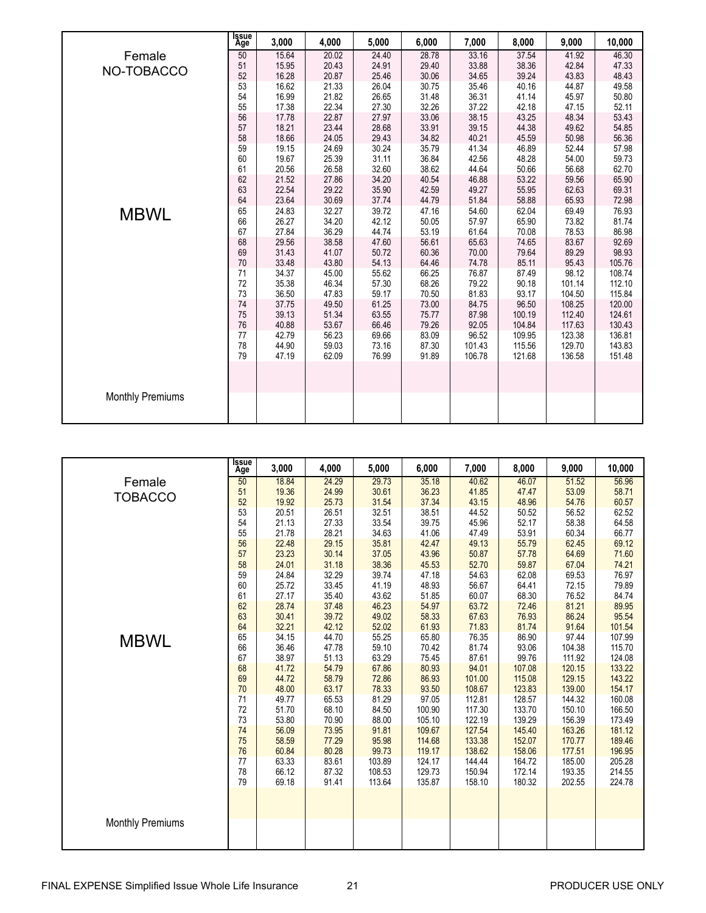## Female NO-TOBACCO

### MBWL

Monthly Premiums

| Issue Age | 3,000 | 4,000 | 5,000 | 6,000 | 7,000 | 8,000 | 9,000 | 10,000 |
|---|---|---|---|---|---|---|---|---|
| 50 | 15.64 | 20.02 | 24.40 | 28.78 | 33.16 | 37.54 | 41.92 | 46.30 |
| 51 | 15.95 | 20.43 | 24.91 | 29.40 | 33.88 | 38.36 | 42.84 | 47.33 |
| 52 | 16.28 | 20.87 | 25.46 | 30.06 | 34.65 | 39.24 | 43.83 | 48.43 |
| 53 | 16.62 | 21.33 | 26.04 | 30.75 | 35.46 | 40.16 | 44.87 | 49.58 |
| 54 | 16.99 | 21.82 | 26.65 | 31.48 | 36.31 | 41.14 | 45.97 | 50.80 |
| 55 | 17.38 | 22.34 | 27.30 | 32.26 | 37.22 | 42.18 | 47.15 | 52.11 |
| 56 | 17.78 | 22.87 | 27.97 | 33.06 | 38.15 | 43.25 | 48.34 | 53.43 |
| 57 | 18.21 | 23.44 | 28.68 | 33.91 | 39.15 | 44.38 | 49.62 | 54.85 |
| 58 | 18.66 | 24.05 | 29.43 | 34.82 | 40.21 | 45.59 | 50.98 | 56.36 |
| 59 | 19.15 | 24.69 | 30.24 | 35.79 | 41.34 | 46.89 | 52.44 | 57.98 |
| 60 | 19.67 | 25.39 | 31.11 | 36.84 | 42.56 | 48.28 | 54.00 | 59.73 |
| 61 | 20.56 | 26.58 | 32.60 | 38.62 | 44.64 | 50.66 | 56.68 | 62.70 |
| 62 | 21.52 | 27.86 | 34.20 | 40.54 | 46.88 | 53.22 | 59.56 | 65.90 |
| 63 | 22.54 | 29.22 | 35.90 | 42.59 | 49.27 | 55.95 | 62.63 | 69.31 |
| 64 | 23.64 | 30.69 | 37.74 | 44.79 | 51.84 | 58.88 | 65.93 | 72.98 |
| 65 | 24.83 | 32.27 | 39.72 | 47.16 | 54.60 | 62.04 | 69.49 | 76.93 |
| 66 | 26.27 | 34.20 | 42.12 | 50.05 | 57.97 | 65.90 | 73.82 | 81.74 |
| 67 | 27.84 | 36.29 | 44.74 | 53.19 | 61.64 | 70.08 | 78.53 | 86.98 |
| 68 | 29.56 | 38.58 | 47.60 | 56.61 | 65.63 | 74.65 | 83.67 | 92.69 |
| 69 | 31.43 | 41.07 | 50.72 | 60.36 | 70.00 | 79.64 | 89.29 | 98.93 |
| 70 | 33.48 | 43.80 | 54.13 | 64.46 | 74.78 | 85.11 | 95.43 | 105.76 |
| 71 | 34.37 | 45.00 | 55.62 | 66.25 | 76.87 | 87.49 | 98.12 | 108.74 |
| 72 | 35.38 | 46.34 | 57.30 | 68.26 | 79.22 | 90.18 | 101.14 | 112.10 |
| 73 | 36.50 | 47.83 | 59.17 | 70.50 | 81.83 | 93.17 | 104.50 | 115.84 |
| 74 | 37.75 | 49.50 | 61.25 | 73.00 | 84.75 | 96.50 | 108.25 | 120.00 |
| 75 | 39.13 | 51.34 | 63.55 | 75.77 | 87.98 | 100.19 | 112.40 | 124.61 |
| 76 | 40.88 | 53.67 | 66.46 | 79.26 | 92.05 | 104.84 | 117.63 | 130.43 |
| 77 | 42.79 | 56.23 | 69.66 | 83.09 | 96.52 | 109.95 | 123.38 | 136.81 |
| 78 | 44.90 | 59.03 | 73.16 | 87.30 | 101.43 | 115.56 | 129.70 | 143.83 |
| 79 | 47.19 | 62.09 | 76.99 | 91.89 | 106.78 | 121.68 | 136.58 | 151.48 |

## Female TOBACCO

### MBWL

Monthly Premiums

| Issue Age | 3,000 | 4,000 | 5,000 | 6,000 | 7,000 | 8,000 | 9,000 | 10,000 |
|---|---|---|---|---|---|---|---|---|
| 50 | 18.84 | 24.29 | 29.73 | 35.18 | 40.62 | 46.07 | 51.52 | 56.96 |
| 51 | 19.36 | 24.99 | 30.61 | 36.23 | 41.85 | 47.47 | 53.09 | 58.71 |
| 52 | 19.92 | 25.73 | 31.54 | 37.34 | 43.15 | 48.96 | 54.76 | 60.57 |
| 53 | 20.51 | 26.51 | 32.51 | 38.51 | 44.52 | 50.52 | 56.52 | 62.52 |
| 54 | 21.13 | 27.33 | 33.54 | 39.75 | 45.96 | 52.17 | 58.38 | 64.58 |
| 55 | 21.78 | 28.21 | 34.63 | 41.06 | 47.49 | 53.91 | 60.34 | 66.77 |
| 56 | 22.48 | 29.15 | 35.81 | 42.47 | 49.13 | 55.79 | 62.45 | 69.12 |
| 57 | 23.23 | 30.14 | 37.05 | 43.96 | 50.87 | 57.78 | 64.69 | 71.60 |
| 58 | 24.01 | 31.18 | 38.36 | 45.53 | 52.70 | 59.87 | 67.04 | 74.21 |
| 59 | 24.84 | 32.29 | 39.74 | 47.18 | 54.63 | 62.08 | 69.53 | 76.97 |
| 60 | 25.72 | 33.45 | 41.19 | 48.93 | 56.67 | 64.41 | 72.15 | 79.89 |
| 61 | 27.17 | 35.40 | 43.62 | 51.85 | 60.07 | 68.30 | 76.52 | 84.74 |
| 62 | 28.74 | 37.48 | 46.23 | 54.97 | 63.72 | 72.46 | 81.21 | 89.95 |
| 63 | 30.41 | 39.72 | 49.02 | 58.33 | 67.63 | 76.93 | 86.24 | 95.54 |
| 64 | 32.21 | 42.12 | 52.02 | 61.93 | 71.83 | 81.74 | 91.64 | 101.54 |
| 65 | 34.15 | 44.70 | 55.25 | 65.80 | 76.35 | 86.90 | 97.44 | 107.99 |
| 66 | 36.46 | 47.78 | 59.10 | 70.42 | 81.74 | 93.06 | 104.38 | 115.70 |
| 67 | 38.97 | 51.13 | 63.29 | 75.45 | 87.61 | 99.76 | 111.92 | 124.08 |
| 68 | 41.72 | 54.79 | 67.86 | 80.93 | 94.01 | 107.08 | 120.15 | 133.22 |
| 69 | 44.72 | 58.79 | 72.86 | 86.93 | 101.00 | 115.08 | 129.15 | 143.22 |
| 70 | 48.00 | 63.17 | 78.33 | 93.50 | 108.67 | 123.83 | 139.00 | 154.17 |
| 71 | 49.77 | 65.53 | 81.29 | 97.05 | 112.81 | 128.57 | 144.32 | 160.08 |
| 72 | 51.70 | 68.10 | 84.50 | 100.90 | 117.30 | 133.70 | 150.10 | 166.50 |
| 73 | 53.80 | 70.90 | 88.00 | 105.10 | 122.19 | 139.29 | 156.39 | 173.49 |
| 74 | 56.09 | 73.95 | 91.81 | 109.67 | 127.54 | 145.40 | 163.26 | 181.12 |
| 75 | 58.59 | 77.29 | 95.98 | 114.68 | 133.38 | 152.07 | 170.77 | 189.46 |
| 76 | 60.84 | 80.28 | 99.73 | 119.17 | 138.62 | 158.06 | 177.51 | 196.95 |
| 77 | 63.33 | 83.61 | 103.89 | 124.17 | 144.44 | 164.72 | 185.00 | 205.28 |
| 78 | 66.12 | 87.32 | 108.53 | 129.73 | 150.94 | 172.14 | 193.35 | 214.55 |
| 79 | 69.18 | 91.41 | 113.64 | 135.87 | 158.10 | 180.32 | 202.55 | 224.78 |

FINAL EXPENSE Simplified Issue Whole Life Insurance PRODUCER USE ONLY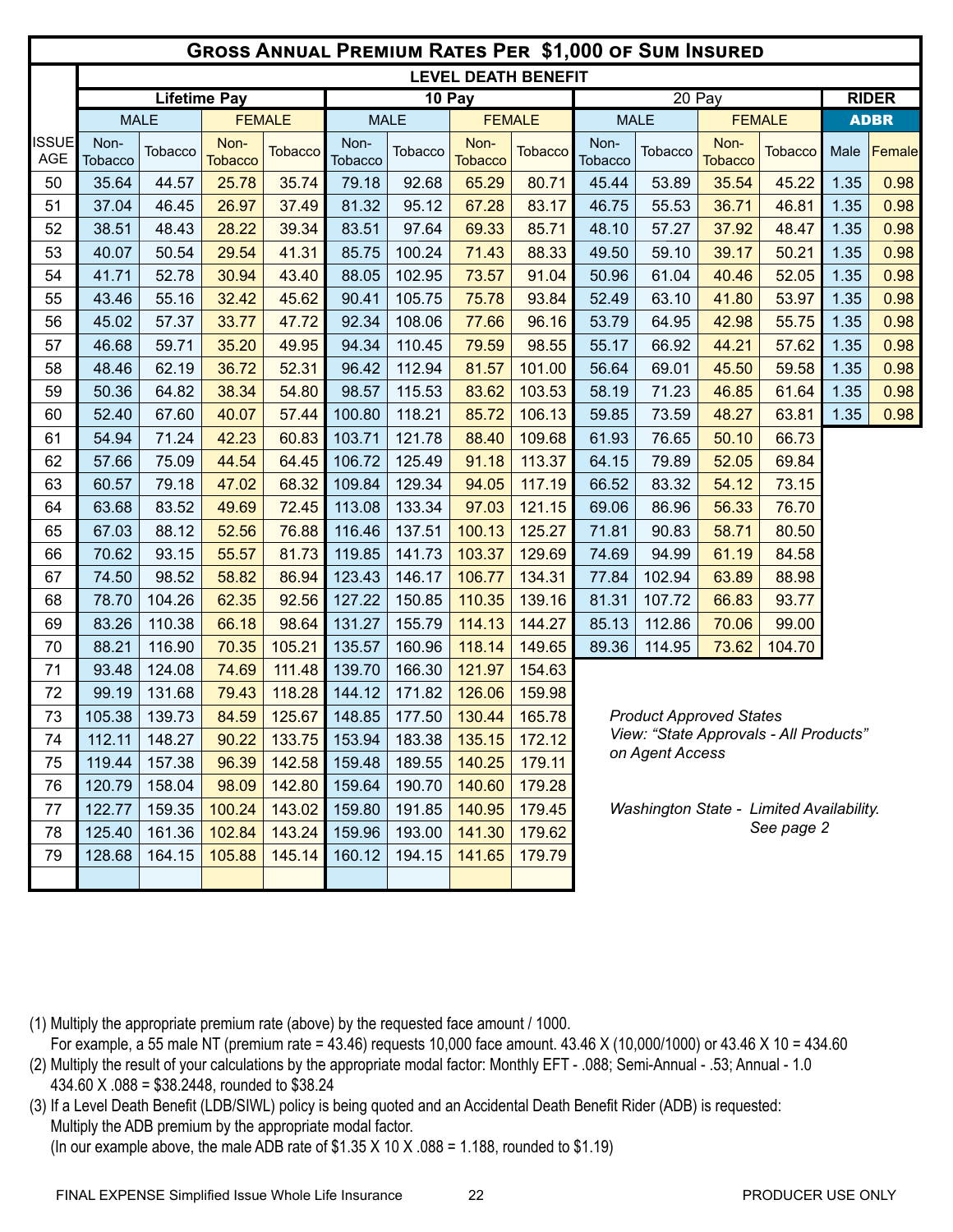# Gross Annual Premium Rates Per $1,000 of Sum Insured

| | LEVEL DEATH BENEFIT | | | | | | | | | | | | | |
|---|---|---|---|---|---|---|---|---|---|---|---|---|---|---|
| | Lifetime Pay | | | | 10 Pay | | | | 20 Pay | | | | RIDER | |
| | MALE | | FEMALE | | MALE | | FEMALE | | MALE | | FEMALE | | ADBR | |
| ISSUE AGE | Non-Tobacco | Tobacco | Non-Tobacco | Tobacco | Non-Tobacco | Tobacco | Non-Tobacco | Tobacco | Non-Tobacco | Tobacco | Non-Tobacco | Tobacco | Male | Female |
| 50 | 35.64 | 44.57 | 25.78 | 35.74 | 79.18 | 92.68 | 65.29 | 80.71 | 45.44 | 53.89 | 35.54 | 45.22 | 1.35 | 0.98 |
| 51 | 37.04 | 46.45 | 26.97 | 37.49 | 81.32 | 95.12 | 67.28 | 83.17 | 46.75 | 55.53 | 36.71 | 46.81 | 1.35 | 0.98 |
| 52 | 38.51 | 48.43 | 28.22 | 39.34 | 83.51 | 97.64 | 69.33 | 85.71 | 48.10 | 57.27 | 37.92 | 48.47 | 1.35 | 0.98 |
| 53 | 40.07 | 50.54 | 29.54 | 41.31 | 85.75 | 100.24 | 71.43 | 88.33 | 49.50 | 59.10 | 39.17 | 50.21 | 1.35 | 0.98 |
| 54 | 41.71 | 52.78 | 30.94 | 43.40 | 88.05 | 102.95 | 73.57 | 91.04 | 50.96 | 61.04 | 40.46 | 52.05 | 1.35 | 0.98 |
| 55 | 43.46 | 55.16 | 32.42 | 45.62 | 90.41 | 105.75 | 75.78 | 93.84 | 52.49 | 63.10 | 41.80 | 53.97 | 1.35 | 0.98 |
| 56 | 45.02 | 57.37 | 33.77 | 47.72 | 92.34 | 108.06 | 77.66 | 96.16 | 53.79 | 64.95 | 42.98 | 55.75 | 1.35 | 0.98 |
| 57 | 46.68 | 59.71 | 35.20 | 49.95 | 94.34 | 110.45 | 79.59 | 98.55 | 55.17 | 66.92 | 44.21 | 57.62 | 1.35 | 0.98 |
| 58 | 48.46 | 62.19 | 36.72 | 52.31 | 96.42 | 112.94 | 81.57 | 101.00 | 56.64 | 69.01 | 45.50 | 59.58 | 1.35 | 0.98 |
| 59 | 50.36 | 64.82 | 38.34 | 54.80 | 98.57 | 115.53 | 83.62 | 103.53 | 58.19 | 71.23 | 46.85 | 61.64 | 1.35 | 0.98 |
| 60 | 52.40 | 67.60 | 40.07 | 57.44 | 100.80 | 118.21 | 85.72 | 106.13 | 59.85 | 73.59 | 48.27 | 63.81 | 1.35 | 0.98 |
| 61 | 54.94 | 71.24 | 42.23 | 60.83 | 103.71 | 121.78 | 88.40 | 109.68 | 61.93 | 76.65 | 50.10 | 66.73 | | |
| 62 | 57.66 | 75.09 | 44.54 | 64.45 | 106.72 | 125.49 | 91.18 | 113.37 | 64.15 | 79.89 | 52.05 | 69.84 | | |
| 63 | 60.57 | 79.18 | 47.02 | 68.32 | 109.84 | 129.34 | 94.05 | 117.19 | 66.52 | 83.32 | 54.12 | 73.15 | | |
| 64 | 63.68 | 83.52 | 49.69 | 72.45 | 113.08 | 133.34 | 97.03 | 121.15 | 69.06 | 86.96 | 56.33 | 76.70 | | |
| 65 | 67.03 | 88.12 | 52.56 | 76.88 | 116.46 | 137.51 | 100.13 | 125.27 | 71.81 | 90.83 | 58.71 | 80.50 | | |
| 66 | 70.62 | 93.15 | 55.57 | 81.73 | 119.85 | 141.73 | 103.37 | 129.69 | 74.69 | 94.99 | 61.19 | 84.58 | | |
| 67 | 74.50 | 98.52 | 58.82 | 86.94 | 123.43 | 146.17 | 106.77 | 134.31 | 77.84 | 102.94 | 63.89 | 88.98 | | |
| 68 | 78.70 | 104.26 | 62.35 | 92.56 | 127.22 | 150.85 | 110.35 | 139.16 | 81.31 | 107.72 | 66.83 | 93.77 | | |
| 69 | 83.26 | 110.38 | 66.18 | 98.64 | 131.27 | 155.79 | 114.13 | 144.27 | 85.13 | 112.86 | 70.06 | 99.00 | | |
| 70 | 88.21 | 116.90 | 70.35 | 105.21 | 135.57 | 160.96 | 118.14 | 149.65 | 89.36 | 114.95 | 73.62 | 104.70 | | |
| 71 | 93.48 | 124.08 | 74.69 | 111.48 | 139.70 | 166.30 | 121.97 | 154.63 | | | | | | |
| 72 | 99.19 | 131.68 | 79.43 | 118.28 | 144.12 | 171.82 | 126.06 | 159.98 | | | | | | |
| 73 | 105.38 | 139.73 | 84.59 | 125.67 | 148.85 | 177.50 | 130.44 | 165.78 | | | | | | |
| 74 | 112.11 | 148.27 | 90.22 | 133.75 | 153.94 | 183.38 | 135.15 | 172.12 | | | | | | |
| 75 | 119.44 | 157.38 | 96.39 | 142.58 | 159.48 | 189.55 | 140.25 | 179.11 | | | | | | |
| 76 | 120.79 | 158.04 | 98.09 | 142.80 | 159.64 | 190.70 | 140.60 | 179.28 | | | | | | |
| 77 | 122.77 | 159.35 | 100.24 | 143.02 | 159.80 | 191.85 | 140.95 | 179.45 | | | | | | |
| 78 | 125.40 | 161.36 | 102.84 | 143.24 | 159.96 | 193.00 | 141.30 | 179.62 | | | | | | |
| 79 | 128.68 | 164.15 | 105.88 | 145.14 | 160.12 | 194.15 | 141.65 | 179.79 | | | | | | |

*Product Approved States*
*View: "State Approvals - All Products" on Agent Access*

*Washington State - Limited Availability. See page 2*

(1) Multiply the appropriate premium rate (above) by the requested face amount / 1000.
For example, a 55 male NT (premium rate = 43.46) requests 10,000 face amount. 43.46 X (10,000/1000) or 43.46 X 10 = 434.60

(2) Multiply the result of your calculations by the appropriate modal factor: Monthly EFT - .088; Semi-Annual - .53; Annual - 1.0
434.60 X .088 = $38.2448, rounded to $38.24

(3) If a Level Death Benefit (LDB/SIWL) policy is being quoted and an Accidental Death Benefit Rider (ADB) is requested:
Multiply the ADB premium by the appropriate modal factor.
(In our example above, the male ADB rate of $1.35 X 10 X .088 = 1.188, rounded to $1.19)

FINAL EXPENSE Simplified Issue Whole Life Insurance — PRODUCER USE ONLY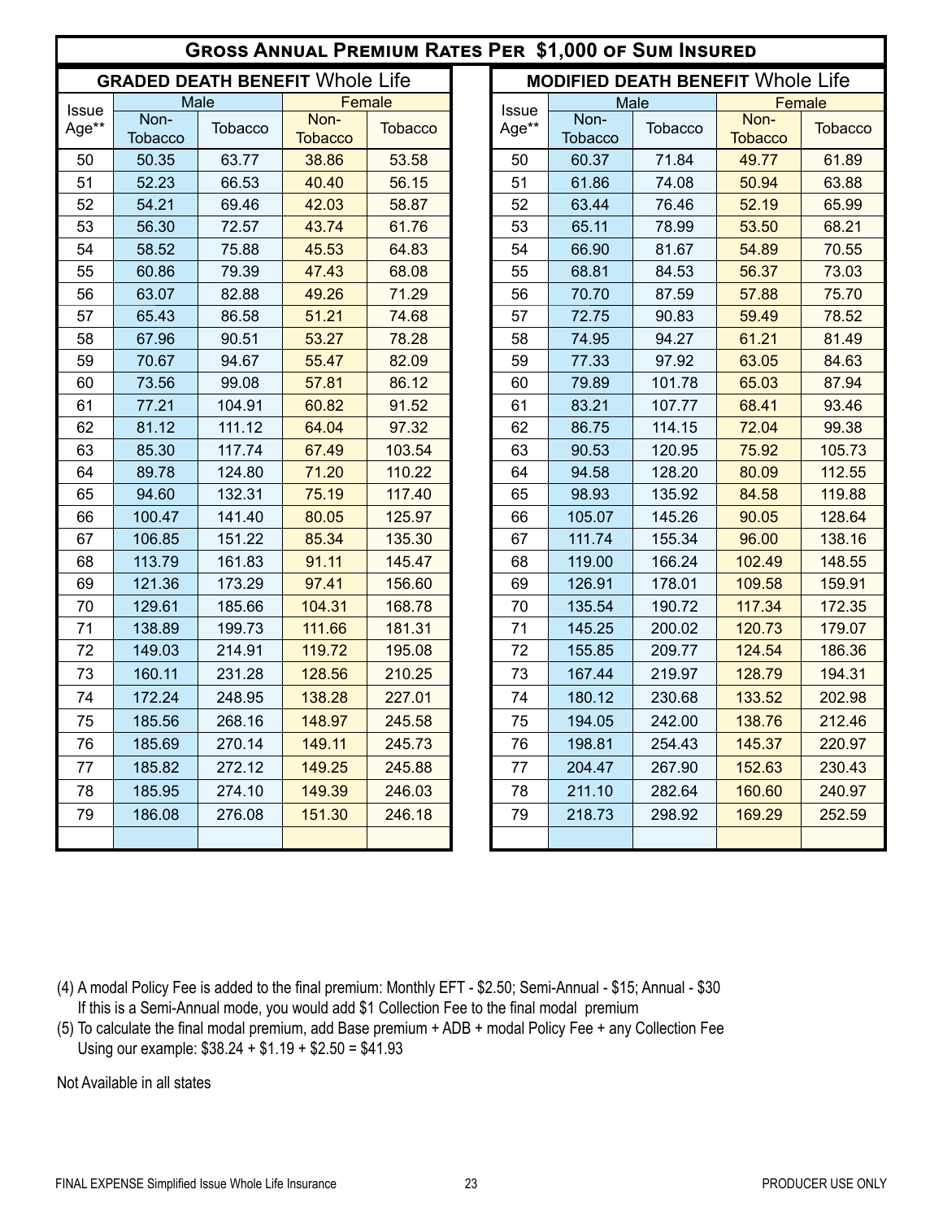# Gross Annual Premium Rates Per $1,000 of Sum Insured

## GRADED DEATH BENEFIT Whole Life

| Issue Age** | Male | | Female | |
|---|---|---|---|---|
| | Non-Tobacco | Tobacco | Non-Tobacco | Tobacco |
| 50 | 50.35 | 63.77 | 38.86 | 53.58 |
| 51 | 52.23 | 66.53 | 40.40 | 56.15 |
| 52 | 54.21 | 69.46 | 42.03 | 58.87 |
| 53 | 56.30 | 72.57 | 43.74 | 61.76 |
| 54 | 58.52 | 75.88 | 45.53 | 64.83 |
| 55 | 60.86 | 79.39 | 47.43 | 68.08 |
| 56 | 63.07 | 82.88 | 49.26 | 71.29 |
| 57 | 65.43 | 86.58 | 51.21 | 74.68 |
| 58 | 67.96 | 90.51 | 53.27 | 78.28 |
| 59 | 70.67 | 94.67 | 55.47 | 82.09 |
| 60 | 73.56 | 99.08 | 57.81 | 86.12 |
| 61 | 77.21 | 104.91 | 60.82 | 91.52 |
| 62 | 81.12 | 111.12 | 64.04 | 97.32 |
| 63 | 85.30 | 117.74 | 67.49 | 103.54 |
| 64 | 89.78 | 124.80 | 71.20 | 110.22 |
| 65 | 94.60 | 132.31 | 75.19 | 117.40 |
| 66 | 100.47 | 141.40 | 80.05 | 125.97 |
| 67 | 106.85 | 151.22 | 85.34 | 135.30 |
| 68 | 113.79 | 161.83 | 91.11 | 145.47 |
| 69 | 121.36 | 173.29 | 97.41 | 156.60 |
| 70 | 129.61 | 185.66 | 104.31 | 168.78 |
| 71 | 138.89 | 199.73 | 111.66 | 181.31 |
| 72 | 149.03 | 214.91 | 119.72 | 195.08 |
| 73 | 160.11 | 231.28 | 128.56 | 210.25 |
| 74 | 172.24 | 248.95 | 138.28 | 227.01 |
| 75 | 185.56 | 268.16 | 148.97 | 245.58 |
| 76 | 185.69 | 270.14 | 149.11 | 245.73 |
| 77 | 185.82 | 272.12 | 149.25 | 245.88 |
| 78 | 185.95 | 274.10 | 149.39 | 246.03 |
| 79 | 186.08 | 276.08 | 151.30 | 246.18 |

## MODIFIED DEATH BENEFIT Whole Life

| Issue Age** | Male | | Female | |
|---|---|---|---|---|
| | Non-Tobacco | Tobacco | Non-Tobacco | Tobacco |
| 50 | 60.37 | 71.84 | 49.77 | 61.89 |
| 51 | 61.86 | 74.08 | 50.94 | 63.88 |
| 52 | 63.44 | 76.46 | 52.19 | 65.99 |
| 53 | 65.11 | 78.99 | 53.50 | 68.21 |
| 54 | 66.90 | 81.67 | 54.89 | 70.55 |
| 55 | 68.81 | 84.53 | 56.37 | 73.03 |
| 56 | 70.70 | 87.59 | 57.88 | 75.70 |
| 57 | 72.75 | 90.83 | 59.49 | 78.52 |
| 58 | 74.95 | 94.27 | 61.21 | 81.49 |
| 59 | 77.33 | 97.92 | 63.05 | 84.63 |
| 60 | 79.89 | 101.78 | 65.03 | 87.94 |
| 61 | 83.21 | 107.77 | 68.41 | 93.46 |
| 62 | 86.75 | 114.15 | 72.04 | 99.38 |
| 63 | 90.53 | 120.95 | 75.92 | 105.73 |
| 64 | 94.58 | 128.20 | 80.09 | 112.55 |
| 65 | 98.93 | 135.92 | 84.58 | 119.88 |
| 66 | 105.07 | 145.26 | 90.05 | 128.64 |
| 67 | 111.74 | 155.34 | 96.00 | 138.16 |
| 68 | 119.00 | 166.24 | 102.49 | 148.55 |
| 69 | 126.91 | 178.01 | 109.58 | 159.91 |
| 70 | 135.54 | 190.72 | 117.34 | 172.35 |
| 71 | 145.25 | 200.02 | 120.73 | 179.07 |
| 72 | 155.85 | 209.77 | 124.54 | 186.36 |
| 73 | 167.44 | 219.97 | 128.79 | 194.31 |
| 74 | 180.12 | 230.68 | 133.52 | 202.98 |
| 75 | 194.05 | 242.00 | 138.76 | 212.46 |
| 76 | 198.81 | 254.43 | 145.37 | 220.97 |
| 77 | 204.47 | 267.90 | 152.63 | 230.43 |
| 78 | 211.10 | 282.64 | 160.60 | 240.97 |
| 79 | 218.73 | 298.92 | 169.29 | 252.59 |

(4) A modal Policy Fee is added to the final premium: Monthly EFT - $2.50; Semi-Annual - $15; Annual - $30
If this is a Semi-Annual mode, you would add $1 Collection Fee to the final modal premium

(5) To calculate the final modal premium, add Base premium + ADB + modal Policy Fee + any Collection Fee
Using our example: $38.24 + $1.19 + $2.50 = $41.93

Not Available in all states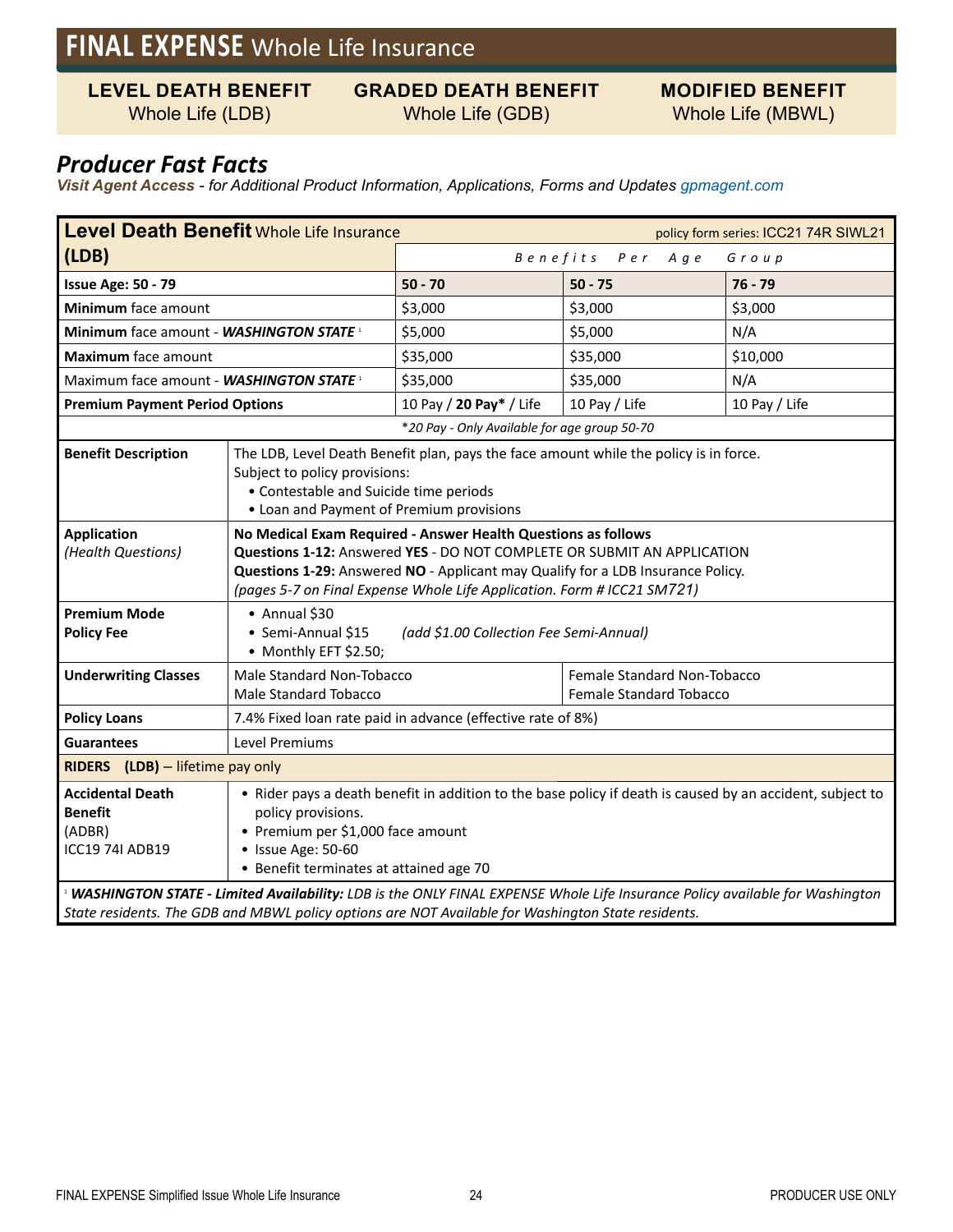# FINAL EXPENSE Whole Life Insurance

| **LEVEL DEATH BENEFIT** Whole Life (LDB) | **GRADED DEATH BENEFIT** Whole Life (GDB) | **MODIFIED BENEFIT** Whole Life (MBWL) |
|---|---|---|

## *Producer Fast Facts*

***Visit Agent Access*** *- for Additional Product Information, Applications, Forms and Updates gpmagent.com*

| **Level Death Benefit** Whole Life Insurance (LDB) | policy form series: ICC21 74R SIWL21 | | |
|---|---|---|---|
| | *Benefits Per Age Group* | | |
| **Issue Age: 50 - 79** | **50 - 70** | **50 - 75** | **76 - 79** |
| **Minimum** face amount | $3,000 | $3,000 | $3,000 |
| **Minimum** face amount - ***WASHINGTON STATE*** [1] | $5,000 | $5,000 | N/A |
| **Maximum** face amount | $35,000 | $35,000 | $10,000 |
| Maximum face amount - ***WASHINGTON STATE*** [1] | $35,000 | $35,000 | N/A |
| **Premium Payment Period Options** | 10 Pay / **20 Pay*** / Life | 10 Pay / Life | 10 Pay / Life |

*\*20 Pay - Only Available for age group 50-70*

| | |
|---|---|
| **Benefit Description** | The LDB, Level Death Benefit plan, pays the face amount while the policy is in force.<br>Subject to policy provisions:<br>• Contestable and Suicide time periods<br>• Loan and Payment of Premium provisions |
| **Application** *(Health Questions)* | **No Medical Exam Required - Answer Health Questions as follows**<br>**Questions 1-12:** Answered **YES** - DO NOT COMPLETE OR SUBMIT AN APPLICATION<br>**Questions 1-29:** Answered **NO** - Applicant may Qualify for a LDB Insurance Policy.<br>*(pages 5-7 on Final Expense Whole Life Application. Form # ICC21 SM721)* |
| **Premium Mode Policy Fee** | • Annual $30<br>• Semi-Annual $15 *(add $1.00 Collection Fee Semi-Annual)*<br>• Monthly EFT $2.50; |
| **Underwriting Classes** | Male Standard Non-Tobacco<br>Male Standard Tobacco<br>Female Standard Non-Tobacco<br>Female Standard Tobacco |
| **Policy Loans** | 7.4% Fixed loan rate paid in advance (effective rate of 8%) |
| **Guarantees** | Level Premiums |
| **RIDERS (LDB)** – lifetime pay only | |
| **Accidental Death Benefit** (ADBR) ICC19 74I ADB19 | • Rider pays a death benefit in addition to the base policy if death is caused by an accident, subject to policy provisions.<br>• Premium per $1,000 face amount<br>• Issue Age: 50-60<br>• Benefit terminates at attained age 70 |

[1] ***WASHINGTON STATE - Limited Availability:*** *LDB is the ONLY FINAL EXPENSE Whole Life Insurance Policy available for Washington State residents. The GDB and MBWL policy options are NOT Available for Washington State residents.*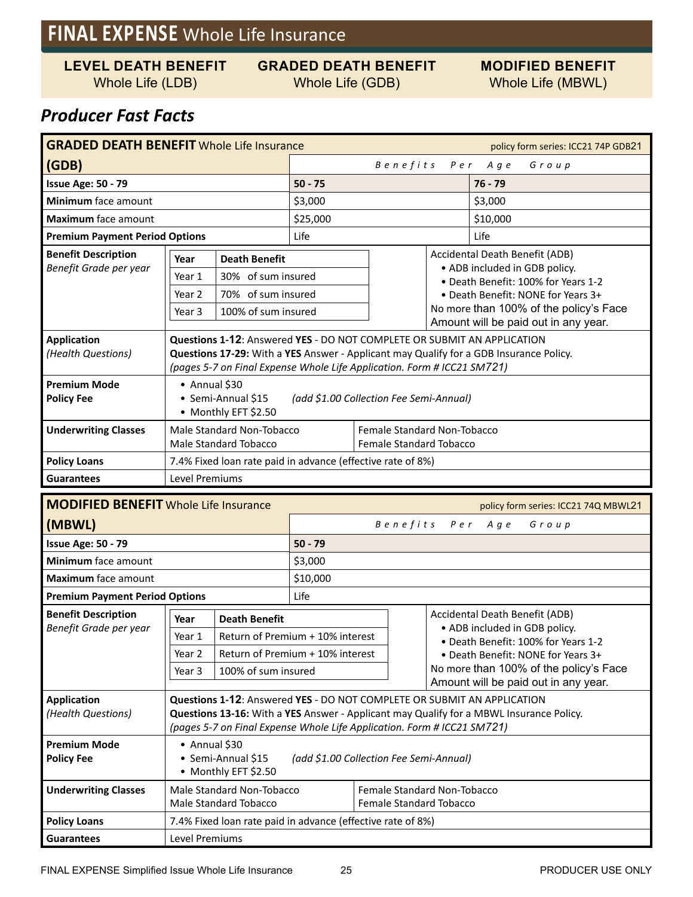# FINAL EXPENSE Whole Life Insurance

| LEVEL DEATH BENEFIT | GRADED DEATH BENEFIT | MODIFIED BENEFIT |
|---|---|---|
| Whole Life (LDB) | Whole Life (GDB) | Whole Life (MBWL) |

## *Producer Fast Facts*

### GRADED DEATH BENEFIT Whole Life Insurance (GDB)

policy form series: ICC21 74P GDB21

| (GDB) | Benefits Per Age Group | |
|---|---|---|
| **Issue Age: 50 - 79** | **50 - 75** | **76 - 79** |
| **Minimum** face amount | $3,000 | $3,000 |
| **Maximum** face amount | $25,000 | $10,000 |
| **Premium Payment Period Options** | Life | Life |

**Benefit Description**
*Benefit Grade per year*

| Year | Death Benefit |
|---|---|
| Year 1 | 30% of sum insured |
| Year 2 | 70% of sum insured |
| Year 3 | 100% of sum insured |

Accidental Death Benefit (ADB)
- ADB included in GDB policy.
- Death Benefit: 100% for Years 1-2
- Death Benefit: NONE for Years 3+

No more than 100% of the policy's Face Amount will be paid out in any year.

| | |
|---|---|
| **Application** *(Health Questions)* | **Questions 1-12**: Answered **YES** - DO NOT COMPLETE OR SUBMIT AN APPLICATION<br>**Questions 17-29:** With a **YES** Answer - Applicant may Qualify for a GDB Insurance Policy.<br>*(pages 5-7 on Final Expense Whole Life Application. Form # ICC21 SM721)* |
| **Premium Mode Policy Fee** | • Annual $30<br>• Semi-Annual $15 *(add $1.00 Collection Fee Semi-Annual)*<br>• Monthly EFT $2.50 |
| **Underwriting Classes** | Male Standard Non-Tobacco<br>Male Standard Tobacco<br>Female Standard Non-Tobacco<br>Female Standard Tobacco |
| **Policy Loans** | 7.4% Fixed loan rate paid in advance (effective rate of 8%) |
| **Guarantees** | Level Premiums |

### MODIFIED BENEFIT Whole Life Insurance (MBWL)

policy form series: ICC21 74Q MBWL21

| (MBWL) | Benefits Per Age Group |
|---|---|
| **Issue Age: 50 - 79** | **50 - 79** |
| **Minimum** face amount | $3,000 |
| **Maximum** face amount | $10,000 |
| **Premium Payment Period Options** | Life |

**Benefit Description**
*Benefit Grade per year*

| Year | Death Benefit |
|---|---|
| Year 1 | Return of Premium + 10% interest |
| Year 2 | Return of Premium + 10% interest |
| Year 3 | 100% of sum insured |

Accidental Death Benefit (ADB)
- ADB included in GDB policy.
- Death Benefit: 100% for Years 1-2
- Death Benefit: NONE for Years 3+

No more than 100% of the policy's Face Amount will be paid out in any year.

| | |
|---|---|
| **Application** *(Health Questions)* | **Questions 1-12**: Answered **YES** - DO NOT COMPLETE OR SUBMIT AN APPLICATION<br>**Questions 13-16:** With a **YES** Answer - Applicant may Qualify for a MBWL Insurance Policy.<br>*(pages 5-7 on Final Expense Whole Life Application. Form # ICC21 SM721)* |
| **Premium Mode Policy Fee** | • Annual $30<br>• Semi-Annual $15 *(add $1.00 Collection Fee Semi-Annual)*<br>• Monthly EFT $2.50 |
| **Underwriting Classes** | Male Standard Non-Tobacco<br>Male Standard Tobacco<br>Female Standard Non-Tobacco<br>Female Standard Tobacco |
| **Policy Loans** | 7.4% Fixed loan rate paid in advance (effective rate of 8%) |
| **Guarantees** | Level Premiums |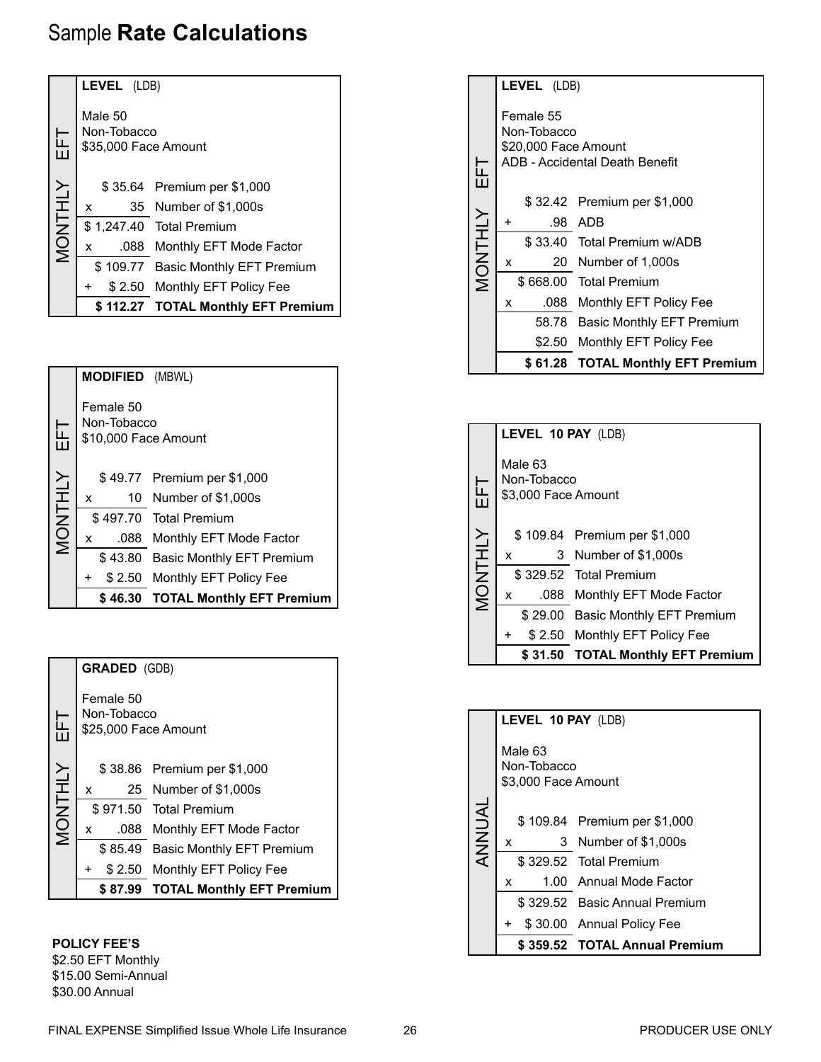# Sample **Rate Calculations**

**LEVEL** (LDB) — MONTHLY EFT

Male 50
Non-Tobacco
$35,000 Face Amount

| | | |
|---|---|---|
| | $ 35.64 | Premium per $1,000 |
| x | 35 | Number of $1,000s |
| | $ 1,247.40 | Total Premium |
| x | .088 | Monthly EFT Mode Factor |
| | $ 109.77 | Basic Monthly EFT Premium |
| + | $ 2.50 | Monthly EFT Policy Fee |
| | **$ 112.27** | **TOTAL Monthly EFT Premium** |

**MODIFIED** (MBWL) — MONTHLY EFT

Female 50
Non-Tobacco
$10,000 Face Amount

| | | |
|---|---|---|
| | $ 49.77 | Premium per $1,000 |
| x | 10 | Number of $1,000s |
| | $ 497.70 | Total Premium |
| x | .088 | Monthly EFT Mode Factor |
| | $ 43.80 | Basic Monthly EFT Premium |
| + | $ 2.50 | Monthly EFT Policy Fee |
| | **$ 46.30** | **TOTAL Monthly EFT Premium** |

**GRADED** (GDB) — MONTHLY EFT

Female 50
Non-Tobacco
$25,000 Face Amount

| | | |
|---|---|---|
| | $ 38.86 | Premium per $1,000 |
| x | 25 | Number of $1,000s |
| | $ 971.50 | Total Premium |
| x | .088 | Monthly EFT Mode Factor |
| | $ 85.49 | Basic Monthly EFT Premium |
| + | $ 2.50 | Monthly EFT Policy Fee |
| | **$ 87.99** | **TOTAL Monthly EFT Premium** |

**POLICY FEE'S**
$2.50 EFT Monthly
$15.00 Semi-Annual
$30.00 Annual

**LEVEL** (LDB) — MONTHLY EFT

Female 55
Non-Tobacco
$20,000 Face Amount
ADB - Accidental Death Benefit

| | | |
|---|---|---|
| | $ 32.42 | Premium per $1,000 |
| + | .98 | ADB |
| | $ 33.40 | Total Premium w/ADB |
| x | 20 | Number of 1,000s |
| | $ 668.00 | Total Premium |
| x | .088 | Monthly EFT Policy Fee |
| | 58.78 | Basic Monthly EFT Premium |
| | $2.50 | Monthly EFT Policy Fee |
| | **$ 61.28** | **TOTAL Monthly EFT Premium** |

**LEVEL 10 PAY** (LDB) — MONTHLY EFT

Male 63
Non-Tobacco
$3,000 Face Amount

| | | |
|---|---|---|
| | $ 109.84 | Premium per $1,000 |
| x | 3 | Number of $1,000s |
| | $ 329.52 | Total Premium |
| x | .088 | Monthly EFT Mode Factor |
| | $ 29.00 | Basic Monthly EFT Premium |
| + | $ 2.50 | Monthly EFT Policy Fee |
| | **$ 31.50** | **TOTAL Monthly EFT Premium** |

**LEVEL 10 PAY** (LDB) — ANNUAL

Male 63
Non-Tobacco
$3,000 Face Amount

| | | |
|---|---|---|
| | $ 109.84 | Premium per $1,000 |
| x | 3 | Number of $1,000s |
| | $ 329.52 | Total Premium |
| x | 1.00 | Annual Mode Factor |
| | $ 329.52 | Basic Annual Premium |
| + | $ 30.00 | Annual Policy Fee |
| | **$ 359.52** | **TOTAL Annual Premium** |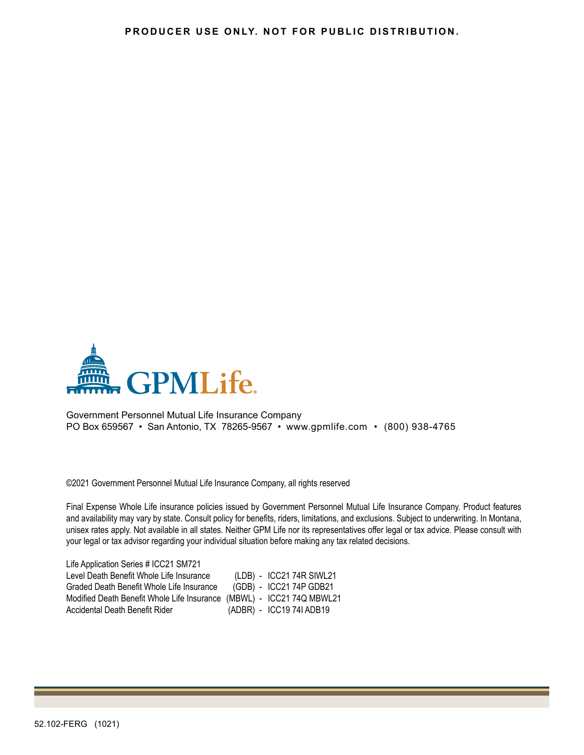**PRODUCER USE ONLY. NOT FOR PUBLIC DISTRIBUTION.**

GPMLife®

Government Personnel Mutual Life Insurance Company
PO Box 659567 • San Antonio, TX 78265-9567 • www.gpmlife.com • (800) 938-4765

©2021 Government Personnel Mutual Life Insurance Company, all rights reserved

Final Expense Whole Life insurance policies issued by Government Personnel Mutual Life Insurance Company. Product features and availability may vary by state. Consult policy for benefits, riders, limitations, and exclusions. Subject to underwriting. In Montana, unisex rates apply. Not available in all states. Neither GPM Life nor its representatives offer legal or tax advice. Please consult with your legal or tax advisor regarding your individual situation before making any tax related decisions.

Life Application Series # ICC21 SM721

| | | | |
|---|---|---|---|
| Level Death Benefit Whole Life Insurance | (LDB) | - | ICC21 74R SIWL21 |
| Graded Death Benefit Whole Life Insurance | (GDB) | - | ICC21 74P GDB21 |
| Modified Death Benefit Whole Life Insurance | (MBWL) | - | ICC21 74Q MBWL21 |
| Accidental Death Benefit Rider | (ADBR) | - | ICC19 74I ADB19 |

52.102-FERG (1021)